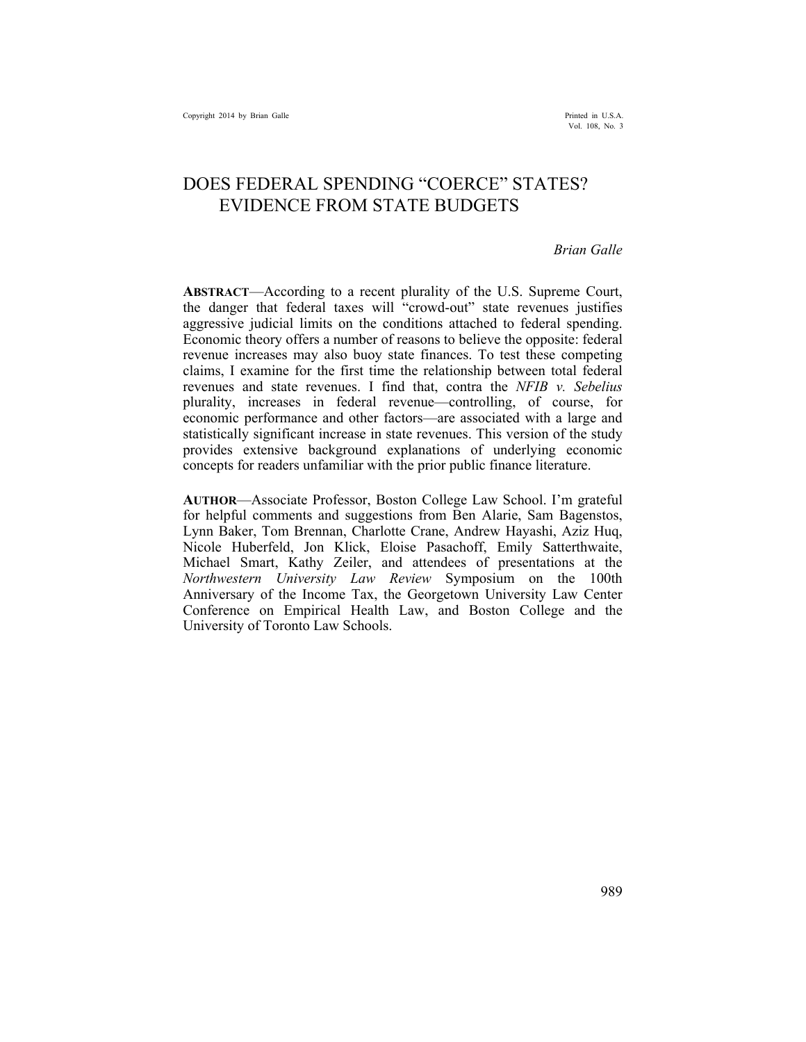# DOES FEDERAL SPENDING "COERCE" STATES? EVIDENCE FROM STATE BUDGETS

*Brian Galle*

**ABSTRACT**—According to a recent plurality of the U.S. Supreme Court, the danger that federal taxes will "crowd-out" state revenues justifies aggressive judicial limits on the conditions attached to federal spending. Economic theory offers a number of reasons to believe the opposite: federal revenue increases may also buoy state finances. To test these competing claims, I examine for the first time the relationship between total federal revenues and state revenues. I find that, contra the *NFIB v. Sebelius* plurality, increases in federal revenue—controlling, of course, for economic performance and other factors—are associated with a large and statistically significant increase in state revenues. This version of the study provides extensive background explanations of underlying economic concepts for readers unfamiliar with the prior public finance literature.

**AUTHOR**—Associate Professor, Boston College Law School. I'm grateful for helpful comments and suggestions from Ben Alarie, Sam Bagenstos, Lynn Baker, Tom Brennan, Charlotte Crane, Andrew Hayashi, Aziz Huq, Nicole Huberfeld, Jon Klick, Eloise Pasachoff, Emily Satterthwaite, Michael Smart, Kathy Zeiler, and attendees of presentations at the *Northwestern University Law Review* Symposium on the 100th Anniversary of the Income Tax, the Georgetown University Law Center Conference on Empirical Health Law, and Boston College and the University of Toronto Law Schools.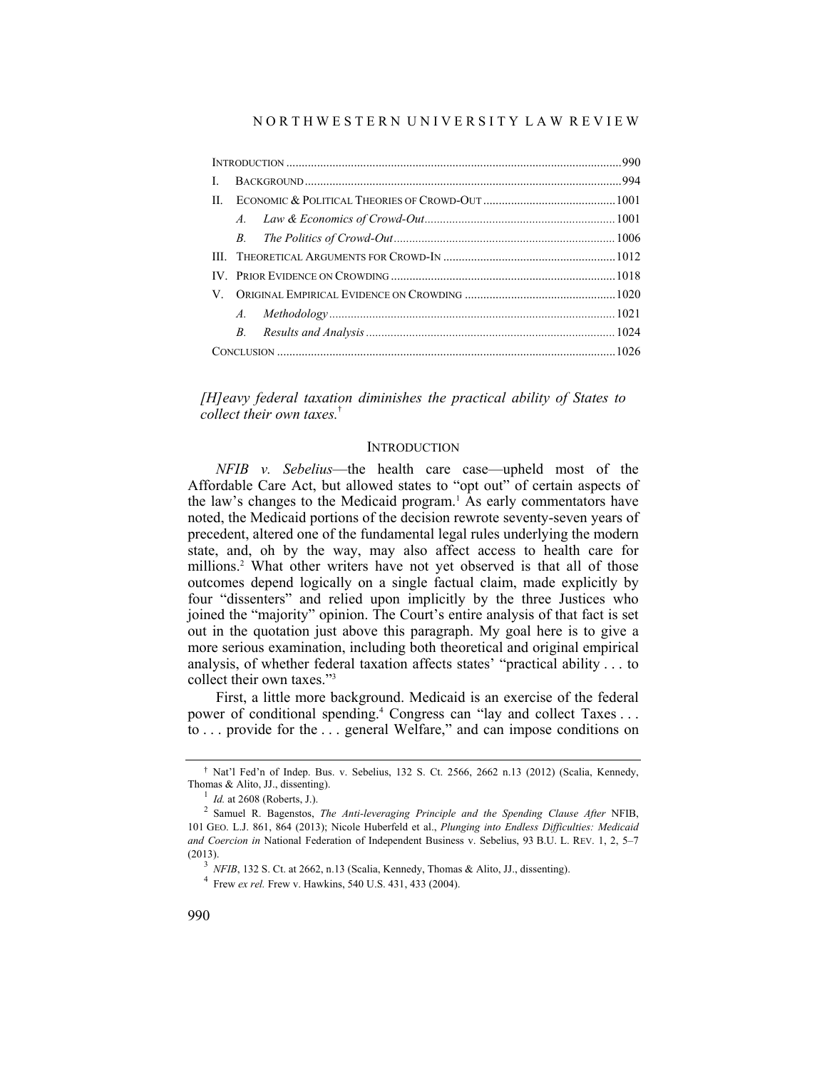| | | |
|---|---|---|
| INTRODUCTION | | 990 |
| I. | BACKGROUND | 994 |
| II. | ECONOMIC & POLITICAL THEORIES OF CROWD-OUT | 1001 |
| | *A. Law & Economics of Crowd-Out* | 1001 |
| | *B. The Politics of Crowd-Out* | 1006 |
| III. | THEORETICAL ARGUMENTS FOR CROWD-IN | 1012 |
| IV. | PRIOR EVIDENCE ON CROWDING | 1018 |
| V. | ORIGINAL EMPIRICAL EVIDENCE ON CROWDING | 1020 |
| | *A. Methodology* | 1021 |
| | *B. Results and Analysis* | 1024 |
| CONCLUSION | | 1026 |

*[H]eavy federal taxation diminishes the practical ability of States to collect their own taxes.*[†]

## INTRODUCTION

*NFIB v. Sebelius*—the health care case—upheld most of the Affordable Care Act, but allowed states to "opt out" of certain aspects of the law's changes to the Medicaid program.[1] As early commentators have noted, the Medicaid portions of the decision rewrote seventy-seven years of precedent, altered one of the fundamental legal rules underlying the modern state, and, oh by the way, may also affect access to health care for millions.[2] What other writers have not yet observed is that all of those outcomes depend logically on a single factual claim, made explicitly by four "dissenters" and relied upon implicitly by the three Justices who joined the "majority" opinion. The Court's entire analysis of that fact is set out in the quotation just above this paragraph. My goal here is to give a more serious examination, including both theoretical and original empirical analysis, of whether federal taxation affects states' "practical ability . . . to collect their own taxes."[3]

First, a little more background. Medicaid is an exercise of the federal power of conditional spending.[4] Congress can "lay and collect Taxes . . . to . . . provide for the . . . general Welfare," and can impose conditions on

---

[†] Nat'l Fed'n of Indep. Bus. v. Sebelius, 132 S. Ct. 2566, 2662 n.13 (2012) (Scalia, Kennedy, Thomas & Alito, JJ., dissenting).

[1] *Id.* at 2608 (Roberts, J.).

[2] Samuel R. Bagenstos, *The Anti-leveraging Principle and the Spending Clause After* NFIB, 101 GEO. L.J. 861, 864 (2013); Nicole Huberfeld et al., *Plunging into Endless Difficulties: Medicaid and Coercion in* National Federation of Independent Business v. Sebelius, 93 B.U. L. REV. 1, 2, 5–7 (2013).

[3] *NFIB*, 132 S. Ct. at 2662, n.13 (Scalia, Kennedy, Thomas & Alito, JJ., dissenting).

[4] Frew *ex rel.* Frew v. Hawkins, 540 U.S. 431, 433 (2004).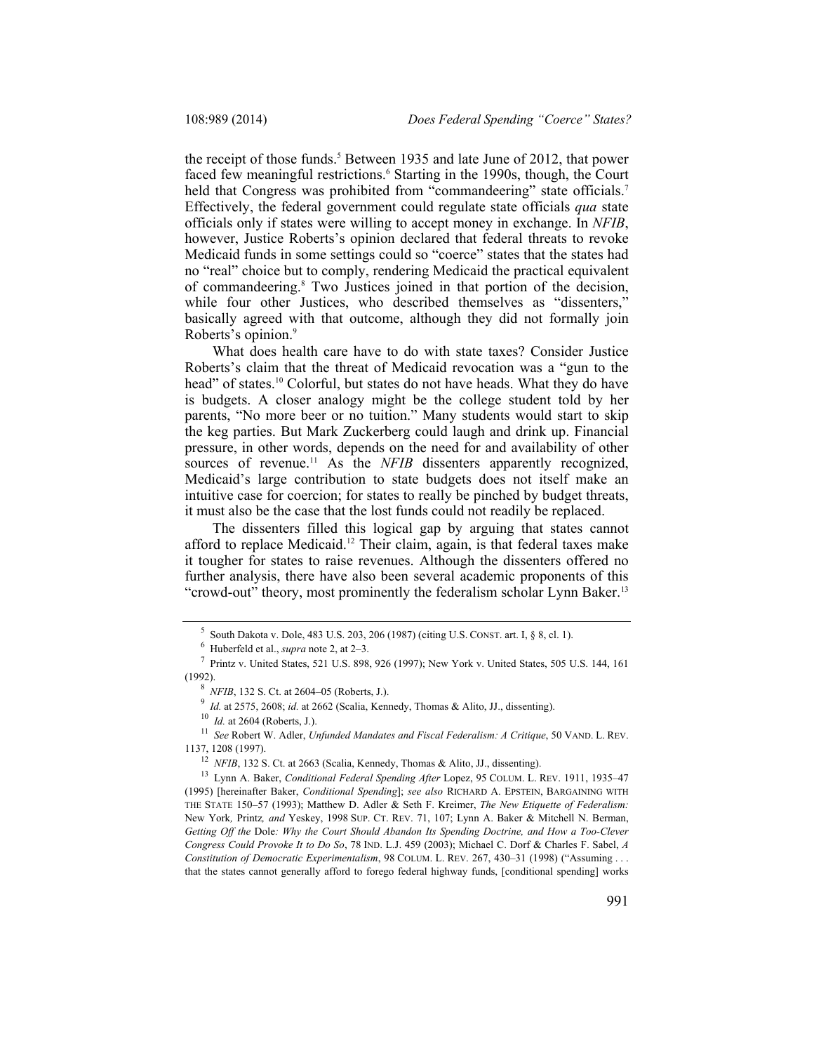the receipt of those funds.[5] Between 1935 and late June of 2012, that power faced few meaningful restrictions.[6] Starting in the 1990s, though, the Court held that Congress was prohibited from "commandeering" state officials.[7] Effectively, the federal government could regulate state officials *qua* state officials only if states were willing to accept money in exchange. In *NFIB*, however, Justice Roberts's opinion declared that federal threats to revoke Medicaid funds in some settings could so "coerce" states that the states had no "real" choice but to comply, rendering Medicaid the practical equivalent of commandeering.[8] Two Justices joined in that portion of the decision, while four other Justices, who described themselves as "dissenters," basically agreed with that outcome, although they did not formally join Roberts's opinion.[9]

What does health care have to do with state taxes? Consider Justice Roberts's claim that the threat of Medicaid revocation was a "gun to the head" of states.[10] Colorful, but states do not have heads. What they do have is budgets. A closer analogy might be the college student told by her parents, "No more beer or no tuition." Many students would start to skip the keg parties. But Mark Zuckerberg could laugh and drink up. Financial pressure, in other words, depends on the need for and availability of other sources of revenue.[11] As the *NFIB* dissenters apparently recognized, Medicaid's large contribution to state budgets does not itself make an intuitive case for coercion; for states to really be pinched by budget threats, it must also be the case that the lost funds could not readily be replaced.

The dissenters filled this logical gap by arguing that states cannot afford to replace Medicaid.[12] Their claim, again, is that federal taxes make it tougher for states to raise revenues. Although the dissenters offered no further analysis, there have also been several academic proponents of this "crowd-out" theory, most prominently the federalism scholar Lynn Baker.[13]

---

[5] South Dakota v. Dole, 483 U.S. 203, 206 (1987) (citing U.S. CONST. art. I, § 8, cl. 1).

[6] Huberfeld et al., *supra* note 2, at 2–3.

[7] Printz v. United States, 521 U.S. 898, 926 (1997); New York v. United States, 505 U.S. 144, 161 (1992).

[8] *NFIB*, 132 S. Ct. at 2604–05 (Roberts, J.).

[9] *Id.* at 2575, 2608; *id.* at 2662 (Scalia, Kennedy, Thomas & Alito, JJ., dissenting).

[10] *Id.* at 2604 (Roberts, J.).

[11] *See* Robert W. Adler, *Unfunded Mandates and Fiscal Federalism: A Critique*, 50 VAND. L. REV. 1137, 1208 (1997).

[12] *NFIB*, 132 S. Ct. at 2663 (Scalia, Kennedy, Thomas & Alito, JJ., dissenting).

[13] Lynn A. Baker, *Conditional Federal Spending After* Lopez, 95 COLUM. L. REV. 1911, 1935–47 (1995) [hereinafter Baker, *Conditional Spending*]; *see also* RICHARD A. EPSTEIN, BARGAINING WITH THE STATE 150–57 (1993); Matthew D. Adler & Seth F. Kreimer, *The New Etiquette of Federalism:* New York*,* Printz*, and* Yeskey, 1998 SUP. CT. REV. 71, 107; Lynn A. Baker & Mitchell N. Berman, *Getting Off the* Dole*: Why the Court Should Abandon Its Spending Doctrine, and How a Too-Clever Congress Could Provoke It to Do So*, 78 IND. L.J. 459 (2003); Michael C. Dorf & Charles F. Sabel, *A Constitution of Democratic Experimentalism*, 98 COLUM. L. REV. 267, 430–31 (1998) ("Assuming . . . that the states cannot generally afford to forego federal highway funds, [conditional spending] works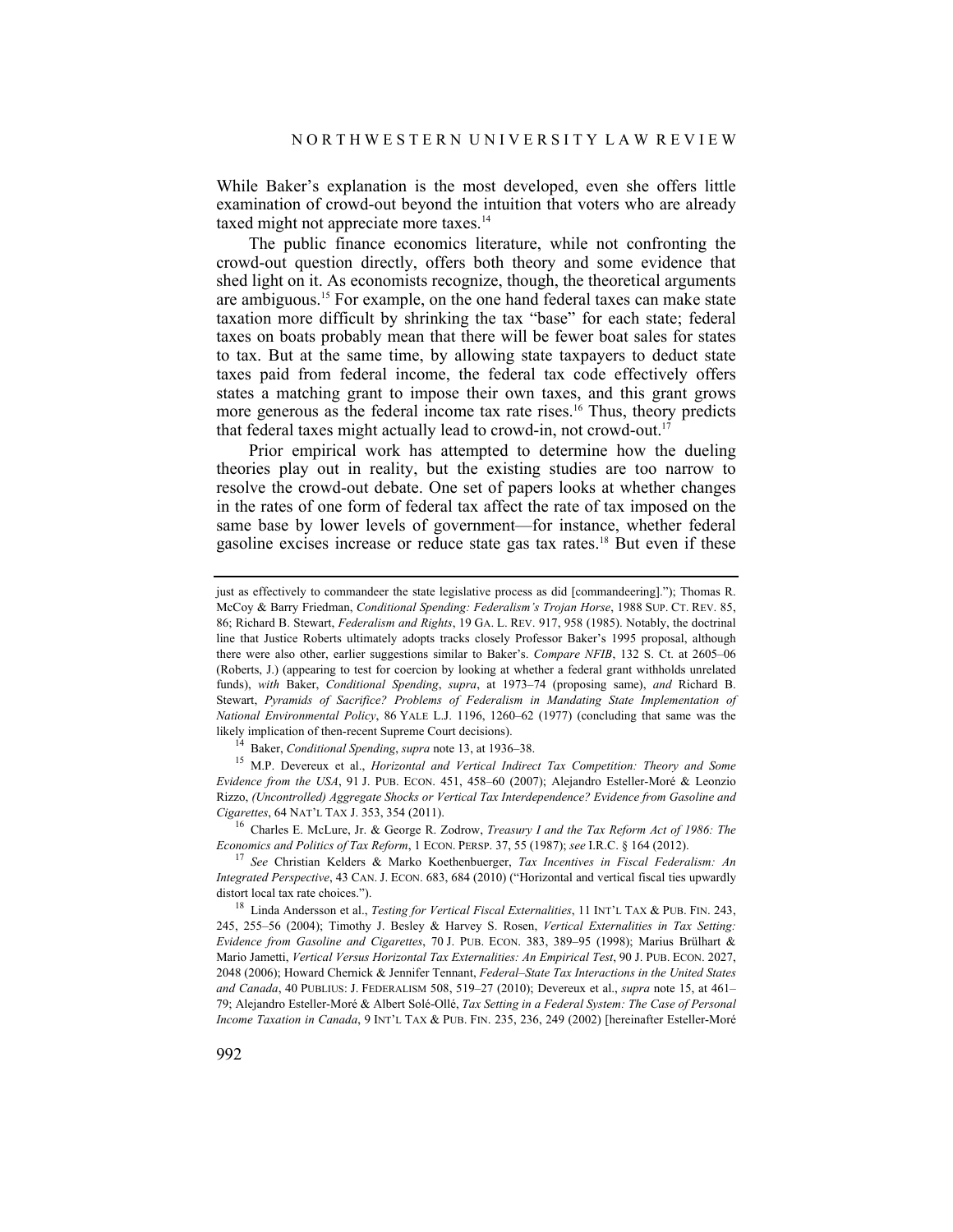While Baker's explanation is the most developed, even she offers little examination of crowd-out beyond the intuition that voters who are already taxed might not appreciate more taxes.[14]

The public finance economics literature, while not confronting the crowd-out question directly, offers both theory and some evidence that shed light on it. As economists recognize, though, the theoretical arguments are ambiguous.[15] For example, on the one hand federal taxes can make state taxation more difficult by shrinking the tax "base" for each state; federal taxes on boats probably mean that there will be fewer boat sales for states to tax. But at the same time, by allowing state taxpayers to deduct state taxes paid from federal income, the federal tax code effectively offers states a matching grant to impose their own taxes, and this grant grows more generous as the federal income tax rate rises.[16] Thus, theory predicts that federal taxes might actually lead to crowd-in, not crowd-out.[17]

Prior empirical work has attempted to determine how the dueling theories play out in reality, but the existing studies are too narrow to resolve the crowd-out debate. One set of papers looks at whether changes in the rates of one form of federal tax affect the rate of tax imposed on the same base by lower levels of government—for instance, whether federal gasoline excises increase or reduce state gas tax rates.[18] But even if these

---

just as effectively to commandeer the state legislative process as did [commandeering]."); Thomas R. McCoy & Barry Friedman, *Conditional Spending: Federalism's Trojan Horse*, 1988 SUP. CT. REV. 85, 86; Richard B. Stewart, *Federalism and Rights*, 19 GA. L. REV. 917, 958 (1985). Notably, the doctrinal line that Justice Roberts ultimately adopts tracks closely Professor Baker's 1995 proposal, although there were also other, earlier suggestions similar to Baker's. *Compare NFIB*, 132 S. Ct. at 2605–06 (Roberts, J.) (appearing to test for coercion by looking at whether a federal grant withholds unrelated funds), *with* Baker, *Conditional Spending*, *supra*, at 1973–74 (proposing same), *and* Richard B. Stewart, *Pyramids of Sacrifice? Problems of Federalism in Mandating State Implementation of National Environmental Policy*, 86 YALE L.J. 1196, 1260–62 (1977) (concluding that same was the likely implication of then-recent Supreme Court decisions).

[14] Baker, *Conditional Spending*, *supra* note 13, at 1936–38.

[15] M.P. Devereux et al., *Horizontal and Vertical Indirect Tax Competition: Theory and Some Evidence from the USA*, 91 J. PUB. ECON. 451, 458–60 (2007); Alejandro Esteller-Moré & Leonzio Rizzo, *(Uncontrolled) Aggregate Shocks or Vertical Tax Interdependence? Evidence from Gasoline and Cigarettes*, 64 NAT'L TAX J. 353, 354 (2011).

[16] Charles E. McLure, Jr. & George R. Zodrow, *Treasury I and the Tax Reform Act of 1986: The Economics and Politics of Tax Reform*, 1 ECON. PERSP. 37, 55 (1987); *see* I.R.C. § 164 (2012).

[17] *See* Christian Kelders & Marko Koethenbuerger, *Tax Incentives in Fiscal Federalism: An Integrated Perspective*, 43 CAN. J. ECON. 683, 684 (2010) ("Horizontal and vertical fiscal ties upwardly distort local tax rate choices.").

[18] Linda Andersson et al., *Testing for Vertical Fiscal Externalities*, 11 INT'L TAX & PUB. FIN. 243, 245, 255–56 (2004); Timothy J. Besley & Harvey S. Rosen, *Vertical Externalities in Tax Setting: Evidence from Gasoline and Cigarettes*, 70 J. PUB. ECON. 383, 389–95 (1998); Marius Brülhart & Mario Jametti, *Vertical Versus Horizontal Tax Externalities: An Empirical Test*, 90 J. PUB. ECON. 2027, 2048 (2006); Howard Chernick & Jennifer Tennant, *Federal–State Tax Interactions in the United States and Canada*, 40 PUBLIUS: J. FEDERALISM 508, 519–27 (2010); Devereux et al., *supra* note 15, at 461–79; Alejandro Esteller-Moré & Albert Solé-Ollé, *Tax Setting in a Federal System: The Case of Personal Income Taxation in Canada*, 9 INT'L TAX & PUB. FIN. 235, 236, 249 (2002) [hereinafter Esteller-Moré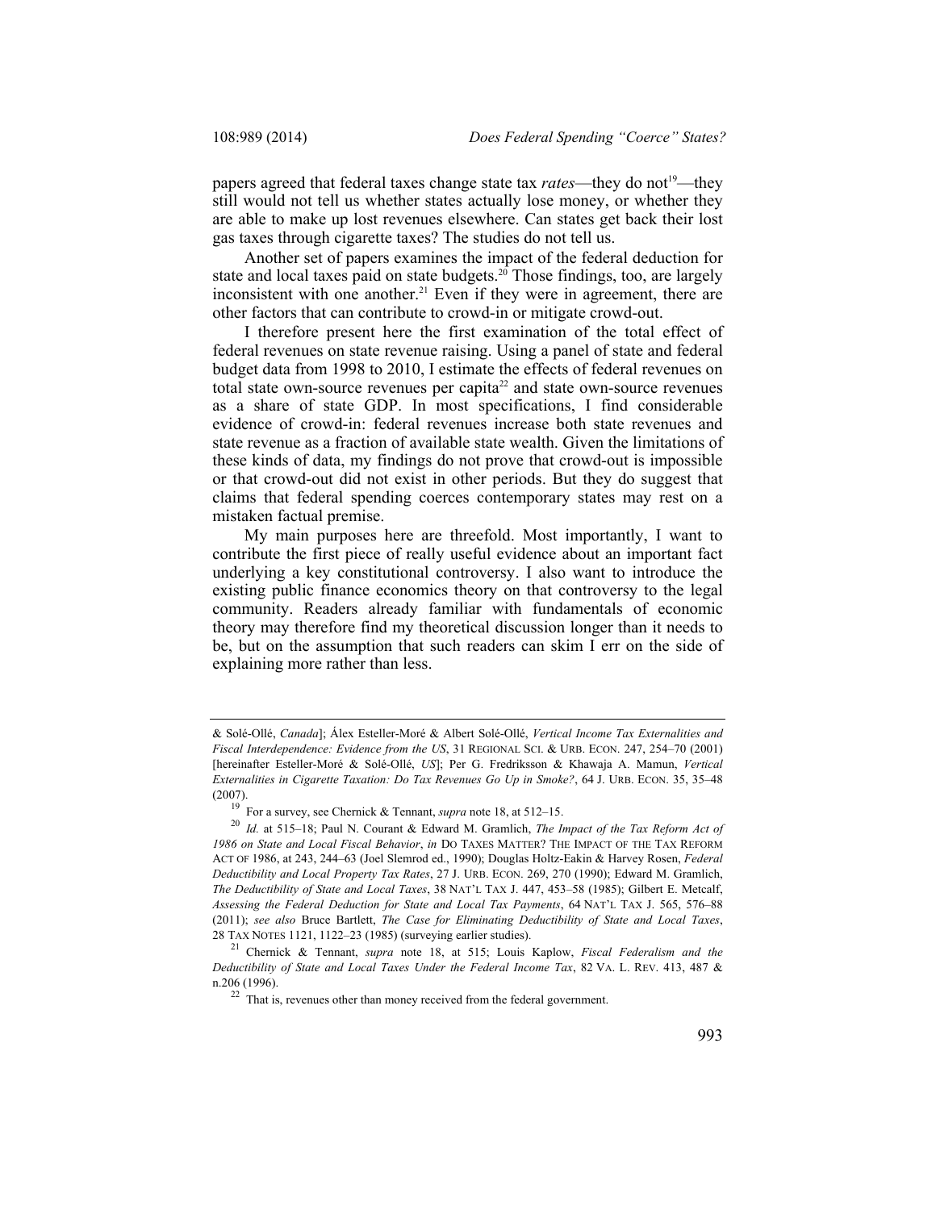papers agreed that federal taxes change state tax *rates*—they do not[19]—they still would not tell us whether states actually lose money, or whether they are able to make up lost revenues elsewhere. Can states get back their lost gas taxes through cigarette taxes? The studies do not tell us.

Another set of papers examines the impact of the federal deduction for state and local taxes paid on state budgets.[20] Those findings, too, are largely inconsistent with one another.[21] Even if they were in agreement, there are other factors that can contribute to crowd-in or mitigate crowd-out.

I therefore present here the first examination of the total effect of federal revenues on state revenue raising. Using a panel of state and federal budget data from 1998 to 2010, I estimate the effects of federal revenues on total state own-source revenues per capita[22] and state own-source revenues as a share of state GDP. In most specifications, I find considerable evidence of crowd-in: federal revenues increase both state revenues and state revenue as a fraction of available state wealth. Given the limitations of these kinds of data, my findings do not prove that crowd-out is impossible or that crowd-out did not exist in other periods. But they do suggest that claims that federal spending coerces contemporary states may rest on a mistaken factual premise.

My main purposes here are threefold. Most importantly, I want to contribute the first piece of really useful evidence about an important fact underlying a key constitutional controversy. I also want to introduce the existing public finance economics theory on that controversy to the legal community. Readers already familiar with fundamentals of economic theory may therefore find my theoretical discussion longer than it needs to be, but on the assumption that such readers can skim I err on the side of explaining more rather than less.

---

& Solé-Ollé, *Canada*]; Álex Esteller-Moré & Albert Solé-Ollé, *Vertical Income Tax Externalities and Fiscal Interdependence: Evidence from the US*, 31 REGIONAL SCI. & URB. ECON. 247, 254–70 (2001) [hereinafter Esteller-Moré & Solé-Ollé, *US*]; Per G. Fredriksson & Khawaja A. Mamun, *Vertical Externalities in Cigarette Taxation: Do Tax Revenues Go Up in Smoke?*, 64 J. URB. ECON. 35, 35–48 (2007).

[19] For a survey, see Chernick & Tennant, *supra* note 18, at 512–15.

[20] *Id.* at 515–18; Paul N. Courant & Edward M. Gramlich, *The Impact of the Tax Reform Act of 1986 on State and Local Fiscal Behavior*, *in* DO TAXES MATTER? THE IMPACT OF THE TAX REFORM ACT OF 1986, at 243, 244–63 (Joel Slemrod ed., 1990); Douglas Holtz-Eakin & Harvey Rosen, *Federal Deductibility and Local Property Tax Rates*, 27 J. URB. ECON. 269, 270 (1990); Edward M. Gramlich, *The Deductibility of State and Local Taxes*, 38 NAT'L TAX J. 447, 453–58 (1985); Gilbert E. Metcalf, *Assessing the Federal Deduction for State and Local Tax Payments*, 64 NAT'L TAX J. 565, 576–88 (2011); *see also* Bruce Bartlett, *The Case for Eliminating Deductibility of State and Local Taxes*, 28 TAX NOTES 1121, 1122–23 (1985) (surveying earlier studies).

[21] Chernick & Tennant, *supra* note 18, at 515; Louis Kaplow, *Fiscal Federalism and the Deductibility of State and Local Taxes Under the Federal Income Tax*, 82 VA. L. REV. 413, 487 & n.206 (1996).

[22] That is, revenues other than money received from the federal government.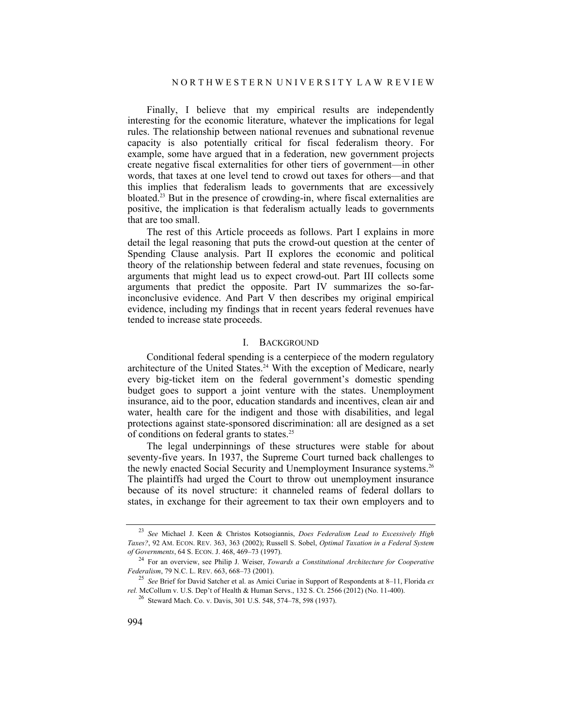Finally, I believe that my empirical results are independently interesting for the economic literature, whatever the implications for legal rules. The relationship between national revenues and subnational revenue capacity is also potentially critical for fiscal federalism theory. For example, some have argued that in a federation, new government projects create negative fiscal externalities for other tiers of government—in other words, that taxes at one level tend to crowd out taxes for others—and that this implies that federalism leads to governments that are excessively bloated.[23] But in the presence of crowding-in, where fiscal externalities are positive, the implication is that federalism actually leads to governments that are too small.

The rest of this Article proceeds as follows. Part I explains in more detail the legal reasoning that puts the crowd-out question at the center of Spending Clause analysis. Part II explores the economic and political theory of the relationship between federal and state revenues, focusing on arguments that might lead us to expect crowd-out. Part III collects some arguments that predict the opposite. Part IV summarizes the so-far-inconclusive evidence. And Part V then describes my original empirical evidence, including my findings that in recent years federal revenues have tended to increase state proceeds.

## I. Background

Conditional federal spending is a centerpiece of the modern regulatory architecture of the United States.[24] With the exception of Medicare, nearly every big-ticket item on the federal government's domestic spending budget goes to support a joint venture with the states. Unemployment insurance, aid to the poor, education standards and incentives, clean air and water, health care for the indigent and those with disabilities, and legal protections against state-sponsored discrimination: all are designed as a set of conditions on federal grants to states.[25]

The legal underpinnings of these structures were stable for about seventy-five years. In 1937, the Supreme Court turned back challenges to the newly enacted Social Security and Unemployment Insurance systems.[26] The plaintiffs had urged the Court to throw out unemployment insurance because of its novel structure: it channeled reams of federal dollars to states, in exchange for their agreement to tax their own employers and to

---

[23] *See* Michael J. Keen & Christos Kotsogiannis, *Does Federalism Lead to Excessively High Taxes?*, 92 Am. Econ. Rev. 363, 363 (2002); Russell S. Sobel, *Optimal Taxation in a Federal System of Governments*, 64 S. Econ. J. 468, 469–73 (1997).

[24] For an overview, see Philip J. Weiser, *Towards a Constitutional Architecture for Cooperative Federalism*, 79 N.C. L. Rev. 663, 668–73 (2001).

[25] *See* Brief for David Satcher et al. as Amici Curiae in Support of Respondents at 8–11, Florida *ex rel.* McCollum v. U.S. Dep't of Health & Human Servs., 132 S. Ct. 2566 (2012) (No. 11-400).

[26] Steward Mach. Co. v. Davis, 301 U.S. 548, 574–78, 598 (1937).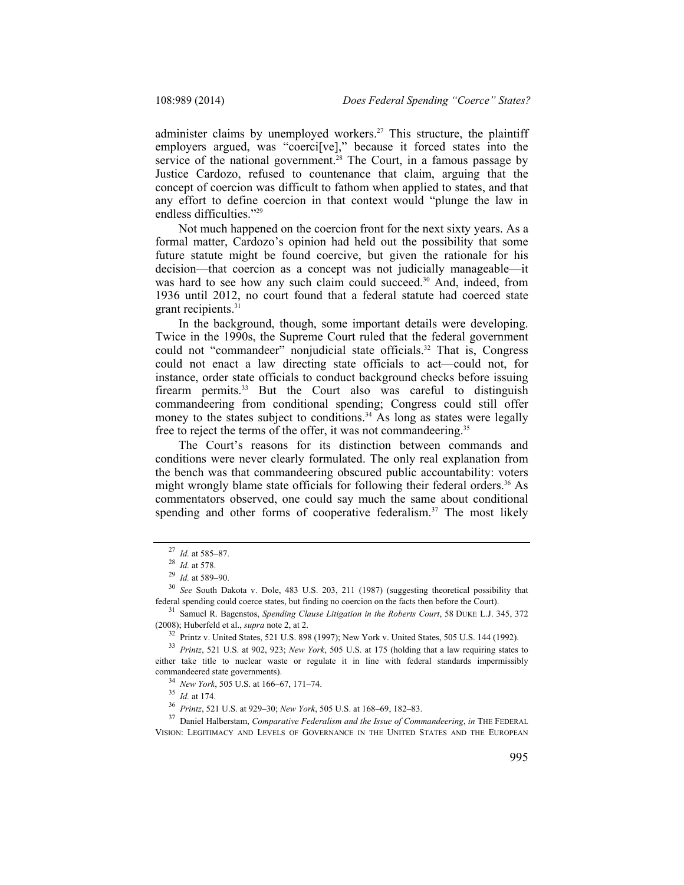administer claims by unemployed workers.[27] This structure, the plaintiff employers argued, was "coerci[ve]," because it forced states into the service of the national government.[28] The Court, in a famous passage by Justice Cardozo, refused to countenance that claim, arguing that the concept of coercion was difficult to fathom when applied to states, and that any effort to define coercion in that context would "plunge the law in endless difficulties."[29]

Not much happened on the coercion front for the next sixty years. As a formal matter, Cardozo's opinion had held out the possibility that some future statute might be found coercive, but given the rationale for his decision—that coercion as a concept was not judicially manageable—it was hard to see how any such claim could succeed.[30] And, indeed, from 1936 until 2012, no court found that a federal statute had coerced state grant recipients.[31]

In the background, though, some important details were developing. Twice in the 1990s, the Supreme Court ruled that the federal government could not "commandeer" nonjudicial state officials.[32] That is, Congress could not enact a law directing state officials to act—could not, for instance, order state officials to conduct background checks before issuing firearm permits.[33] But the Court also was careful to distinguish commandeering from conditional spending; Congress could still offer money to the states subject to conditions.[34] As long as states were legally free to reject the terms of the offer, it was not commandeering.[35]

The Court's reasons for its distinction between commands and conditions were never clearly formulated. The only real explanation from the bench was that commandeering obscured public accountability: voters might wrongly blame state officials for following their federal orders.[36] As commentators observed, one could say much the same about conditional spending and other forms of cooperative federalism.[37] The most likely

---

[27] *Id.* at 585–87.

[28] *Id.* at 578.

[29] *Id.* at 589–90.

[30] *See* South Dakota v. Dole, 483 U.S. 203, 211 (1987) (suggesting theoretical possibility that federal spending could coerce states, but finding no coercion on the facts then before the Court).

[31] Samuel R. Bagenstos, *Spending Clause Litigation in the Roberts Court*, 58 DUKE L.J. 345, 372 (2008); Huberfeld et al., *supra* note 2, at 2.

[32] Printz v. United States, 521 U.S. 898 (1997); New York v. United States, 505 U.S. 144 (1992).

[33] *Printz*, 521 U.S. at 902, 923; *New York*, 505 U.S. at 175 (holding that a law requiring states to either take title to nuclear waste or regulate it in line with federal standards impermissibly commandeered state governments).

[34] *New York*, 505 U.S. at 166–67, 171–74.

[35] *Id.* at 174.

[36] *Printz*, 521 U.S. at 929–30; *New York*, 505 U.S. at 168–69, 182–83.

[37] Daniel Halberstam, *Comparative Federalism and the Issue of Commandeering*, *in* THE FEDERAL VISION: LEGITIMACY AND LEVELS OF GOVERNANCE IN THE UNITED STATES AND THE EUROPEAN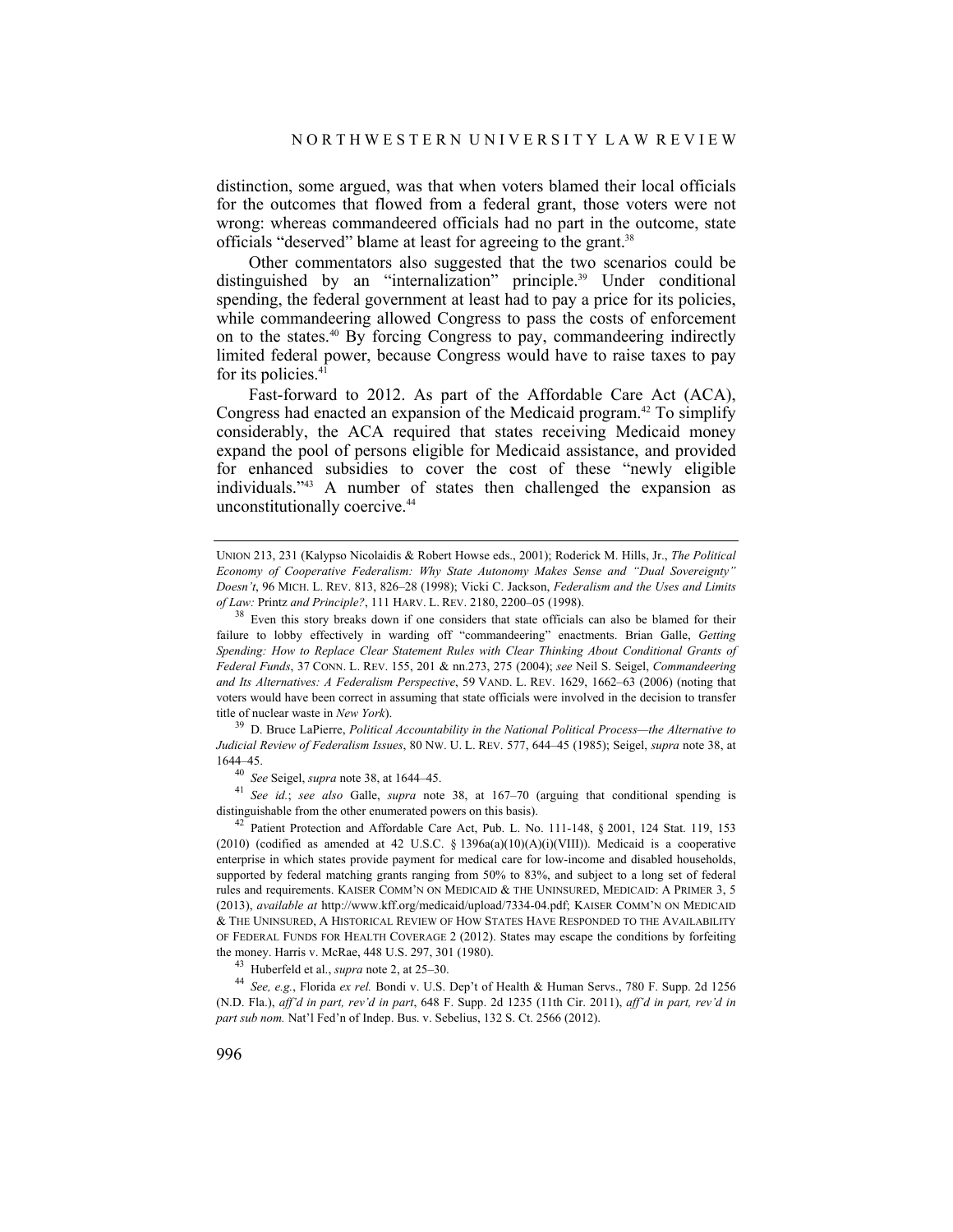distinction, some argued, was that when voters blamed their local officials for the outcomes that flowed from a federal grant, those voters were not wrong: whereas commandeered officials had no part in the outcome, state officials "deserved" blame at least for agreeing to the grant.[38]

Other commentators also suggested that the two scenarios could be distinguished by an "internalization" principle.[39] Under conditional spending, the federal government at least had to pay a price for its policies, while commandeering allowed Congress to pass the costs of enforcement on to the states.[40] By forcing Congress to pay, commandeering indirectly limited federal power, because Congress would have to raise taxes to pay for its policies.[41]

Fast-forward to 2012. As part of the Affordable Care Act (ACA), Congress had enacted an expansion of the Medicaid program.[42] To simplify considerably, the ACA required that states receiving Medicaid money expand the pool of persons eligible for Medicaid assistance, and provided for enhanced subsidies to cover the cost of these "newly eligible individuals."[43] A number of states then challenged the expansion as unconstitutionally coercive.[44]

---

UNION 213, 231 (Kalypso Nicolaidis & Robert Howse eds., 2001); Roderick M. Hills, Jr., *The Political Economy of Cooperative Federalism: Why State Autonomy Makes Sense and "Dual Sovereignty" Doesn't*, 96 MICH. L. REV. 813, 826–28 (1998); Vicki C. Jackson, *Federalism and the Uses and Limits of Law:* Printz *and Principle?*, 111 HARV. L. REV. 2180, 2200–05 (1998).

[38] Even this story breaks down if one considers that state officials can also be blamed for their failure to lobby effectively in warding off "commandeering" enactments. Brian Galle, *Getting Spending: How to Replace Clear Statement Rules with Clear Thinking About Conditional Grants of Federal Funds*, 37 CONN. L. REV. 155, 201 & nn.273, 275 (2004); *see* Neil S. Siegel, *Commandeering and Its Alternatives: A Federalism Perspective*, 59 VAND. L. REV. 1629, 1662–63 (2006) (noting that voters would have been correct in assuming that state officials were involved in the decision to transfer title of nuclear waste in *New York*).

[39] D. Bruce LaPierre, *Political Accountability in the National Political Process—the Alternative to Judicial Review of Federalism Issues*, 80 NW. U. L. REV. 577, 644–45 (1985); Siegel, *supra* note 38, at 1644–45.

[40] *See* Siegel, *supra* note 38, at 1644–45.

[41] *See id.*; *see also* Galle, *supra* note 38, at 167–70 (arguing that conditional spending is distinguishable from the other enumerated powers on this basis).

[42] Patient Protection and Affordable Care Act, Pub. L. No. 111-148, § 2001, 124 Stat. 119, 153 (2010) (codified as amended at 42 U.S.C. § 1396a(a)(10)(A)(i)(VIII)). Medicaid is a cooperative enterprise in which states provide payment for medical care for low-income and disabled households, supported by federal matching grants ranging from 50% to 83%, and subject to a long set of federal rules and requirements. KAISER COMM'N ON MEDICAID & THE UNINSURED, MEDICAID: A PRIMER 3, 5 (2013), *available at* http://www.kff.org/medicaid/upload/7334-04.pdf; KAISER COMM'N ON MEDICAID & THE UNINSURED, A HISTORICAL REVIEW OF HOW STATES HAVE RESPONDED TO THE AVAILABILITY OF FEDERAL FUNDS FOR HEALTH COVERAGE 2 (2012). States may escape the conditions by forfeiting the money. Harris v. McRae, 448 U.S. 297, 301 (1980).

[43] Huberfeld et al., *supra* note 2, at 25–30.

[44] *See, e.g.*, Florida *ex rel.* Bondi v. U.S. Dep't of Health & Human Servs., 780 F. Supp. 2d 1256 (N.D. Fla.), *aff'd in part, rev'd in part*, 648 F. Supp. 2d 1235 (11th Cir. 2011), *aff'd in part, rev'd in part sub nom.* Nat'l Fed'n of Indep. Bus. v. Sebelius, 132 S. Ct. 2566 (2012).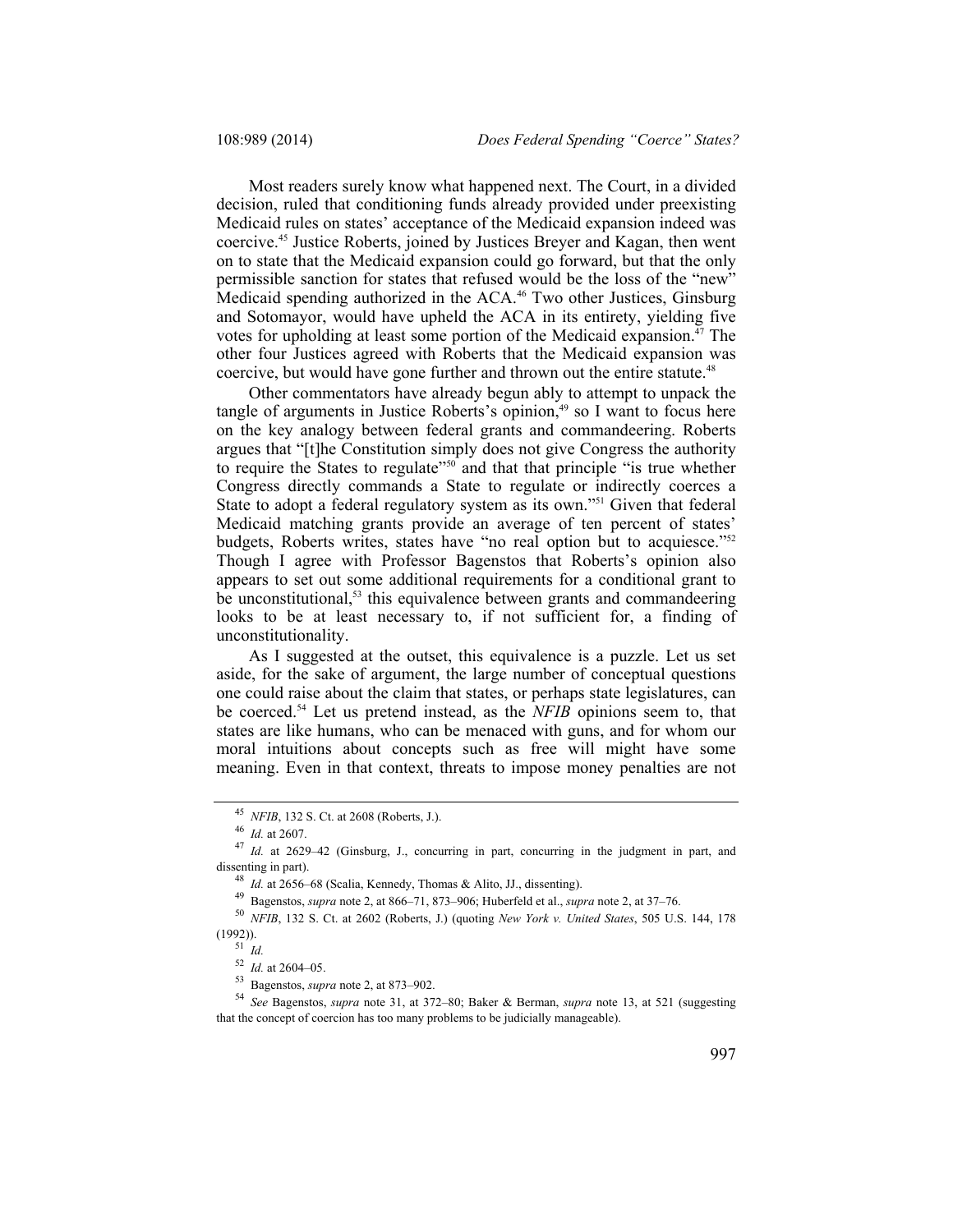Most readers surely know what happened next. The Court, in a divided decision, ruled that conditioning funds already provided under preexisting Medicaid rules on states' acceptance of the Medicaid expansion indeed was coercive.[45] Justice Roberts, joined by Justices Breyer and Kagan, then went on to state that the Medicaid expansion could go forward, but that the only permissible sanction for states that refused would be the loss of the "new" Medicaid spending authorized in the ACA.[46] Two other Justices, Ginsburg and Sotomayor, would have upheld the ACA in its entirety, yielding five votes for upholding at least some portion of the Medicaid expansion.[47] The other four Justices agreed with Roberts that the Medicaid expansion was coercive, but would have gone further and thrown out the entire statute.[48]

Other commentators have already begun ably to attempt to unpack the tangle of arguments in Justice Roberts's opinion,[49] so I want to focus here on the key analogy between federal grants and commandeering. Roberts argues that "[t]he Constitution simply does not give Congress the authority to require the States to regulate"[50] and that that principle "is true whether Congress directly commands a State to regulate or indirectly coerces a State to adopt a federal regulatory system as its own."[51] Given that federal Medicaid matching grants provide an average of ten percent of states' budgets, Roberts writes, states have "no real option but to acquiesce."[52] Though I agree with Professor Bagenstos that Roberts's opinion also appears to set out some additional requirements for a conditional grant to be unconstitutional,[53] this equivalence between grants and commandeering looks to be at least necessary to, if not sufficient for, a finding of unconstitutionality.

As I suggested at the outset, this equivalence is a puzzle. Let us set aside, for the sake of argument, the large number of conceptual questions one could raise about the claim that states, or perhaps state legislatures, can be coerced.[54] Let us pretend instead, as the *NFIB* opinions seem to, that states are like humans, who can be menaced with guns, and for whom our moral intuitions about concepts such as free will might have some meaning. Even in that context, threats to impose money penalties are not

---

[45] *NFIB*, 132 S. Ct. at 2608 (Roberts, J.).

[46] *Id.* at 2607.

[47] *Id.* at 2629–42 (Ginsburg, J., concurring in part, concurring in the judgment in part, and dissenting in part).

[48] *Id.* at 2656–68 (Scalia, Kennedy, Thomas & Alito, JJ., dissenting).

[49] Bagenstos, *supra* note 2, at 866–71, 873–906; Huberfeld et al., *supra* note 2, at 37–76.

[50] *NFIB*, 132 S. Ct. at 2602 (Roberts, J.) (quoting *New York v. United States*, 505 U.S. 144, 178 (1992)).

[51] *Id.*

[52] *Id.* at 2604–05.

[53] Bagenstos, *supra* note 2, at 873–902.

[54] *See* Bagenstos, *supra* note 31, at 372–80; Baker & Berman, *supra* note 13, at 521 (suggesting that the concept of coercion has too many problems to be judicially manageable).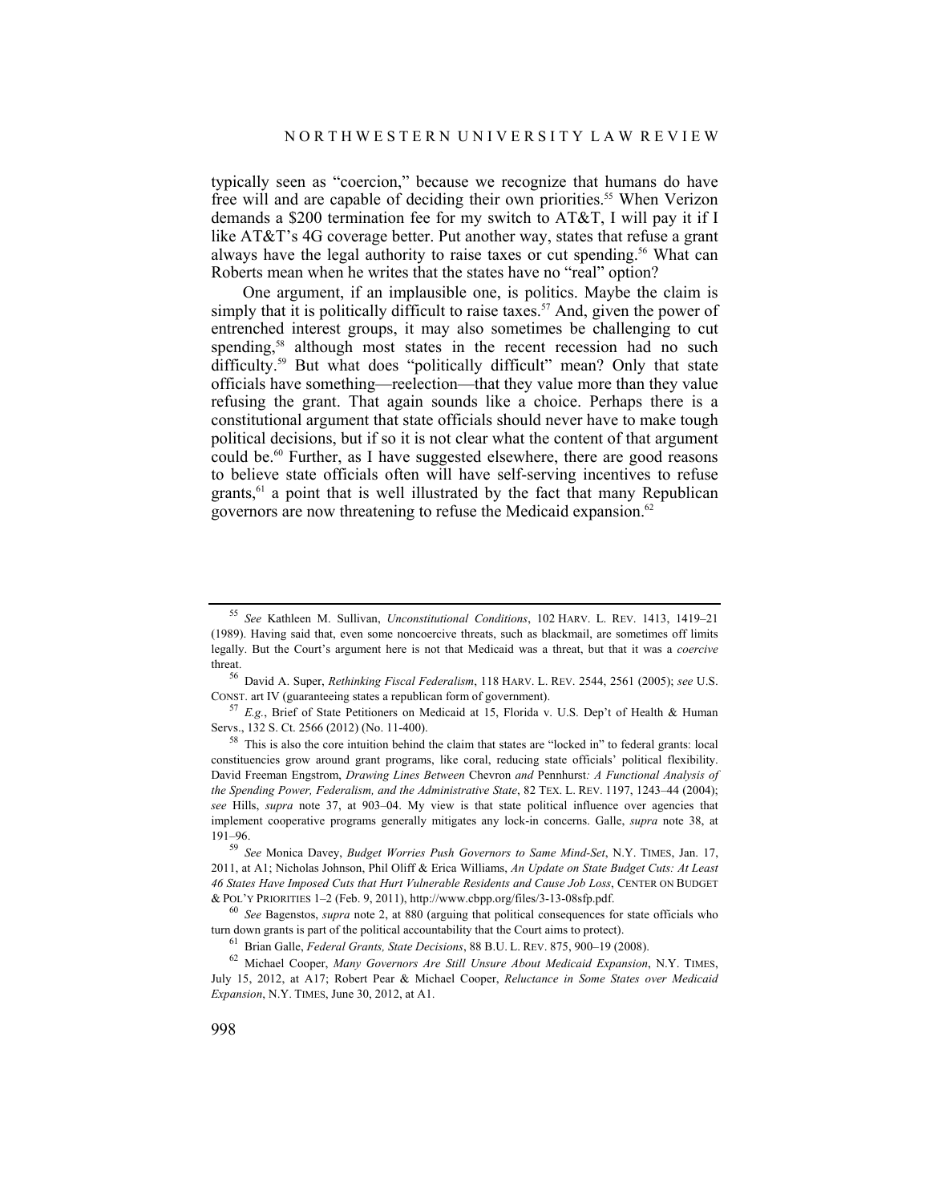typically seen as "coercion," because we recognize that humans do have free will and are capable of deciding their own priorities.[55] When Verizon demands a $200 termination fee for my switch to AT&T, I will pay it if I like AT&T's 4G coverage better. Put another way, states that refuse a grant always have the legal authority to raise taxes or cut spending.[56] What can Roberts mean when he writes that the states have no "real" option?

One argument, if an implausible one, is politics. Maybe the claim is simply that it is politically difficult to raise taxes.[57] And, given the power of entrenched interest groups, it may also sometimes be challenging to cut spending,[58] although most states in the recent recession had no such difficulty.[59] But what does "politically difficult" mean? Only that state officials have something—reelection—that they value more than they value refusing the grant. That again sounds like a choice. Perhaps there is a constitutional argument that state officials should never have to make tough political decisions, but if so it is not clear what the content of that argument could be.[60] Further, as I have suggested elsewhere, there are good reasons to believe state officials often will have self-serving incentives to refuse grants,[61] a point that is well illustrated by the fact that many Republican governors are now threatening to refuse the Medicaid expansion.[62]

---

[55] *See* Kathleen M. Sullivan, *Unconstitutional Conditions*, 102 HARV. L. REV. 1413, 1419–21 (1989). Having said that, even some noncoercive threats, such as blackmail, are sometimes off limits legally. But the Court's argument here is not that Medicaid was a threat, but that it was a *coercive* threat.

[56] David A. Super, *Rethinking Fiscal Federalism*, 118 HARV. L. REV. 2544, 2561 (2005); *see* U.S. CONST. art IV (guaranteeing states a republican form of government).

[57] *E.g.*, Brief of State Petitioners on Medicaid at 15, Florida v. U.S. Dep't of Health & Human Servs., 132 S. Ct. 2566 (2012) (No. 11-400).

[58] This is also the core intuition behind the claim that states are "locked in" to federal grants: local constituencies grow around grant programs, like coral, reducing state officials' political flexibility. David Freeman Engstrom, *Drawing Lines Between* Chevron *and* Pennhurst*: A Functional Analysis of the Spending Power, Federalism, and the Administrative State*, 82 TEX. L. REV. 1197, 1243–44 (2004); *see* Hills, *supra* note 37, at 903–04. My view is that state political influence over agencies that implement cooperative programs generally mitigates any lock-in concerns. Galle, *supra* note 38, at 191–96.

[59] *See* Monica Davey, *Budget Worries Push Governors to Same Mind-Set*, N.Y. TIMES, Jan. 17, 2011, at A1; Nicholas Johnson, Phil Oliff & Erica Williams, *An Update on State Budget Cuts: At Least 46 States Have Imposed Cuts that Hurt Vulnerable Residents and Cause Job Loss*, CENTER ON BUDGET & POL'Y PRIORITIES 1–2 (Feb. 9, 2011), http://www.cbpp.org/files/3-13-08sfp.pdf.

[60] *See* Bagenstos, *supra* note 2, at 880 (arguing that political consequences for state officials who turn down grants is part of the political accountability that the Court aims to protect).

[61] Brian Galle, *Federal Grants, State Decisions*, 88 B.U. L. REV. 875, 900–19 (2008).

[62] Michael Cooper, *Many Governors Are Still Unsure About Medicaid Expansion*, N.Y. TIMES, July 15, 2012, at A17; Robert Pear & Michael Cooper, *Reluctance in Some States over Medicaid Expansion*, N.Y. TIMES, June 30, 2012, at A1.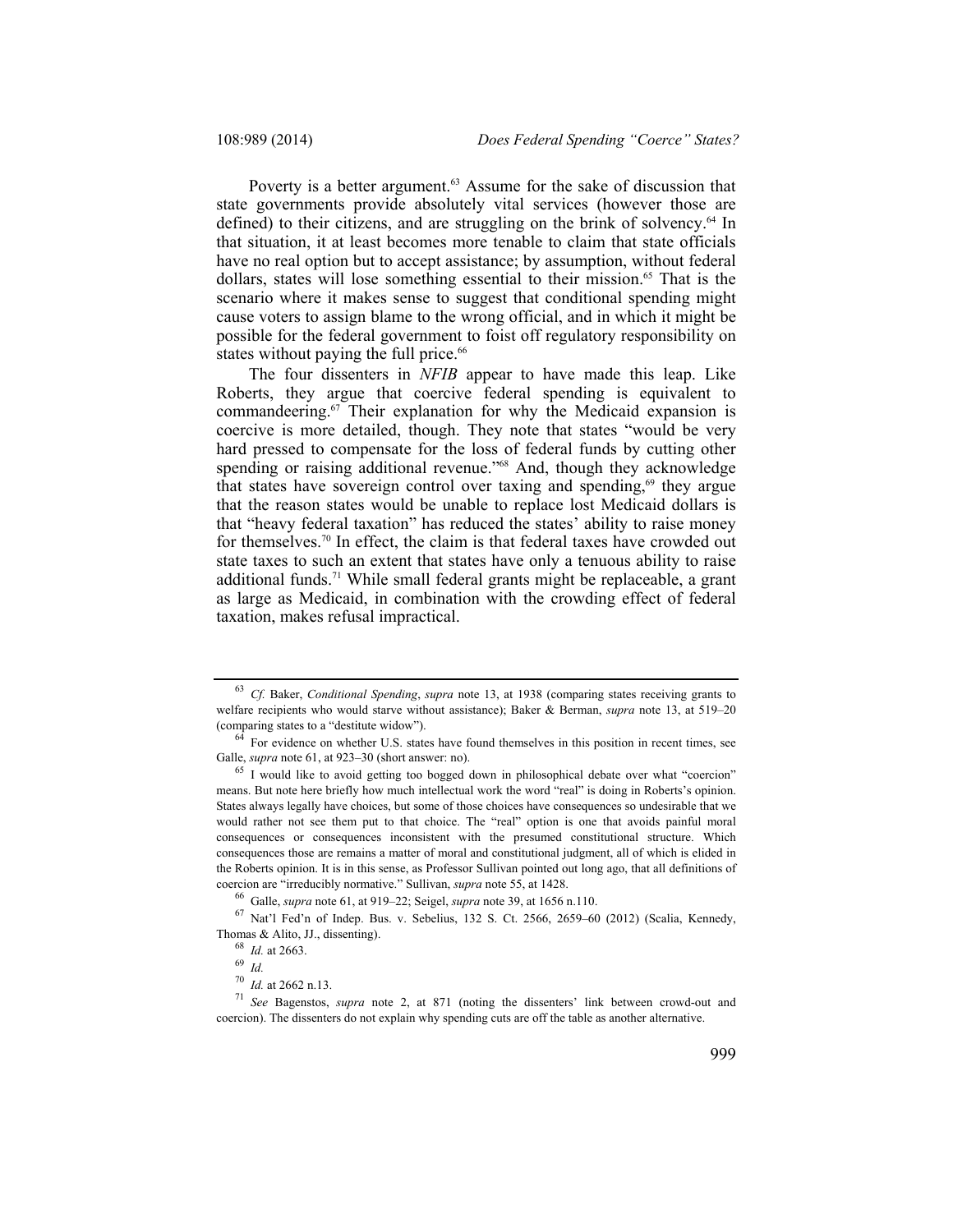Poverty is a better argument.[63] Assume for the sake of discussion that state governments provide absolutely vital services (however those are defined) to their citizens, and are struggling on the brink of solvency.[64] In that situation, it at least becomes more tenable to claim that state officials have no real option but to accept assistance; by assumption, without federal dollars, states will lose something essential to their mission.[65] That is the scenario where it makes sense to suggest that conditional spending might cause voters to assign blame to the wrong official, and in which it might be possible for the federal government to foist off regulatory responsibility on states without paying the full price.[66]

The four dissenters in *NFIB* appear to have made this leap. Like Roberts, they argue that coercive federal spending is equivalent to commandeering.[67] Their explanation for why the Medicaid expansion is coercive is more detailed, though. They note that states "would be very hard pressed to compensate for the loss of federal funds by cutting other spending or raising additional revenue."[68] And, though they acknowledge that states have sovereign control over taxing and spending,[69] they argue that the reason states would be unable to replace lost Medicaid dollars is that "heavy federal taxation" has reduced the states' ability to raise money for themselves.[70] In effect, the claim is that federal taxes have crowded out state taxes to such an extent that states have only a tenuous ability to raise additional funds.[71] While small federal grants might be replaceable, a grant as large as Medicaid, in combination with the crowding effect of federal taxation, makes refusal impractical.

---

[63] *Cf.* Baker, *Conditional Spending*, *supra* note 13, at 1938 (comparing states receiving grants to welfare recipients who would starve without assistance); Baker & Berman, *supra* note 13, at 519–20 (comparing states to a "destitute widow").

[64] For evidence on whether U.S. states have found themselves in this position in recent times, see Galle, *supra* note 61, at 923–30 (short answer: no).

[65] I would like to avoid getting too bogged down in philosophical debate over what "coercion" means. But note here briefly how much intellectual work the word "real" is doing in Roberts's opinion. States always legally have choices, but some of those choices have consequences so undesirable that we would rather not see them put to that choice. The "real" option is one that avoids painful moral consequences or consequences inconsistent with the presumed constitutional structure. Which consequences those are remains a matter of moral and constitutional judgment, all of which is elided in the Roberts opinion. It is in this sense, as Professor Sullivan pointed out long ago, that all definitions of coercion are "irreducibly normative." Sullivan, *supra* note 55, at 1428.

[66] Galle, *supra* note 61, at 919–22; Seigel, *supra* note 39, at 1656 n.110.

[67] Nat'l Fed'n of Indep. Bus. v. Sebelius, 132 S. Ct. 2566, 2659–60 (2012) (Scalia, Kennedy, Thomas & Alito, JJ., dissenting).

[68] *Id.* at 2663.

[69] *Id.*

[70] *Id.* at 2662 n.13.

[71] *See* Bagenstos, *supra* note 2, at 871 (noting the dissenters' link between crowd-out and coercion). The dissenters do not explain why spending cuts are off the table as another alternative.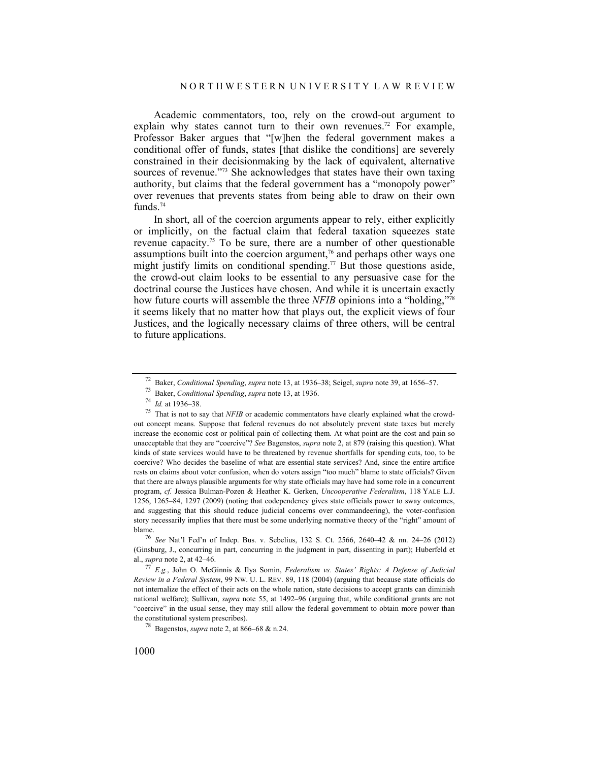Academic commentators, too, rely on the crowd-out argument to explain why states cannot turn to their own revenues.[72] For example, Professor Baker argues that "[w]hen the federal government makes a conditional offer of funds, states [that dislike the conditions] are severely constrained in their decisionmaking by the lack of equivalent, alternative sources of revenue."[73] She acknowledges that states have their own taxing authority, but claims that the federal government has a "monopoly power" over revenues that prevents states from being able to draw on their own funds.[74]

In short, all of the coercion arguments appear to rely, either explicitly or implicitly, on the factual claim that federal taxation squeezes state revenue capacity.[75] To be sure, there are a number of other questionable assumptions built into the coercion argument,[76] and perhaps other ways one might justify limits on conditional spending.[77] But those questions aside, the crowd-out claim looks to be essential to any persuasive case for the doctrinal course the Justices have chosen. And while it is uncertain exactly how future courts will assemble the three *NFIB* opinions into a "holding,"[78] it seems likely that no matter how that plays out, the explicit views of four Justices, and the logically necessary claims of three others, will be central to future applications.

---

[72] Baker, *Conditional Spending*, *supra* note 13, at 1936–38; Seigel, *supra* note 39, at 1656–57.

[73] Baker, *Conditional Spending*, *supra* note 13, at 1936.

[74] *Id.* at 1936–38.

[75] That is not to say that *NFIB* or academic commentators have clearly explained what the crowd-out concept means. Suppose that federal revenues do not absolutely prevent state taxes but merely increase the economic cost or political pain of collecting them. At what point are the cost and pain so unacceptable that they are "coercive"? *See* Bagenstos, *supra* note 2, at 879 (raising this question). What kinds of state services would have to be threatened by revenue shortfalls for spending cuts, too, to be coercive? Who decides the baseline of what are essential state services? And, since the entire artifice rests on claims about voter confusion, when do voters assign "too much" blame to state officials? Given that there are always plausible arguments for why state officials may have had some role in a concurrent program, *cf.* Jessica Bulman-Pozen & Heather K. Gerken, *Uncooperative Federalism*, 118 YALE L.J. 1256, 1265–84, 1297 (2009) (noting that codependency gives state officials power to sway outcomes, and suggesting that this should reduce judicial concerns over commandeering), the voter-confusion story necessarily implies that there must be some underlying normative theory of the "right" amount of blame.

[76] *See* Nat'l Fed'n of Indep. Bus. v. Sebelius, 132 S. Ct. 2566, 2640–42 & nn. 24–26 (2012) (Ginsburg, J., concurring in part, concurring in the judgment in part, dissenting in part); Huberfeld et al., *supra* note 2, at 42–46.

[77] *E.g.*, John O. McGinnis & Ilya Somin, *Federalism vs. States' Rights: A Defense of Judicial Review in a Federal System*, 99 NW. U. L. REV. 89, 118 (2004) (arguing that because state officials do not internalize the effect of their acts on the whole nation, state decisions to accept grants can diminish national welfare); Sullivan, *supra* note 55, at 1492–96 (arguing that, while conditional grants are not "coercive" in the usual sense, they may still allow the federal government to obtain more power than the constitutional system prescribes).

[78] Bagenstos, *supra* note 2, at 866–68 & n.24.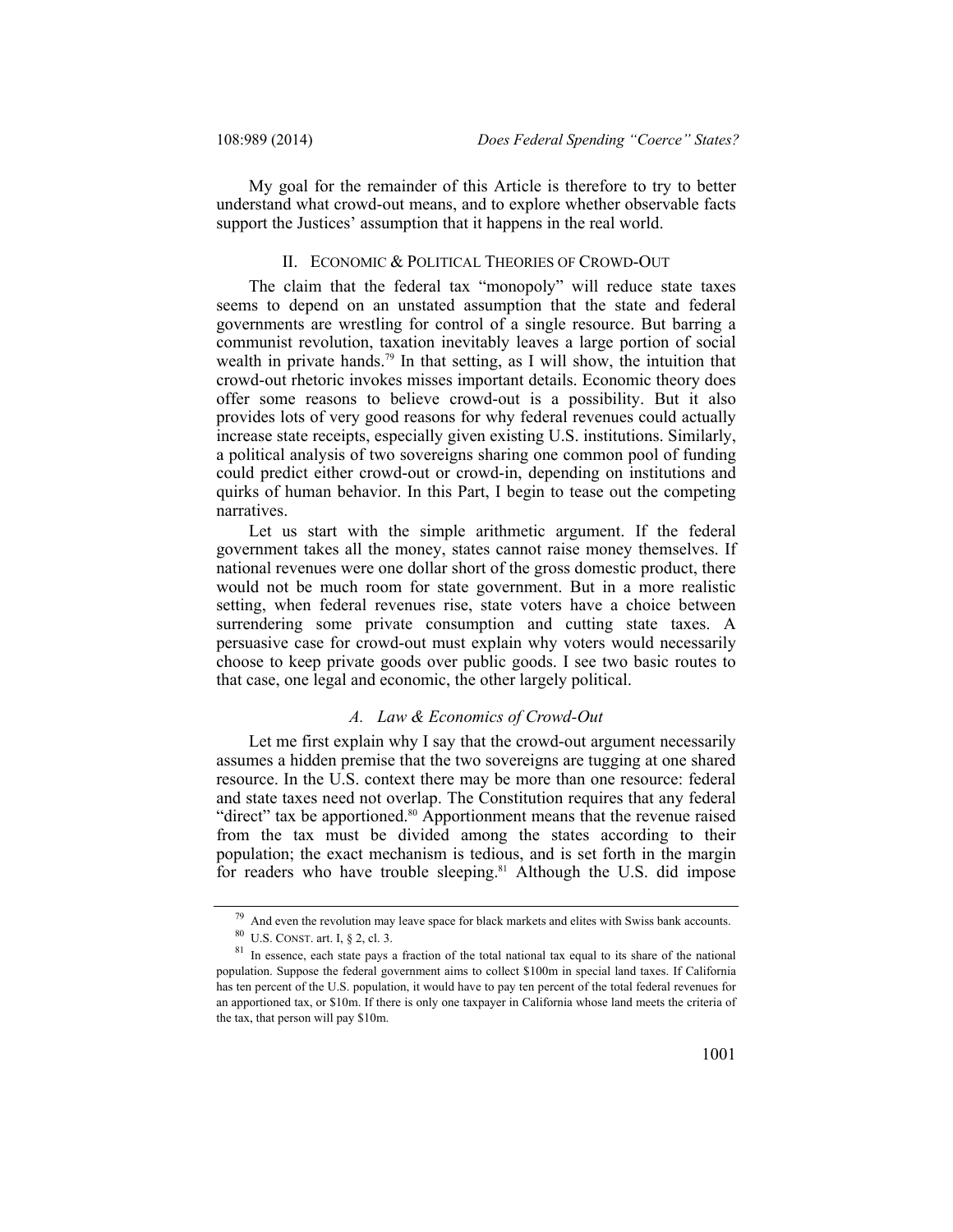My goal for the remainder of this Article is therefore to try to better understand what crowd-out means, and to explore whether observable facts support the Justices' assumption that it happens in the real world.

## II. ECONOMIC & POLITICAL THEORIES OF CROWD-OUT

The claim that the federal tax "monopoly" will reduce state taxes seems to depend on an unstated assumption that the state and federal governments are wrestling for control of a single resource. But barring a communist revolution, taxation inevitably leaves a large portion of social wealth in private hands.[79] In that setting, as I will show, the intuition that crowd-out rhetoric invokes misses important details. Economic theory does offer some reasons to believe crowd-out is a possibility. But it also provides lots of very good reasons for why federal revenues could actually increase state receipts, especially given existing U.S. institutions. Similarly, a political analysis of two sovereigns sharing one common pool of funding could predict either crowd-out or crowd-in, depending on institutions and quirks of human behavior. In this Part, I begin to tease out the competing narratives.

Let us start with the simple arithmetic argument. If the federal government takes all the money, states cannot raise money themselves. If national revenues were one dollar short of the gross domestic product, there would not be much room for state government. But in a more realistic setting, when federal revenues rise, state voters have a choice between surrendering some private consumption and cutting state taxes. A persuasive case for crowd-out must explain why voters would necessarily choose to keep private goods over public goods. I see two basic routes to that case, one legal and economic, the other largely political.

### *A. Law & Economics of Crowd-Out*

Let me first explain why I say that the crowd-out argument necessarily assumes a hidden premise that the two sovereigns are tugging at one shared resource. In the U.S. context there may be more than one resource: federal and state taxes need not overlap. The Constitution requires that any federal "direct" tax be apportioned.[80] Apportionment means that the revenue raised from the tax must be divided among the states according to their population; the exact mechanism is tedious, and is set forth in the margin for readers who have trouble sleeping.[81] Although the U.S. did impose

---

[79] And even the revolution may leave space for black markets and elites with Swiss bank accounts.

[80] U.S. CONST. art. I, § 2, cl. 3.

[81] In essence, each state pays a fraction of the total national tax equal to its share of the national population. Suppose the federal government aims to collect \$100m in special land taxes. If California has ten percent of the U.S. population, it would have to pay ten percent of the total federal revenues for an apportioned tax, or \$10m. If there is only one taxpayer in California whose land meets the criteria of the tax, that person will pay \$10m.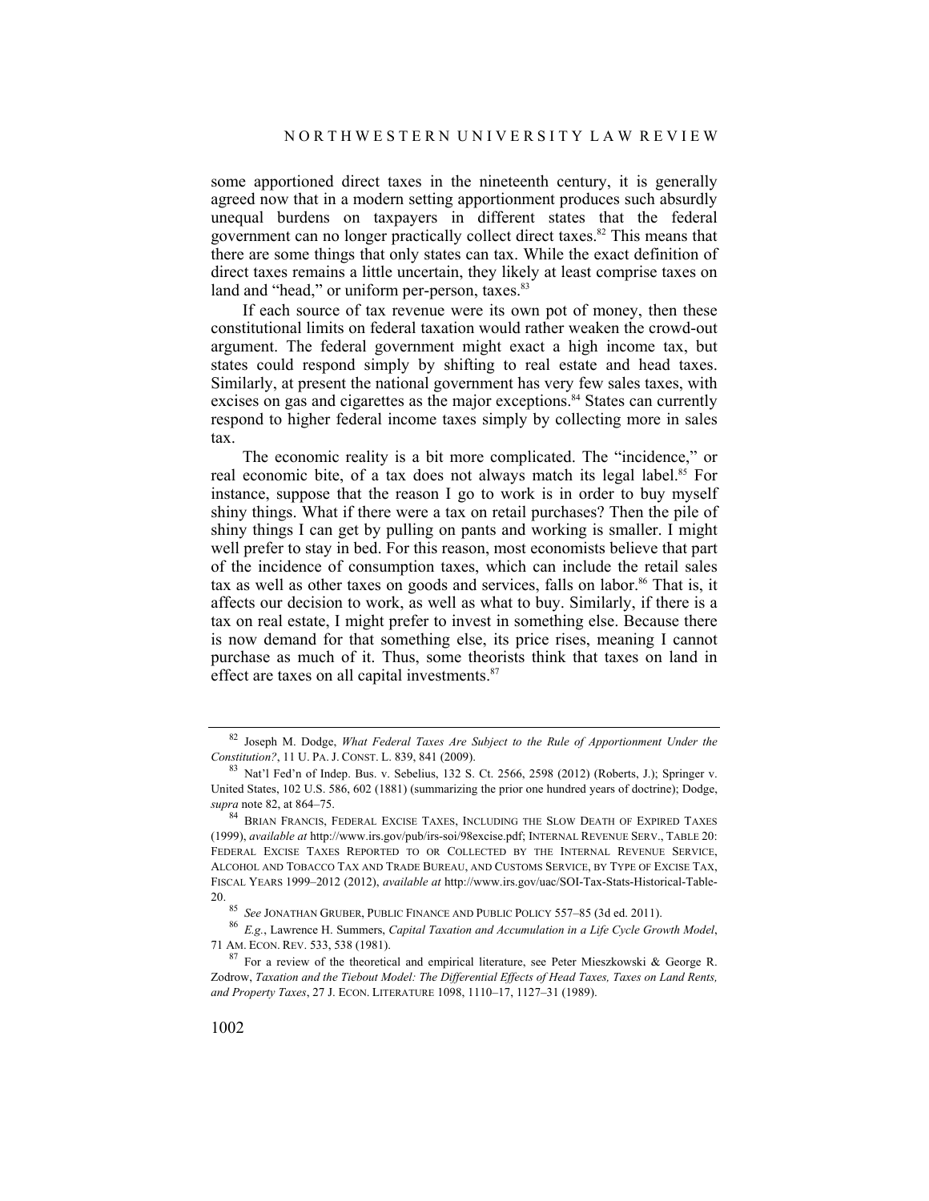some apportioned direct taxes in the nineteenth century, it is generally agreed now that in a modern setting apportionment produces such absurdly unequal burdens on taxpayers in different states that the federal government can no longer practically collect direct taxes.[82] This means that there are some things that only states can tax. While the exact definition of direct taxes remains a little uncertain, they likely at least comprise taxes on land and "head," or uniform per-person, taxes.[83]

If each source of tax revenue were its own pot of money, then these constitutional limits on federal taxation would rather weaken the crowd-out argument. The federal government might exact a high income tax, but states could respond simply by shifting to real estate and head taxes. Similarly, at present the national government has very few sales taxes, with excises on gas and cigarettes as the major exceptions.[84] States can currently respond to higher federal income taxes simply by collecting more in sales tax.

The economic reality is a bit more complicated. The "incidence," or real economic bite, of a tax does not always match its legal label.[85] For instance, suppose that the reason I go to work is in order to buy myself shiny things. What if there were a tax on retail purchases? Then the pile of shiny things I can get by pulling on pants and working is smaller. I might well prefer to stay in bed. For this reason, most economists believe that part of the incidence of consumption taxes, which can include the retail sales tax as well as other taxes on goods and services, falls on labor.[86] That is, it affects our decision to work, as well as what to buy. Similarly, if there is a tax on real estate, I might prefer to invest in something else. Because there is now demand for that something else, its price rises, meaning I cannot purchase as much of it. Thus, some theorists think that taxes on land in effect are taxes on all capital investments.[87]

---

[82] Joseph M. Dodge, *What Federal Taxes Are Subject to the Rule of Apportionment Under the Constitution?*, 11 U. PA. J. CONST. L. 839, 841 (2009).

[83] Nat'l Fed'n of Indep. Bus. v. Sebelius, 132 S. Ct. 2566, 2598 (2012) (Roberts, J.); Springer v. United States, 102 U.S. 586, 602 (1881) (summarizing the prior one hundred years of doctrine); Dodge, *supra* note 82, at 864–75.

[84] BRIAN FRANCIS, FEDERAL EXCISE TAXES, INCLUDING THE SLOW DEATH OF EXPIRED TAXES (1999), *available at* http://www.irs.gov/pub/irs-soi/98excise.pdf; INTERNAL REVENUE SERV., TABLE 20: FEDERAL EXCISE TAXES REPORTED TO OR COLLECTED BY THE INTERNAL REVENUE SERVICE, ALCOHOL AND TOBACCO TAX AND TRADE BUREAU, AND CUSTOMS SERVICE, BY TYPE OF EXCISE TAX, FISCAL YEARS 1999–2012 (2012), *available at* http://www.irs.gov/uac/SOI-Tax-Stats-Historical-Table-20.

[85] *See* JONATHAN GRUBER, PUBLIC FINANCE AND PUBLIC POLICY 557–85 (3d ed. 2011).

[86] *E.g.*, Lawrence H. Summers, *Capital Taxation and Accumulation in a Life Cycle Growth Model*, 71 AM. ECON. REV. 533, 538 (1981).

[87] For a review of the theoretical and empirical literature, see Peter Mieszkowski & George R. Zodrow, *Taxation and the Tiebout Model: The Differential Effects of Head Taxes, Taxes on Land Rents, and Property Taxes*, 27 J. ECON. LITERATURE 1098, 1110–17, 1127–31 (1989).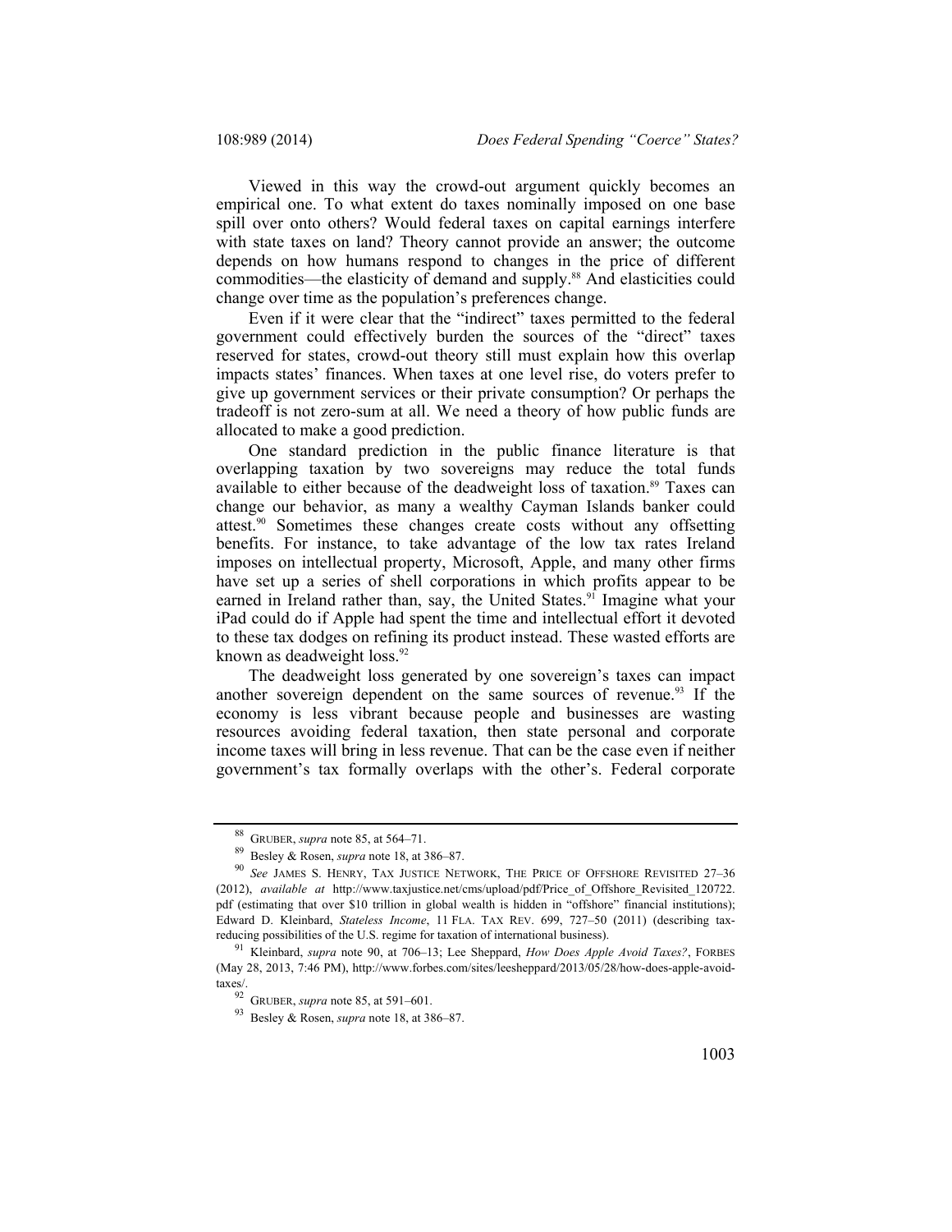Viewed in this way the crowd-out argument quickly becomes an empirical one. To what extent do taxes nominally imposed on one base spill over onto others? Would federal taxes on capital earnings interfere with state taxes on land? Theory cannot provide an answer; the outcome depends on how humans respond to changes in the price of different commodities—the elasticity of demand and supply.[88] And elasticities could change over time as the population's preferences change.

Even if it were clear that the "indirect" taxes permitted to the federal government could effectively burden the sources of the "direct" taxes reserved for states, crowd-out theory still must explain how this overlap impacts states' finances. When taxes at one level rise, do voters prefer to give up government services or their private consumption? Or perhaps the tradeoff is not zero-sum at all. We need a theory of how public funds are allocated to make a good prediction.

One standard prediction in the public finance literature is that overlapping taxation by two sovereigns may reduce the total funds available to either because of the deadweight loss of taxation.[89] Taxes can change our behavior, as many a wealthy Cayman Islands banker could attest.[90] Sometimes these changes create costs without any offsetting benefits. For instance, to take advantage of the low tax rates Ireland imposes on intellectual property, Microsoft, Apple, and many other firms have set up a series of shell corporations in which profits appear to be earned in Ireland rather than, say, the United States.[91] Imagine what your iPad could do if Apple had spent the time and intellectual effort it devoted to these tax dodges on refining its product instead. These wasted efforts are known as deadweight loss.[92]

The deadweight loss generated by one sovereign's taxes can impact another sovereign dependent on the same sources of revenue.[93] If the economy is less vibrant because people and businesses are wasting resources avoiding federal taxation, then state personal and corporate income taxes will bring in less revenue. That can be the case even if neither government's tax formally overlaps with the other's. Federal corporate

---

[88] GRUBER, *supra* note 85, at 564–71.

[89] Besley & Rosen, *supra* note 18, at 386–87.

[90] *See* JAMES S. HENRY, TAX JUSTICE NETWORK, THE PRICE OF OFFSHORE REVISITED 27–36 (2012), *available at* http://www.taxjustice.net/cms/upload/pdf/Price_of_Offshore_Revisited_120722.pdf (estimating that over $10 trillion in global wealth is hidden in "offshore" financial institutions); Edward D. Kleinbard, *Stateless Income*, 11 FLA. TAX REV. 699, 727–50 (2011) (describing tax-reducing possibilities of the U.S. regime for taxation of international business).

[91] Kleinbard, *supra* note 90, at 706–13; Lee Sheppard, *How Does Apple Avoid Taxes?*, FORBES (May 28, 2013, 7:46 PM), http://www.forbes.com/sites/leesheppard/2013/05/28/how-does-apple-avoid-taxes/.

[92] GRUBER, *supra* note 85, at 591–601.

[93] Besley & Rosen, *supra* note 18, at 386–87.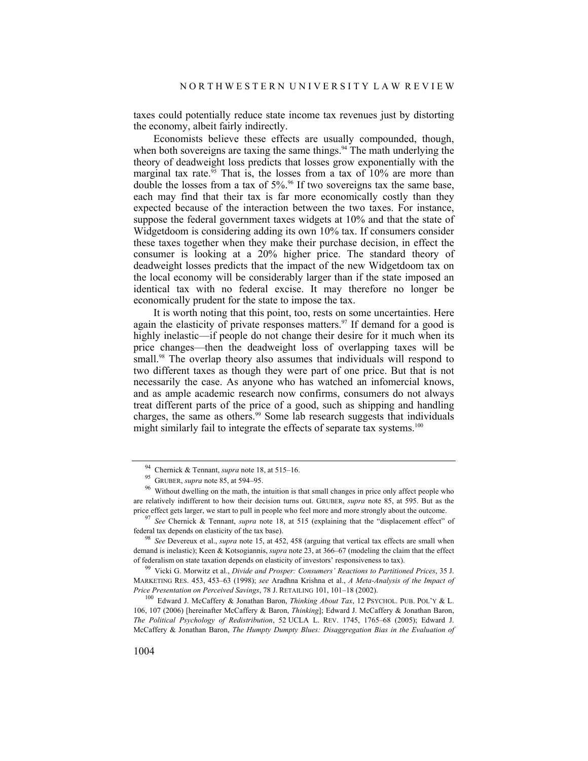taxes could potentially reduce state income tax revenues just by distorting the economy, albeit fairly indirectly.

Economists believe these effects are usually compounded, though, when both sovereigns are taxing the same things.[94] The math underlying the theory of deadweight loss predicts that losses grow exponentially with the marginal tax rate.[95] That is, the losses from a tax of 10% are more than double the losses from a tax of 5%.[96] If two sovereigns tax the same base, each may find that their tax is far more economically costly than they expected because of the interaction between the two taxes. For instance, suppose the federal government taxes widgets at 10% and that the state of Widgetdoom is considering adding its own 10% tax. If consumers consider these taxes together when they make their purchase decision, in effect the consumer is looking at a 20% higher price. The standard theory of deadweight losses predicts that the impact of the new Widgetdoom tax on the local economy will be considerably larger than if the state imposed an identical tax with no federal excise. It may therefore no longer be economically prudent for the state to impose the tax.

It is worth noting that this point, too, rests on some uncertainties. Here again the elasticity of private responses matters.[97] If demand for a good is highly inelastic—if people do not change their desire for it much when its price changes—then the deadweight loss of overlapping taxes will be small.[98] The overlap theory also assumes that individuals will respond to two different taxes as though they were part of one price. But that is not necessarily the case. As anyone who has watched an infomercial knows, and as ample academic research now confirms, consumers do not always treat different parts of the price of a good, such as shipping and handling charges, the same as others.[99] Some lab research suggests that individuals might similarly fail to integrate the effects of separate tax systems.[100]

---

[94] Chernick & Tennant, *supra* note 18, at 515–16.

[95] GRUBER, *supra* note 85, at 594–95.

[96] Without dwelling on the math, the intuition is that small changes in price only affect people who are relatively indifferent to how their decision turns out. GRUBER, *supra* note 85, at 595. But as the price effect gets larger, we start to pull in people who feel more and more strongly about the outcome.

[97] *See* Chernick & Tennant, *supra* note 18, at 515 (explaining that the "displacement effect" of federal tax depends on elasticity of the tax base).

[98] *See* Devereux et al., *supra* note 15, at 452, 458 (arguing that vertical tax effects are small when demand is inelastic); Keen & Kotsogiannis, *supra* note 23, at 366–67 (modeling the claim that the effect of federalism on state taxation depends on elasticity of investors' responsiveness to tax).

[99] Vicki G. Morwitz et al., *Divide and Prosper: Consumers' Reactions to Partitioned Prices*, 35 J. MARKETING RES. 453, 453–63 (1998); *see* Aradhna Krishna et al., *A Meta-Analysis of the Impact of Price Presentation on Perceived Savings*, 78 J. RETAILING 101, 101–18 (2002).

[100] Edward J. McCaffery & Jonathan Baron, *Thinking About Tax*, 12 PSYCHOL. PUB. POL'Y & L. 106, 107 (2006) [hereinafter McCaffery & Baron, *Thinking*]; Edward J. McCaffery & Jonathan Baron, *The Political Psychology of Redistribution*, 52 UCLA L. REV. 1745, 1765–68 (2005); Edward J. McCaffery & Jonathan Baron, *The Humpty Dumpty Blues: Disaggregation Bias in the Evaluation of*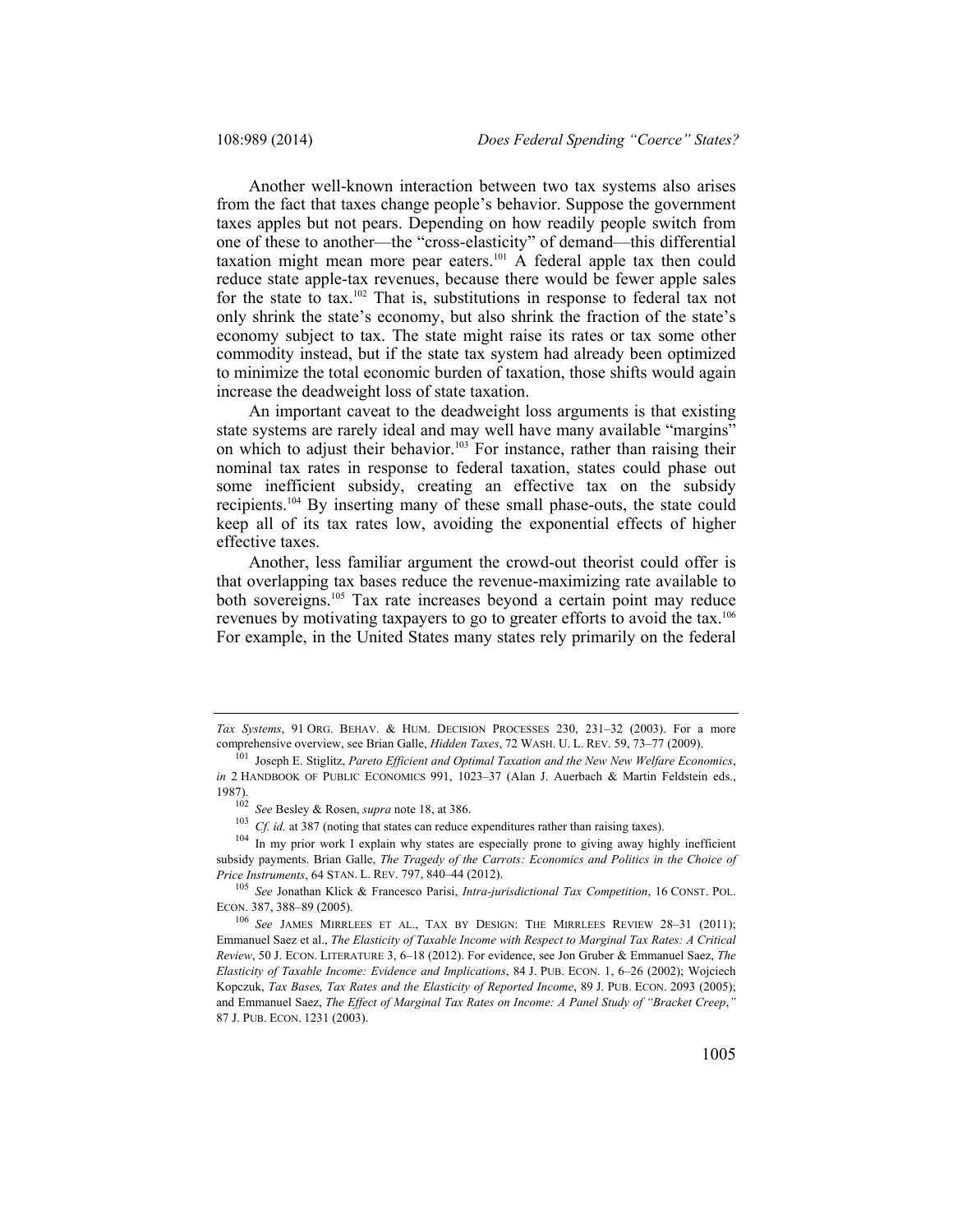Another well-known interaction between two tax systems also arises from the fact that taxes change people's behavior. Suppose the government taxes apples but not pears. Depending on how readily people switch from one of these to another—the "cross-elasticity" of demand—this differential taxation might mean more pear eaters.[101] A federal apple tax then could reduce state apple-tax revenues, because there would be fewer apple sales for the state to tax.[102] That is, substitutions in response to federal tax not only shrink the state's economy, but also shrink the fraction of the state's economy subject to tax. The state might raise its rates or tax some other commodity instead, but if the state tax system had already been optimized to minimize the total economic burden of taxation, those shifts would again increase the deadweight loss of state taxation.

An important caveat to the deadweight loss arguments is that existing state systems are rarely ideal and may well have many available "margins" on which to adjust their behavior.[103] For instance, rather than raising their nominal tax rates in response to federal taxation, states could phase out some inefficient subsidy, creating an effective tax on the subsidy recipients.[104] By inserting many of these small phase-outs, the state could keep all of its tax rates low, avoiding the exponential effects of higher effective taxes.

Another, less familiar argument the crowd-out theorist could offer is that overlapping tax bases reduce the revenue-maximizing rate available to both sovereigns.[105] Tax rate increases beyond a certain point may reduce revenues by motivating taxpayers to go to greater efforts to avoid the tax.[106] For example, in the United States many states rely primarily on the federal

---

*Tax Systems*, 91 ORG. BEHAV. & HUM. DECISION PROCESSES 230, 231–32 (2003). For a more comprehensive overview, see Brian Galle, *Hidden Taxes*, 72 WASH. U. L. REV. 59, 73–77 (2009).

[101] Joseph E. Stiglitz, *Pareto Efficient and Optimal Taxation and the New New Welfare Economics*, *in* 2 HANDBOOK OF PUBLIC ECONOMICS 991, 1023–37 (Alan J. Auerbach & Martin Feldstein eds., 1987).

[102] *See* Besley & Rosen, *supra* note 18, at 386.

[103] *Cf. id.* at 387 (noting that states can reduce expenditures rather than raising taxes).

[104] In my prior work I explain why states are especially prone to giving away highly inefficient subsidy payments. Brian Galle, *The Tragedy of the Carrots: Economics and Politics in the Choice of Price Instruments*, 64 STAN. L. REV. 797, 840–44 (2012).

[105] *See* Jonathan Klick & Francesco Parisi, *Intra-jurisdictional Tax Competition*, 16 CONST. POL. ECON. 387, 388–89 (2005).

[106] *See* JAMES MIRRLEES ET AL., TAX BY DESIGN: THE MIRRLEES REVIEW 28–31 (2011); Emmanuel Saez et al., *The Elasticity of Taxable Income with Respect to Marginal Tax Rates: A Critical Review*, 50 J. ECON. LITERATURE 3, 6–18 (2012). For evidence, see Jon Gruber & Emmanuel Saez, *The Elasticity of Taxable Income: Evidence and Implications*, 84 J. PUB. ECON. 1, 6–26 (2002); Wojciech Kopczuk, *Tax Bases, Tax Rates and the Elasticity of Reported Income*, 89 J. PUB. ECON. 2093 (2005); and Emmanuel Saez, *The Effect of Marginal Tax Rates on Income: A Panel Study of "Bracket Creep*,*"* 87 J. PUB. ECON. 1231 (2003).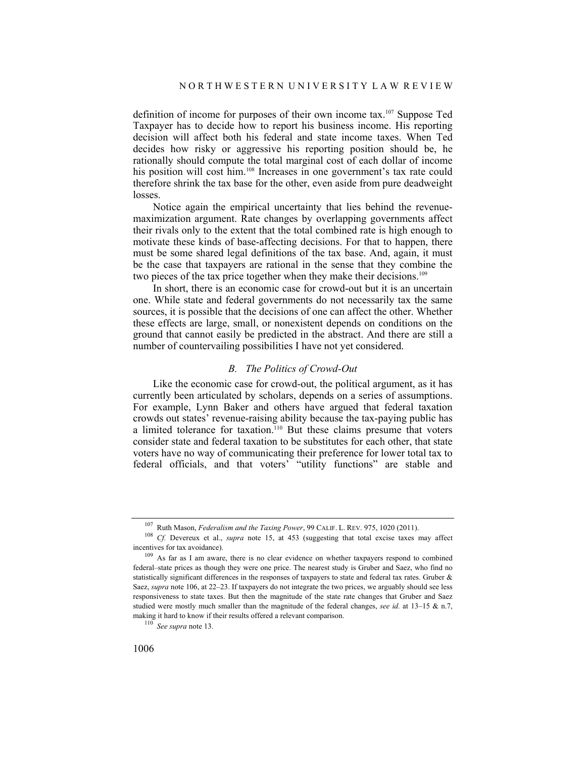definition of income for purposes of their own income tax.[107] Suppose Ted Taxpayer has to decide how to report his business income. His reporting decision will affect both his federal and state income taxes. When Ted decides how risky or aggressive his reporting position should be, he rationally should compute the total marginal cost of each dollar of income his position will cost him.[108] Increases in one government's tax rate could therefore shrink the tax base for the other, even aside from pure deadweight losses.

Notice again the empirical uncertainty that lies behind the revenue-maximization argument. Rate changes by overlapping governments affect their rivals only to the extent that the total combined rate is high enough to motivate these kinds of base-affecting decisions. For that to happen, there must be some shared legal definitions of the tax base. And, again, it must be the case that taxpayers are rational in the sense that they combine the two pieces of the tax price together when they make their decisions.[109]

In short, there is an economic case for crowd-out but it is an uncertain one. While state and federal governments do not necessarily tax the same sources, it is possible that the decisions of one can affect the other. Whether these effects are large, small, or nonexistent depends on conditions on the ground that cannot easily be predicted in the abstract. And there are still a number of countervailing possibilities I have not yet considered.

### *B. The Politics of Crowd-Out*

Like the economic case for crowd-out, the political argument, as it has currently been articulated by scholars, depends on a series of assumptions. For example, Lynn Baker and others have argued that federal taxation crowds out states' revenue-raising ability because the tax-paying public has a limited tolerance for taxation.[110] But these claims presume that voters consider state and federal taxation to be substitutes for each other, that state voters have no way of communicating their preference for lower total tax to federal officials, and that voters' "utility functions" are stable and

---

[107] Ruth Mason, *Federalism and the Taxing Power*, 99 CALIF. L. REV. 975, 1020 (2011).

[108] *Cf.* Devereux et al., *supra* note 15, at 453 (suggesting that total excise taxes may affect incentives for tax avoidance).

[109] As far as I am aware, there is no clear evidence on whether taxpayers respond to combined federal–state prices as though they were one price. The nearest study is Gruber and Saez, who find no statistically significant differences in the responses of taxpayers to state and federal tax rates. Gruber & Saez, *supra* note 106, at 22–23. If taxpayers do not integrate the two prices, we arguably should see less responsiveness to state taxes. But then the magnitude of the state rate changes that Gruber and Saez studied were mostly much smaller than the magnitude of the federal changes, *see id.* at 13–15 & n.7, making it hard to know if their results offered a relevant comparison.

[110] *See supra* note 13.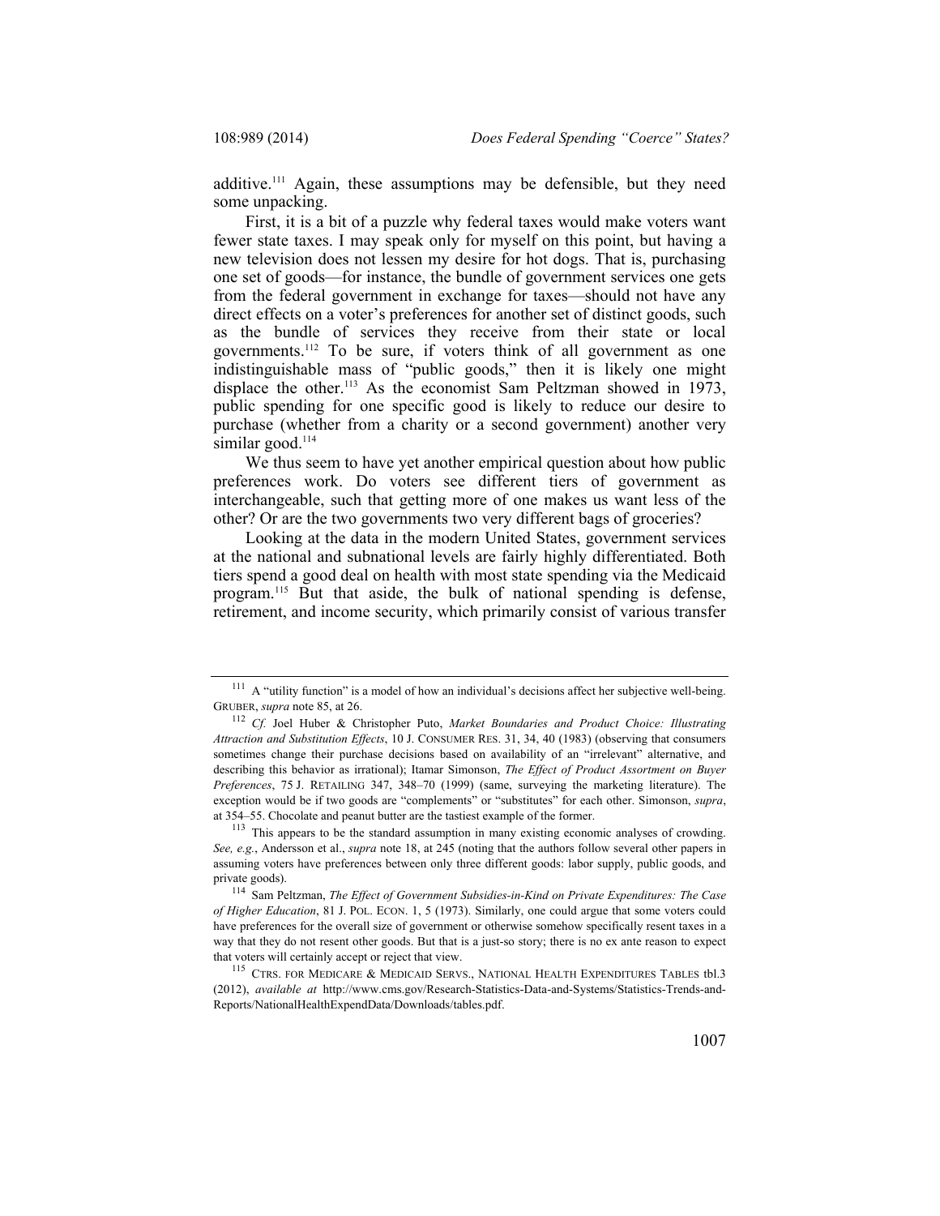additive.[111] Again, these assumptions may be defensible, but they need some unpacking.

First, it is a bit of a puzzle why federal taxes would make voters want fewer state taxes. I may speak only for myself on this point, but having a new television does not lessen my desire for hot dogs. That is, purchasing one set of goods—for instance, the bundle of government services one gets from the federal government in exchange for taxes—should not have any direct effects on a voter's preferences for another set of distinct goods, such as the bundle of services they receive from their state or local governments.[112] To be sure, if voters think of all government as one indistinguishable mass of "public goods," then it is likely one might displace the other.[113] As the economist Sam Peltzman showed in 1973, public spending for one specific good is likely to reduce our desire to purchase (whether from a charity or a second government) another very similar good.[114]

We thus seem to have yet another empirical question about how public preferences work. Do voters see different tiers of government as interchangeable, such that getting more of one makes us want less of the other? Or are the two governments two very different bags of groceries?

Looking at the data in the modern United States, government services at the national and subnational levels are fairly highly differentiated. Both tiers spend a good deal on health with most state spending via the Medicaid program.[115] But that aside, the bulk of national spending is defense, retirement, and income security, which primarily consist of various transfer

---

[111] A "utility function" is a model of how an individual's decisions affect her subjective well-being. GRUBER, *supra* note 85, at 26.

[112] *Cf.* Joel Huber & Christopher Puto, *Market Boundaries and Product Choice: Illustrating Attraction and Substitution Effects*, 10 J. CONSUMER RES. 31, 34, 40 (1983) (observing that consumers sometimes change their purchase decisions based on availability of an "irrelevant" alternative, and describing this behavior as irrational); Itamar Simonson, *The Effect of Product Assortment on Buyer Preferences*, 75 J. RETAILING 347, 348–70 (1999) (same, surveying the marketing literature). The exception would be if two goods are "complements" or "substitutes" for each other. Simonson, *supra*, at 354–55. Chocolate and peanut butter are the tastiest example of the former.

[113] This appears to be the standard assumption in many existing economic analyses of crowding. *See, e.g.*, Andersson et al., *supra* note 18, at 245 (noting that the authors follow several other papers in assuming voters have preferences between only three different goods: labor supply, public goods, and private goods).

[114] Sam Peltzman, *The Effect of Government Subsidies-in-Kind on Private Expenditures: The Case of Higher Education*, 81 J. POL. ECON. 1, 5 (1973). Similarly, one could argue that some voters could have preferences for the overall size of government or otherwise somehow specifically resent taxes in a way that they do not resent other goods. But that is a just-so story; there is no ex ante reason to expect that voters will certainly accept or reject that view.

[115] CTRS. FOR MEDICARE & MEDICAID SERVS., NATIONAL HEALTH EXPENDITURES TABLES tbl.3 (2012), *available at* http://www.cms.gov/Research-Statistics-Data-and-Systems/Statistics-Trends-and-Reports/NationalHealthExpendData/Downloads/tables.pdf.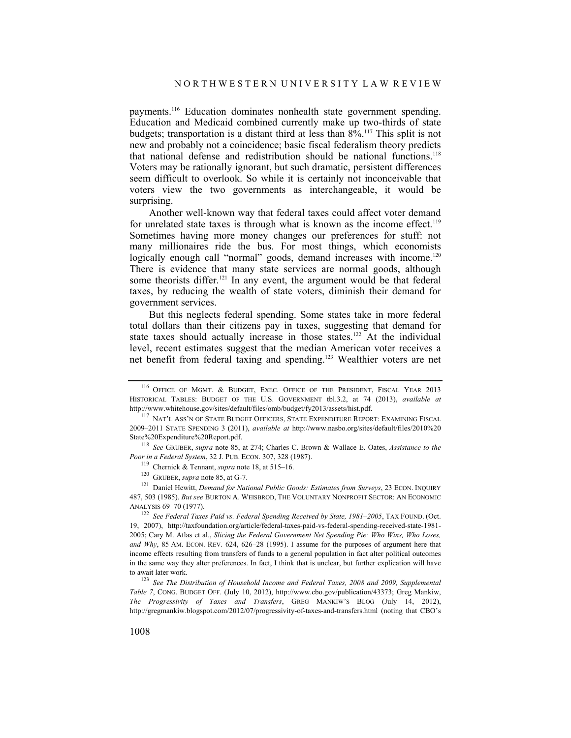payments.[116] Education dominates nonhealth state government spending. Education and Medicaid combined currently make up two-thirds of state budgets; transportation is a distant third at less than 8%.[117] This split is not new and probably not a coincidence; basic fiscal federalism theory predicts that national defense and redistribution should be national functions.[118] Voters may be rationally ignorant, but such dramatic, persistent differences seem difficult to overlook. So while it is certainly not inconceivable that voters view the two governments as interchangeable, it would be surprising.

Another well-known way that federal taxes could affect voter demand for unrelated state taxes is through what is known as the income effect.[119] Sometimes having more money changes our preferences for stuff: not many millionaires ride the bus. For most things, which economists logically enough call "normal" goods, demand increases with income.[120] There is evidence that many state services are normal goods, although some theorists differ.[121] In any event, the argument would be that federal taxes, by reducing the wealth of state voters, diminish their demand for government services.

But this neglects federal spending. Some states take in more federal total dollars than their citizens pay in taxes, suggesting that demand for state taxes should actually increase in those states.[122] At the individual level, recent estimates suggest that the median American voter receives a net benefit from federal taxing and spending.[123] Wealthier voters are net

---

[116] OFFICE OF MGMT. & BUDGET, EXEC. OFFICE OF THE PRESIDENT, FISCAL YEAR 2013 HISTORICAL TABLES: BUDGET OF THE U.S. GOVERNMENT tbl.3.2, at 74 (2013), *available at* http://www.whitehouse.gov/sites/default/files/omb/budget/fy2013/assets/hist.pdf.

[117] NAT'L ASS'N OF STATE BUDGET OFFICERS, STATE EXPENDITURE REPORT: EXAMINING FISCAL 2009–2011 STATE SPENDING 3 (2011), *available at* http://www.nasbo.org/sites/default/files/2010%20 State%20Expenditure%20Report.pdf.

[118] *See* GRUBER, *supra* note 85, at 274; Charles C. Brown & Wallace E. Oates, *Assistance to the Poor in a Federal System*, 32 J. PUB. ECON. 307, 328 (1987).

[119] Chernick & Tennant, *supra* note 18, at 515–16.

[120] GRUBER, *supra* note 85, at G-7.

[121] Daniel Hewitt, *Demand for National Public Goods: Estimates from Surveys*, 23 ECON. INQUIRY 487, 503 (1985). *But see* BURTON A. WEISBROD, THE VOLUNTARY NONPROFIT SECTOR: AN ECONOMIC ANALYSIS 69–70 (1977).

[122] *See Federal Taxes Paid vs. Federal Spending Received by State, 1981–2005*, TAX FOUND. (Oct. 19, 2007), http://taxfoundation.org/article/federal-taxes-paid-vs-federal-spending-received-state-1981-2005; Cary M. Atlas et al., *Slicing the Federal Government Net Spending Pie: Who Wins, Who Loses, and Why*, 85 AM. ECON. REV. 624, 626–28 (1995). I assume for the purposes of argument here that income effects resulting from transfers of funds to a general population in fact alter political outcomes in the same way they alter preferences. In fact, I think that is unclear, but further explication will have to await later work.

[123] *See The Distribution of Household Income and Federal Taxes, 2008 and 2009, Supplemental Table 7*, CONG. BUDGET OFF. (July 10, 2012), http://www.cbo.gov/publication/43373; Greg Mankiw, *The Progressivity of Taxes and Transfers*, GREG MANKIW'S BLOG (July 14, 2012), http://gregmankiw.blogspot.com/2012/07/progressivity-of-taxes-and-transfers.html (noting that CBO's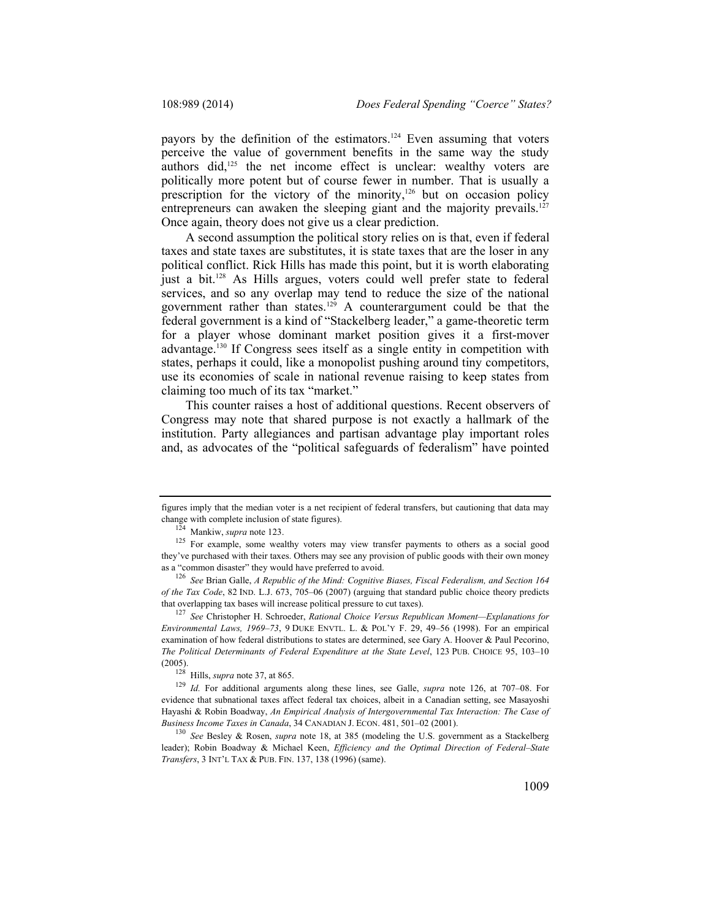payors by the definition of the estimators.[124] Even assuming that voters perceive the value of government benefits in the same way the study authors did,[125] the net income effect is unclear: wealthy voters are politically more potent but of course fewer in number. That is usually a prescription for the victory of the minority,[126] but on occasion policy entrepreneurs can awaken the sleeping giant and the majority prevails.[127] Once again, theory does not give us a clear prediction.

A second assumption the political story relies on is that, even if federal taxes and state taxes are substitutes, it is state taxes that are the loser in any political conflict. Rick Hills has made this point, but it is worth elaborating just a bit.[128] As Hills argues, voters could well prefer state to federal services, and so any overlap may tend to reduce the size of the national government rather than states.[129] A counterargument could be that the federal government is a kind of "Stackelberg leader," a game-theoretic term for a player whose dominant market position gives it a first-mover advantage.[130] If Congress sees itself as a single entity in competition with states, perhaps it could, like a monopolist pushing around tiny competitors, use its economies of scale in national revenue raising to keep states from claiming too much of its tax "market."

This counter raises a host of additional questions. Recent observers of Congress may note that shared purpose is not exactly a hallmark of the institution. Party allegiances and partisan advantage play important roles and, as advocates of the "political safeguards of federalism" have pointed

---

figures imply that the median voter is a net recipient of federal transfers, but cautioning that data may change with complete inclusion of state figures).

[124] Mankiw, *supra* note 123.

[125] For example, some wealthy voters may view transfer payments to others as a social good they've purchased with their taxes. Others may see any provision of public goods with their own money as a "common disaster" they would have preferred to avoid.

[126] *See* Brian Galle, *A Republic of the Mind: Cognitive Biases, Fiscal Federalism, and Section 164 of the Tax Code*, 82 IND. L.J. 673, 705–06 (2007) (arguing that standard public choice theory predicts that overlapping tax bases will increase political pressure to cut taxes).

[127] *See* Christopher H. Schroeder, *Rational Choice Versus Republican Moment—Explanations for Environmental Laws, 1969–73*, 9 DUKE ENVTL. L. & POL'Y F. 29, 49–56 (1998). For an empirical examination of how federal distributions to states are determined, see Gary A. Hoover & Paul Pecorino, *The Political Determinants of Federal Expenditure at the State Level*, 123 PUB. CHOICE 95, 103–10 (2005).

[128] Hills, *supra* note 37, at 865.

[129] *Id.* For additional arguments along these lines, see Galle, *supra* note 126, at 707–08. For evidence that subnational taxes affect federal tax choices, albeit in a Canadian setting, see Masayoshi Hayashi & Robin Boadway, *An Empirical Analysis of Intergovernmental Tax Interaction: The Case of Business Income Taxes in Canada*, 34 CANADIAN J. ECON. 481, 501–02 (2001).

[130] *See* Besley & Rosen, *supra* note 18, at 385 (modeling the U.S. government as a Stackelberg leader); Robin Boadway & Michael Keen, *Efficiency and the Optimal Direction of Federal–State Transfers*, 3 INT'L TAX & PUB. FIN. 137, 138 (1996) (same).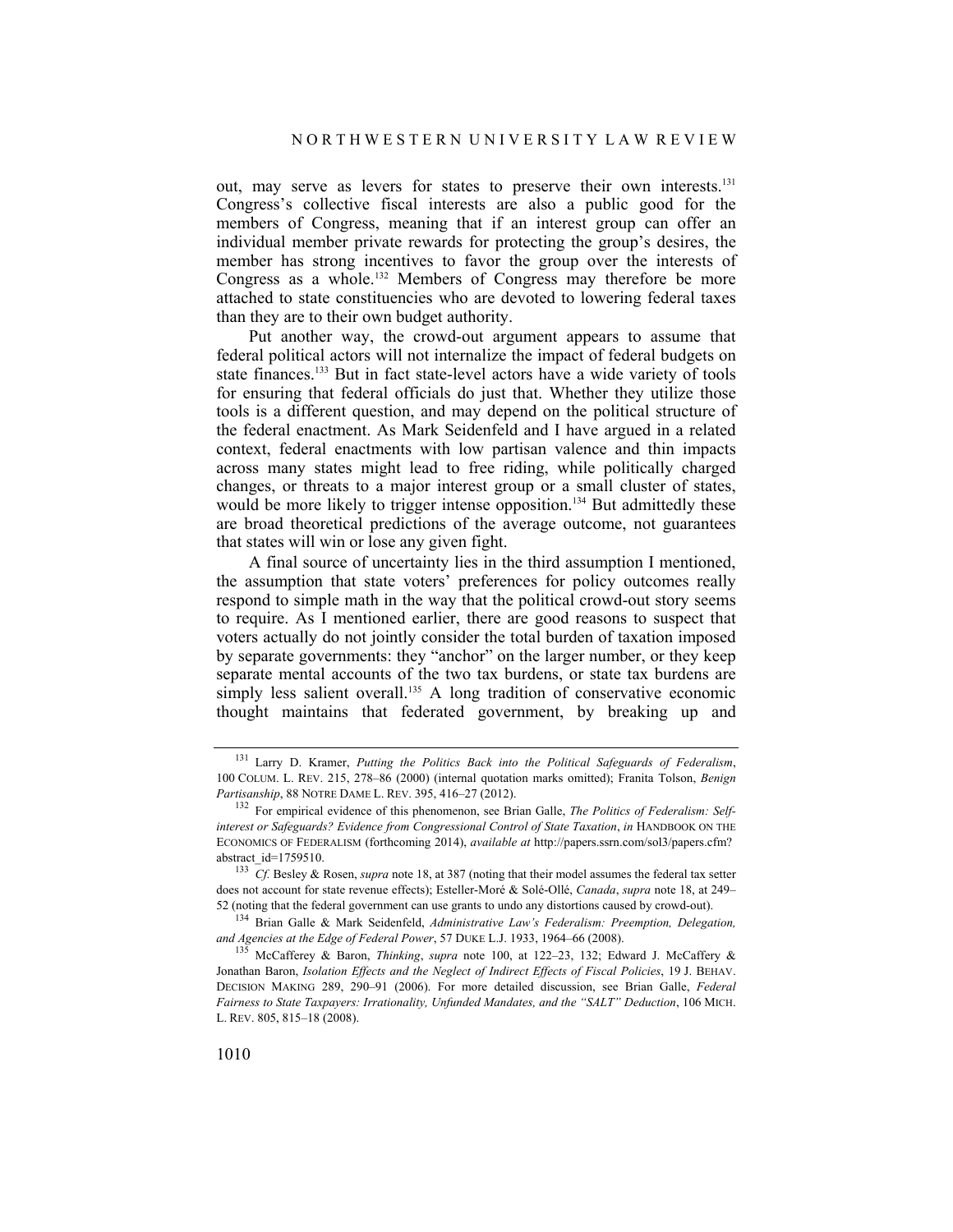out, may serve as levers for states to preserve their own interests.[131] Congress's collective fiscal interests are also a public good for the members of Congress, meaning that if an interest group can offer an individual member private rewards for protecting the group's desires, the member has strong incentives to favor the group over the interests of Congress as a whole.[132] Members of Congress may therefore be more attached to state constituencies who are devoted to lowering federal taxes than they are to their own budget authority.

Put another way, the crowd-out argument appears to assume that federal political actors will not internalize the impact of federal budgets on state finances.[133] But in fact state-level actors have a wide variety of tools for ensuring that federal officials do just that. Whether they utilize those tools is a different question, and may depend on the political structure of the federal enactment. As Mark Seidenfeld and I have argued in a related context, federal enactments with low partisan valence and thin impacts across many states might lead to free riding, while politically charged changes, or threats to a major interest group or a small cluster of states, would be more likely to trigger intense opposition.[134] But admittedly these are broad theoretical predictions of the average outcome, not guarantees that states will win or lose any given fight.

A final source of uncertainty lies in the third assumption I mentioned, the assumption that state voters' preferences for policy outcomes really respond to simple math in the way that the political crowd-out story seems to require. As I mentioned earlier, there are good reasons to suspect that voters actually do not jointly consider the total burden of taxation imposed by separate governments: they "anchor" on the larger number, or they keep separate mental accounts of the two tax burdens, or state tax burdens are simply less salient overall.[135] A long tradition of conservative economic thought maintains that federated government, by breaking up and

---

[131] Larry D. Kramer, *Putting the Politics Back into the Political Safeguards of Federalism*, 100 COLUM. L. REV. 215, 278–86 (2000) (internal quotation marks omitted); Franita Tolson, *Benign Partisanship*, 88 NOTRE DAME L. REV. 395, 416–27 (2012).

[132] For empirical evidence of this phenomenon, see Brian Galle, *The Politics of Federalism: Self-interest or Safeguards? Evidence from Congressional Control of State Taxation*, *in* HANDBOOK ON THE ECONOMICS OF FEDERALISM (forthcoming 2014), *available at* http://papers.ssrn.com/sol3/papers.cfm?abstract_id=1759510.

[133] *Cf.* Besley & Rosen, *supra* note 18, at 387 (noting that their model assumes the federal tax setter does not account for state revenue effects); Esteller-Moré & Solé-Ollé, *Canada*, *supra* note 18, at 249–52 (noting that the federal government can use grants to undo any distortions caused by crowd-out).

[134] Brian Galle & Mark Seidenfeld, *Administrative Law's Federalism: Preemption, Delegation, and Agencies at the Edge of Federal Power*, 57 DUKE L.J. 1933, 1964–66 (2008).

[135] McCafferey & Baron, *Thinking*, *supra* note 100, at 122–23, 132; Edward J. McCaffery & Jonathan Baron, *Isolation Effects and the Neglect of Indirect Effects of Fiscal Policies*, 19 J. BEHAV. DECISION MAKING 289, 290–91 (2006). For more detailed discussion, see Brian Galle, *Federal Fairness to State Taxpayers: Irrationality, Unfunded Mandates, and the "SALT" Deduction*, 106 MICH. L. REV. 805, 815–18 (2008).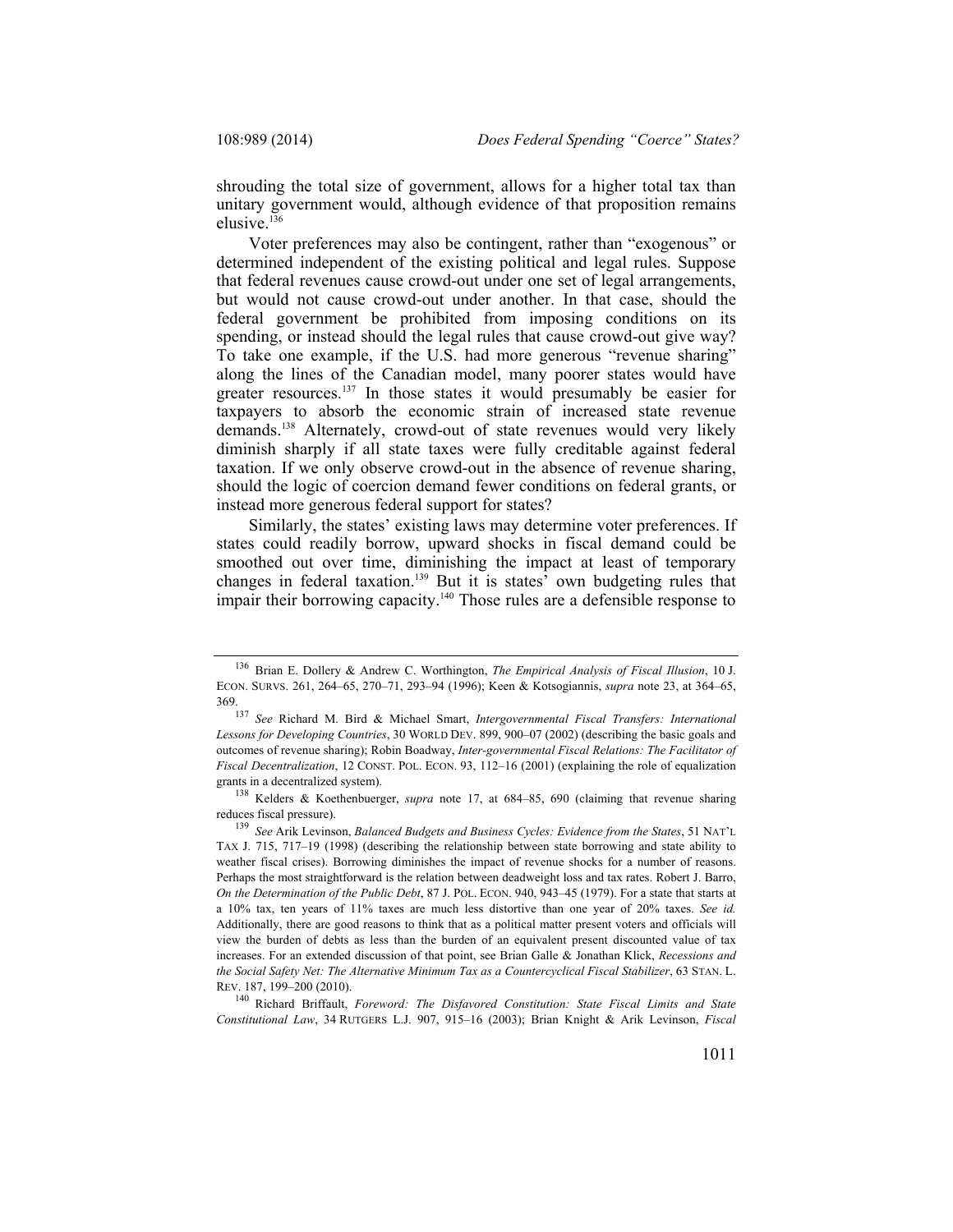shrouding the total size of government, allows for a higher total tax than unitary government would, although evidence of that proposition remains elusive.[136]

Voter preferences may also be contingent, rather than "exogenous" or determined independent of the existing political and legal rules. Suppose that federal revenues cause crowd-out under one set of legal arrangements, but would not cause crowd-out under another. In that case, should the federal government be prohibited from imposing conditions on its spending, or instead should the legal rules that cause crowd-out give way? To take one example, if the U.S. had more generous "revenue sharing" along the lines of the Canadian model, many poorer states would have greater resources.[137] In those states it would presumably be easier for taxpayers to absorb the economic strain of increased state revenue demands.[138] Alternately, crowd-out of state revenues would very likely diminish sharply if all state taxes were fully creditable against federal taxation. If we only observe crowd-out in the absence of revenue sharing, should the logic of coercion demand fewer conditions on federal grants, or instead more generous federal support for states?

Similarly, the states' existing laws may determine voter preferences. If states could readily borrow, upward shocks in fiscal demand could be smoothed out over time, diminishing the impact at least of temporary changes in federal taxation.[139] But it is states' own budgeting rules that impair their borrowing capacity.[140] Those rules are a defensible response to

---

[136] Brian E. Dollery & Andrew C. Worthington, *The Empirical Analysis of Fiscal Illusion*, 10 J. ECON. SURVS. 261, 264–65, 270–71, 293–94 (1996); Keen & Kotsogiannis, *supra* note 23, at 364–65, 369.

[137] *See* Richard M. Bird & Michael Smart, *Intergovernmental Fiscal Transfers: International Lessons for Developing Countries*, 30 WORLD DEV. 899, 900–07 (2002) (describing the basic goals and outcomes of revenue sharing); Robin Boadway, *Inter-governmental Fiscal Relations: The Facilitator of Fiscal Decentralization*, 12 CONST. POL. ECON. 93, 112–16 (2001) (explaining the role of equalization grants in a decentralized system).

[138] Kelders & Koethenbuerger, *supra* note 17, at 684–85, 690 (claiming that revenue sharing reduces fiscal pressure).

[139] *See* Arik Levinson, *Balanced Budgets and Business Cycles: Evidence from the States*, 51 NAT'L TAX J. 715, 717–19 (1998) (describing the relationship between state borrowing and state ability to weather fiscal crises). Borrowing diminishes the impact of revenue shocks for a number of reasons. Perhaps the most straightforward is the relation between deadweight loss and tax rates. Robert J. Barro, *On the Determination of the Public Debt*, 87 J. POL. ECON. 940, 943–45 (1979). For a state that starts at a 10% tax, ten years of 11% taxes are much less distortive than one year of 20% taxes. *See id.* Additionally, there are good reasons to think that as a political matter present voters and officials will view the burden of debts as less than the burden of an equivalent present discounted value of tax increases. For an extended discussion of that point, see Brian Galle & Jonathan Klick, *Recessions and the Social Safety Net: The Alternative Minimum Tax as a Countercyclical Fiscal Stabilizer*, 63 STAN. L. REV. 187, 199–200 (2010).

[140] Richard Briffault, *Foreword: The Disfavored Constitution: State Fiscal Limits and State Constitutional Law*, 34 RUTGERS L.J. 907, 915–16 (2003); Brian Knight & Arik Levinson, *Fiscal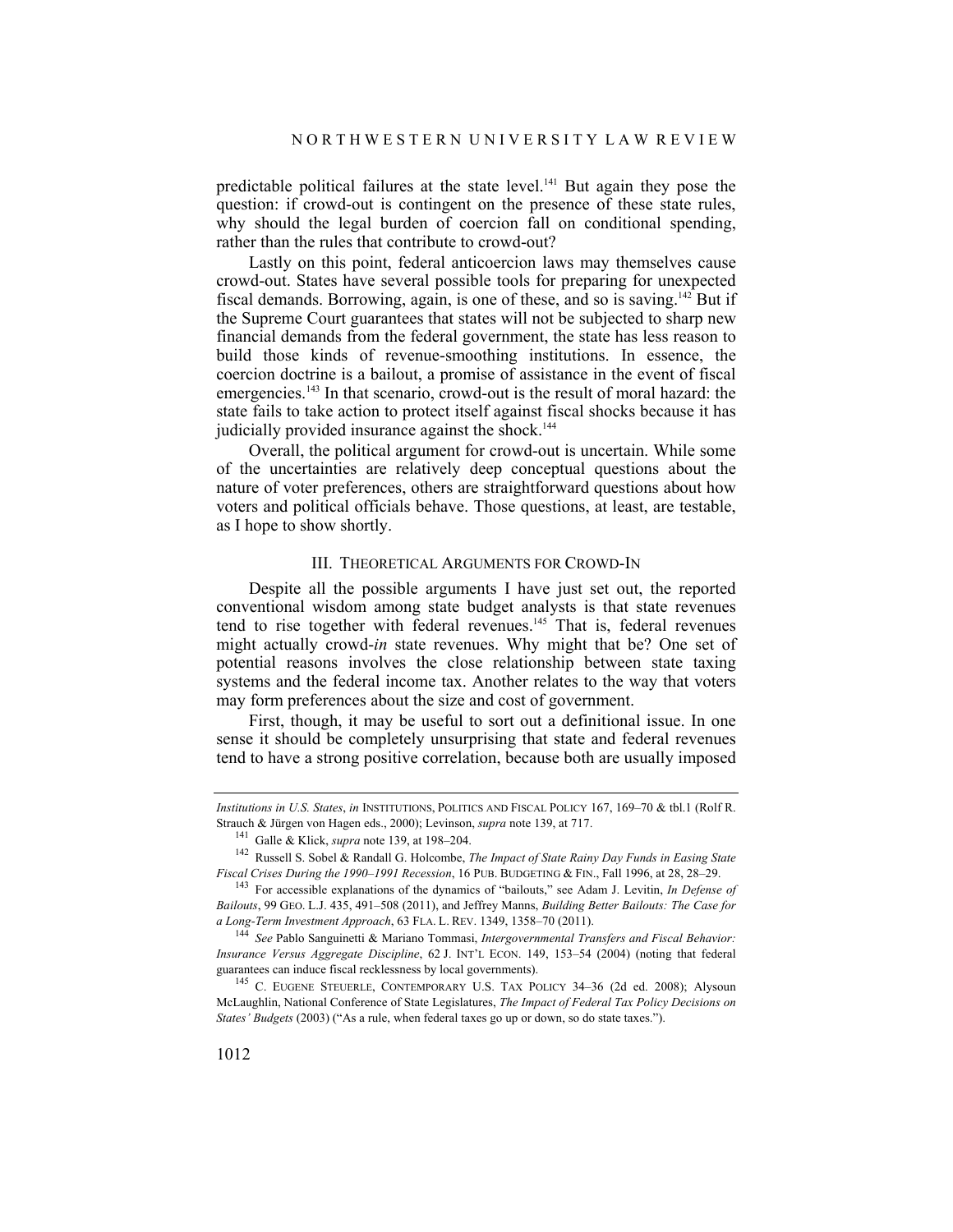predictable political failures at the state level.[141] But again they pose the question: if crowd-out is contingent on the presence of these state rules, why should the legal burden of coercion fall on conditional spending, rather than the rules that contribute to crowd-out?

Lastly on this point, federal anticoercion laws may themselves cause crowd-out. States have several possible tools for preparing for unexpected fiscal demands. Borrowing, again, is one of these, and so is saving.[142] But if the Supreme Court guarantees that states will not be subjected to sharp new financial demands from the federal government, the state has less reason to build those kinds of revenue-smoothing institutions. In essence, the coercion doctrine is a bailout, a promise of assistance in the event of fiscal emergencies.[143] In that scenario, crowd-out is the result of moral hazard: the state fails to take action to protect itself against fiscal shocks because it has judicially provided insurance against the shock.[144]

Overall, the political argument for crowd-out is uncertain. While some of the uncertainties are relatively deep conceptual questions about the nature of voter preferences, others are straightforward questions about how voters and political officials behave. Those questions, at least, are testable, as I hope to show shortly.

## III. THEORETICAL ARGUMENTS FOR CROWD-IN

Despite all the possible arguments I have just set out, the reported conventional wisdom among state budget analysts is that state revenues tend to rise together with federal revenues.[145] That is, federal revenues might actually crowd-*in* state revenues. Why might that be? One set of potential reasons involves the close relationship between state taxing systems and the federal income tax. Another relates to the way that voters may form preferences about the size and cost of government.

First, though, it may be useful to sort out a definitional issue. In one sense it should be completely unsurprising that state and federal revenues tend to have a strong positive correlation, because both are usually imposed

---

*Institutions in U.S. States*, *in* INSTITUTIONS, POLITICS AND FISCAL POLICY 167, 169–70 & tbl.1 (Rolf R. Strauch & Jürgen von Hagen eds., 2000); Levinson, *supra* note 139, at 717.

[141] Galle & Klick, *supra* note 139, at 198–204.

[142] Russell S. Sobel & Randall G. Holcombe, *The Impact of State Rainy Day Funds in Easing State Fiscal Crises During the 1990–1991 Recession*, 16 PUB. BUDGETING & FIN., Fall 1996, at 28, 28–29.

[143] For accessible explanations of the dynamics of "bailouts," see Adam J. Levitin, *In Defense of Bailouts*, 99 GEO. L.J. 435, 491–508 (2011), and Jeffrey Manns, *Building Better Bailouts: The Case for a Long-Term Investment Approach*, 63 FLA. L. REV. 1349, 1358–70 (2011).

[144] *See* Pablo Sanguinetti & Mariano Tommasi, *Intergovernmental Transfers and Fiscal Behavior: Insurance Versus Aggregate Discipline*, 62 J. INT'L ECON. 149, 153–54 (2004) (noting that federal guarantees can induce fiscal recklessness by local governments).

[145] C. EUGENE STEUERLE, CONTEMPORARY U.S. TAX POLICY 34–36 (2d ed. 2008); Alysoun McLaughlin, National Conference of State Legislatures, *The Impact of Federal Tax Policy Decisions on States' Budgets* (2003) ("As a rule, when federal taxes go up or down, so do state taxes.").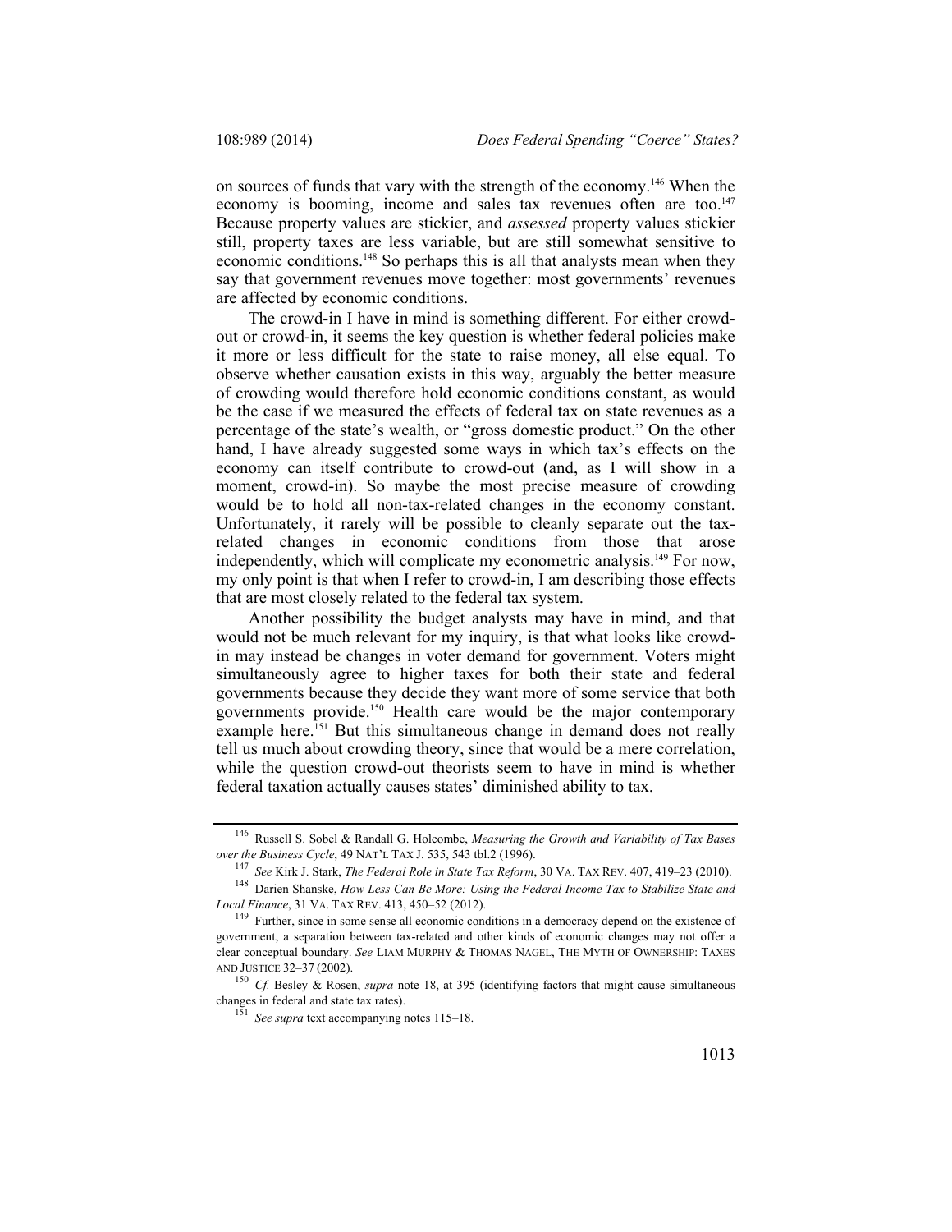on sources of funds that vary with the strength of the economy.[146] When the economy is booming, income and sales tax revenues often are too.[147] Because property values are stickier, and *assessed* property values stickier still, property taxes are less variable, but are still somewhat sensitive to economic conditions.[148] So perhaps this is all that analysts mean when they say that government revenues move together: most governments' revenues are affected by economic conditions.

The crowd-in I have in mind is something different. For either crowd-out or crowd-in, it seems the key question is whether federal policies make it more or less difficult for the state to raise money, all else equal. To observe whether causation exists in this way, arguably the better measure of crowding would therefore hold economic conditions constant, as would be the case if we measured the effects of federal tax on state revenues as a percentage of the state's wealth, or "gross domestic product." On the other hand, I have already suggested some ways in which tax's effects on the economy can itself contribute to crowd-out (and, as I will show in a moment, crowd-in). So maybe the most precise measure of crowding would be to hold all non-tax-related changes in the economy constant. Unfortunately, it rarely will be possible to cleanly separate out the tax-related changes in economic conditions from those that arose independently, which will complicate my econometric analysis.[149] For now, my only point is that when I refer to crowd-in, I am describing those effects that are most closely related to the federal tax system.

Another possibility the budget analysts may have in mind, and that would not be much relevant for my inquiry, is that what looks like crowd-in may instead be changes in voter demand for government. Voters might simultaneously agree to higher taxes for both their state and federal governments because they decide they want more of some service that both governments provide.[150] Health care would be the major contemporary example here.[151] But this simultaneous change in demand does not really tell us much about crowding theory, since that would be a mere correlation, while the question crowd-out theorists seem to have in mind is whether federal taxation actually causes states' diminished ability to tax.

---

[146] Russell S. Sobel & Randall G. Holcombe, *Measuring the Growth and Variability of Tax Bases over the Business Cycle*, 49 NAT'L TAX J. 535, 543 tbl.2 (1996).

[147] *See* Kirk J. Stark, *The Federal Role in State Tax Reform*, 30 VA. TAX REV. 407, 419–23 (2010).

[148] Darien Shanske, *How Less Can Be More: Using the Federal Income Tax to Stabilize State and Local Finance*, 31 VA. TAX REV. 413, 450–52 (2012).

[149] Further, since in some sense all economic conditions in a democracy depend on the existence of government, a separation between tax-related and other kinds of economic changes may not offer a clear conceptual boundary. *See* LIAM MURPHY & THOMAS NAGEL, THE MYTH OF OWNERSHIP: TAXES AND JUSTICE 32–37 (2002).

[150] *Cf.* Besley & Rosen, *supra* note 18, at 395 (identifying factors that might cause simultaneous changes in federal and state tax rates).

[151] *See supra* text accompanying notes 115–18.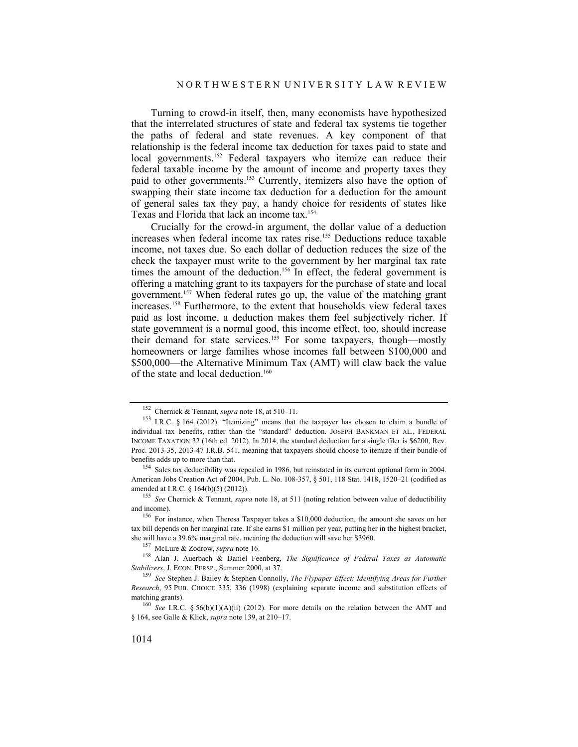Turning to crowd-in itself, then, many economists have hypothesized that the interrelated structures of state and federal tax systems tie together the paths of federal and state revenues. A key component of that relationship is the federal income tax deduction for taxes paid to state and local governments.[152] Federal taxpayers who itemize can reduce their federal taxable income by the amount of income and property taxes they paid to other governments.[153] Currently, itemizers also have the option of swapping their state income tax deduction for a deduction for the amount of general sales tax they pay, a handy choice for residents of states like Texas and Florida that lack an income tax.[154]

Crucially for the crowd-in argument, the dollar value of a deduction increases when federal income tax rates rise.[155] Deductions reduce taxable income, not taxes due. So each dollar of deduction reduces the size of the check the taxpayer must write to the government by her marginal tax rate times the amount of the deduction.[156] In effect, the federal government is offering a matching grant to its taxpayers for the purchase of state and local government.[157] When federal rates go up, the value of the matching grant increases.[158] Furthermore, to the extent that households view federal taxes paid as lost income, a deduction makes them feel subjectively richer. If state government is a normal good, this income effect, too, should increase their demand for state services.[159] For some taxpayers, though—mostly homeowners or large families whose incomes fall between $100,000 and $500,000—the Alternative Minimum Tax (AMT) will claw back the value of the state and local deduction.[160]

---

[152] Chernick & Tennant, *supra* note 18, at 510–11.

[153] I.R.C. § 164 (2012). "Itemizing" means that the taxpayer has chosen to claim a bundle of individual tax benefits, rather than the "standard" deduction. JOSEPH BANKMAN ET AL., FEDERAL INCOME TAXATION 32 (16th ed. 2012). In 2014, the standard deduction for a single filer is $6200, Rev. Proc. 2013-35, 2013-47 I.R.B. 541, meaning that taxpayers should choose to itemize if their bundle of benefits adds up to more than that.

[154] Sales tax deductibility was repealed in 1986, but reinstated in its current optional form in 2004. American Jobs Creation Act of 2004, Pub. L. No. 108-357, § 501, 118 Stat. 1418, 1520–21 (codified as amended at I.R.C. § 164(b)(5) (2012)).

[155] *See* Chernick & Tennant, *supra* note 18, at 511 (noting relation between value of deductibility and income).

[156] For instance, when Theresa Taxpayer takes a $10,000 deduction, the amount she saves on her tax bill depends on her marginal rate. If she earns $1 million per year, putting her in the highest bracket, she will have a 39.6% marginal rate, meaning the deduction will save her $3960.

[157] McLure & Zodrow, *supra* note 16.

[158] Alan J. Auerbach & Daniel Feenberg, *The Significance of Federal Taxes as Automatic Stabilizers*, J. ECON. PERSP., Summer 2000, at 37.

[159] *See* Stephen J. Bailey & Stephen Connolly, *The Flypaper Effect: Identifying Areas for Further Research*, 95 PUB. CHOICE 335, 336 (1998) (explaining separate income and substitution effects of matching grants).

[160] *See* I.R.C. § 56(b)(1)(A)(ii) (2012). For more details on the relation between the AMT and § 164, see Galle & Klick, *supra* note 139, at 210–17.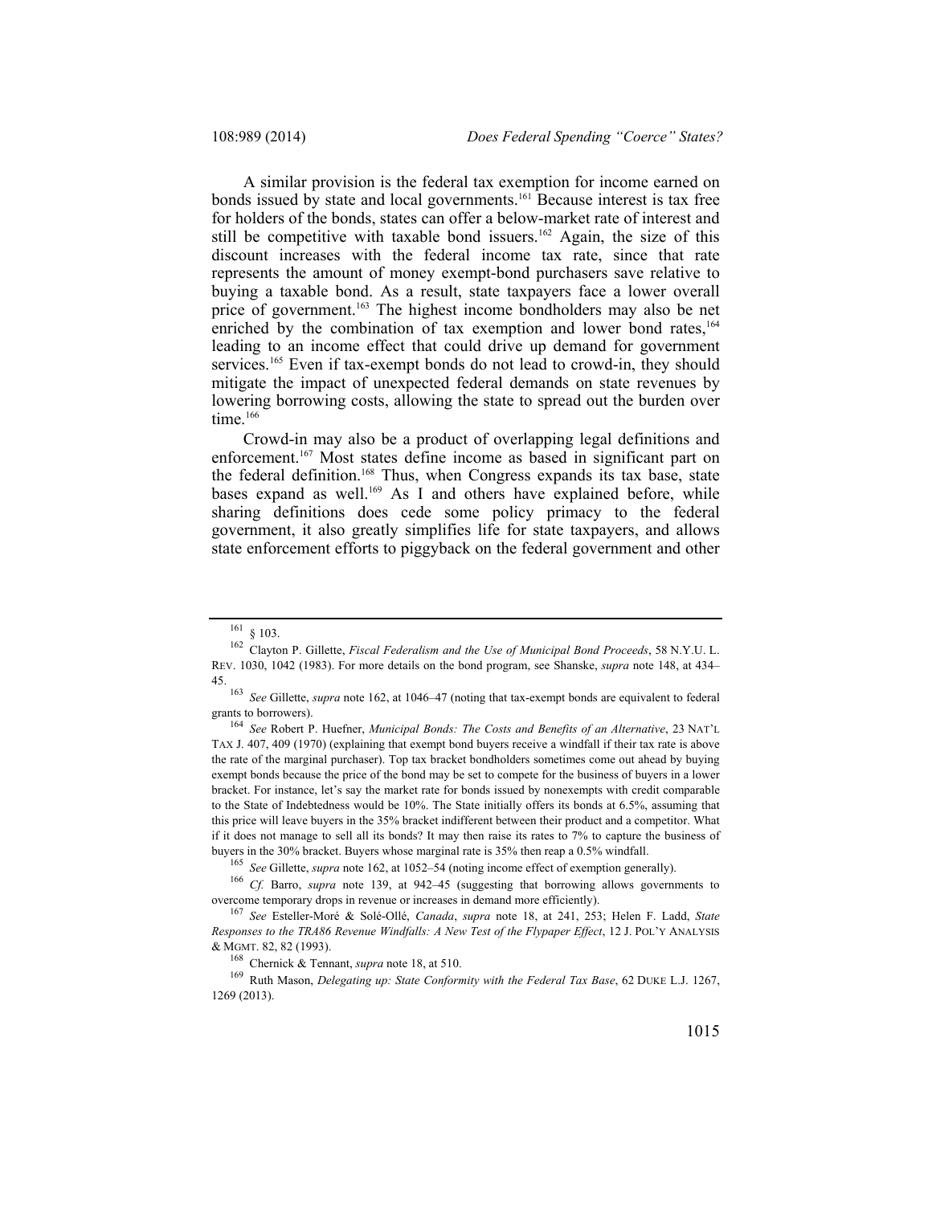A similar provision is the federal tax exemption for income earned on bonds issued by state and local governments.[161] Because interest is tax free for holders of the bonds, states can offer a below-market rate of interest and still be competitive with taxable bond issuers.[162] Again, the size of this discount increases with the federal income tax rate, since that rate represents the amount of money exempt-bond purchasers save relative to buying a taxable bond. As a result, state taxpayers face a lower overall price of government.[163] The highest income bondholders may also be net enriched by the combination of tax exemption and lower bond rates,[164] leading to an income effect that could drive up demand for government services.[165] Even if tax-exempt bonds do not lead to crowd-in, they should mitigate the impact of unexpected federal demands on state revenues by lowering borrowing costs, allowing the state to spread out the burden over time.[166]

Crowd-in may also be a product of overlapping legal definitions and enforcement.[167] Most states define income as based in significant part on the federal definition.[168] Thus, when Congress expands its tax base, state bases expand as well.[169] As I and others have explained before, while sharing definitions does cede some policy primacy to the federal government, it also greatly simplifies life for state taxpayers, and allows state enforcement efforts to piggyback on the federal government and other

---

[161] § 103.

[162] Clayton P. Gillette, *Fiscal Federalism and the Use of Municipal Bond Proceeds*, 58 N.Y.U. L. REV. 1030, 1042 (1983). For more details on the bond program, see Shanske, *supra* note 148, at 434–45.

[163] *See* Gillette, *supra* note 162, at 1046–47 (noting that tax-exempt bonds are equivalent to federal grants to borrowers).

[164] *See* Robert P. Huefner, *Municipal Bonds: The Costs and Benefits of an Alternative*, 23 NAT'L TAX J. 407, 409 (1970) (explaining that exempt bond buyers receive a windfall if their tax rate is above the rate of the marginal purchaser). Top tax bracket bondholders sometimes come out ahead by buying exempt bonds because the price of the bond may be set to compete for the business of buyers in a lower bracket. For instance, let's say the market rate for bonds issued by nonexempts with credit comparable to the State of Indebtedness would be 10%. The State initially offers its bonds at 6.5%, assuming that this price will leave buyers in the 35% bracket indifferent between their product and a competitor. What if it does not manage to sell all its bonds? It may then raise its rates to 7% to capture the business of buyers in the 30% bracket. Buyers whose marginal rate is 35% then reap a 0.5% windfall.

[165] *See* Gillette, *supra* note 162, at 1052–54 (noting income effect of exemption generally).

[166] *Cf.* Barro, *supra* note 139, at 942–45 (suggesting that borrowing allows governments to overcome temporary drops in revenue or increases in demand more efficiently).

[167] *See* Esteller-Moré & Solé-Ollé, *Canada*, *supra* note 18, at 241, 253; Helen F. Ladd, *State Responses to the TRA86 Revenue Windfalls: A New Test of the Flypaper Effect*, 12 J. POL'Y ANALYSIS & MGMT. 82, 82 (1993).

[168] Chernick & Tennant, *supra* note 18, at 510.

[169] Ruth Mason, *Delegating up: State Conformity with the Federal Tax Base*, 62 DUKE L.J. 1267, 1269 (2013).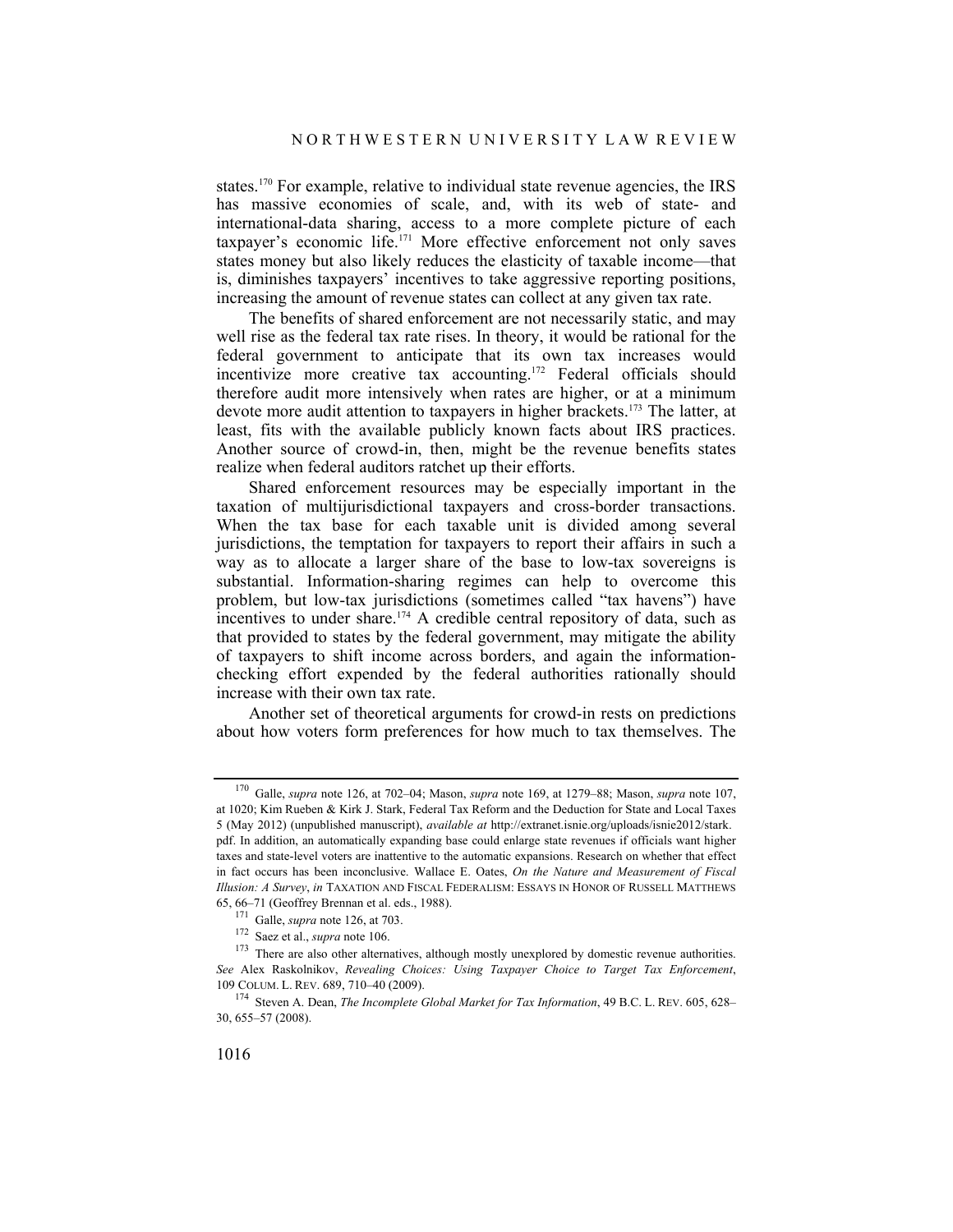states.[170] For example, relative to individual state revenue agencies, the IRS has massive economies of scale, and, with its web of state- and international-data sharing, access to a more complete picture of each taxpayer's economic life.[171] More effective enforcement not only saves states money but also likely reduces the elasticity of taxable income—that is, diminishes taxpayers' incentives to take aggressive reporting positions, increasing the amount of revenue states can collect at any given tax rate.

The benefits of shared enforcement are not necessarily static, and may well rise as the federal tax rate rises. In theory, it would be rational for the federal government to anticipate that its own tax increases would incentivize more creative tax accounting.[172] Federal officials should therefore audit more intensively when rates are higher, or at a minimum devote more audit attention to taxpayers in higher brackets.[173] The latter, at least, fits with the available publicly known facts about IRS practices. Another source of crowd-in, then, might be the revenue benefits states realize when federal auditors ratchet up their efforts.

Shared enforcement resources may be especially important in the taxation of multijurisdictional taxpayers and cross-border transactions. When the tax base for each taxable unit is divided among several jurisdictions, the temptation for taxpayers to report their affairs in such a way as to allocate a larger share of the base to low-tax sovereigns is substantial. Information-sharing regimes can help to overcome this problem, but low-tax jurisdictions (sometimes called "tax havens") have incentives to under share.[174] A credible central repository of data, such as that provided to states by the federal government, may mitigate the ability of taxpayers to shift income across borders, and again the information-checking effort expended by the federal authorities rationally should increase with their own tax rate.

Another set of theoretical arguments for crowd-in rests on predictions about how voters form preferences for how much to tax themselves. The

---

[170] Galle, *supra* note 126, at 702–04; Mason, *supra* note 169, at 1279–88; Mason, *supra* note 107, at 1020; Kim Rueben & Kirk J. Stark, Federal Tax Reform and the Deduction for State and Local Taxes 5 (May 2012) (unpublished manuscript), *available at* http://extranet.isnie.org/uploads/isnie2012/stark.pdf. In addition, an automatically expanding base could enlarge state revenues if officials want higher taxes and state-level voters are inattentive to the automatic expansions. Research on whether that effect in fact occurs has been inconclusive. Wallace E. Oates, *On the Nature and Measurement of Fiscal Illusion: A Survey*, *in* TAXATION AND FISCAL FEDERALISM: ESSAYS IN HONOR OF RUSSELL MATTHEWS 65, 66–71 (Geoffrey Brennan et al. eds., 1988).

[171] Galle, *supra* note 126, at 703.

[172] Saez et al., *supra* note 106.

[173] There are also other alternatives, although mostly unexplored by domestic revenue authorities. *See* Alex Raskolnikov, *Revealing Choices: Using Taxpayer Choice to Target Tax Enforcement*, 109 COLUM. L. REV. 689, 710–40 (2009).

[174] Steven A. Dean, *The Incomplete Global Market for Tax Information*, 49 B.C. L. REV. 605, 628–30, 655–57 (2008).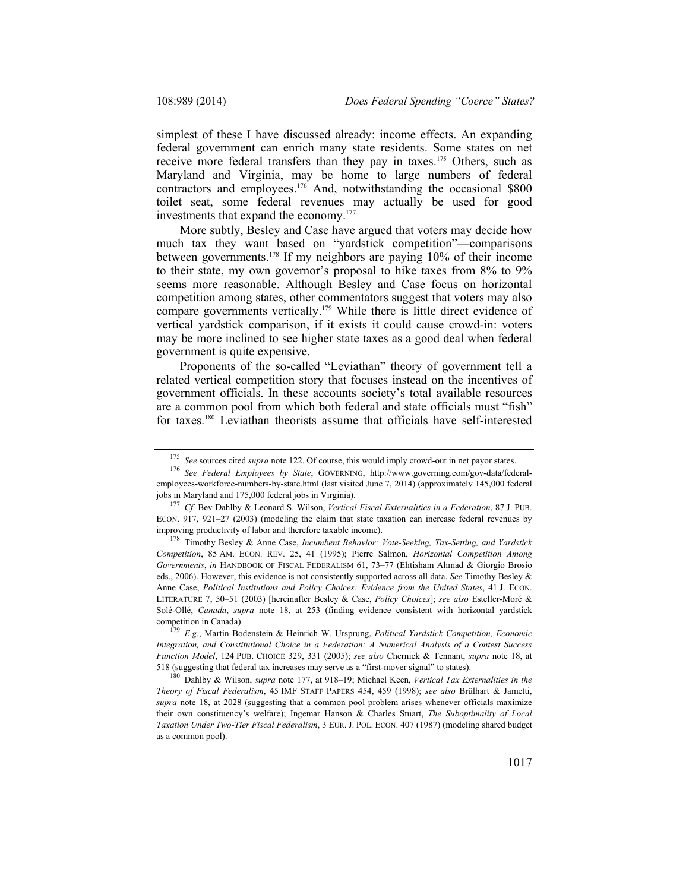simplest of these I have discussed already: income effects. An expanding federal government can enrich many state residents. Some states on net receive more federal transfers than they pay in taxes.[175] Others, such as Maryland and Virginia, may be home to large numbers of federal contractors and employees.[176] And, notwithstanding the occasional $800 toilet seat, some federal revenues may actually be used for good investments that expand the economy.[177]

More subtly, Besley and Case have argued that voters may decide how much tax they want based on "yardstick competition"—comparisons between governments.[178] If my neighbors are paying 10% of their income to their state, my own governor's proposal to hike taxes from 8% to 9% seems more reasonable. Although Besley and Case focus on horizontal competition among states, other commentators suggest that voters may also compare governments vertically.[179] While there is little direct evidence of vertical yardstick comparison, if it exists it could cause crowd-in: voters may be more inclined to see higher state taxes as a good deal when federal government is quite expensive.

Proponents of the so-called "Leviathan" theory of government tell a related vertical competition story that focuses instead on the incentives of government officials. In these accounts society's total available resources are a common pool from which both federal and state officials must "fish" for taxes.[180] Leviathan theorists assume that officials have self-interested

---

[175] *See* sources cited *supra* note 122. Of course, this would imply crowd-out in net payor states.

[176] *See Federal Employees by State*, GOVERNING, http://www.governing.com/gov-data/federal-employees-workforce-numbers-by-state.html (last visited June 7, 2014) (approximately 145,000 federal jobs in Maryland and 175,000 federal jobs in Virginia).

[177] *Cf.* Bev Dahlby & Leonard S. Wilson, *Vertical Fiscal Externalities in a Federation*, 87 J. PUB. ECON. 917, 921–27 (2003) (modeling the claim that state taxation can increase federal revenues by improving productivity of labor and therefore taxable income).

[178] Timothy Besley & Anne Case, *Incumbent Behavior: Vote-Seeking, Tax-Setting, and Yardstick Competition*, 85 AM. ECON. REV. 25, 41 (1995); Pierre Salmon, *Horizontal Competition Among Governments*, *in* HANDBOOK OF FISCAL FEDERALISM 61, 73–77 (Ethisham Ahmad & Giorgio Brosio eds., 2006). However, this evidence is not consistently supported across all data. *See* Timothy Besley & Anne Case, *Political Institutions and Policy Choices: Evidence from the United States*, 41 J. ECON. LITERATURE 7, 50–51 (2003) [hereinafter Besley & Case, *Policy Choices*]; *see also* Esteller-Moré & Solé-Ollé, *Canada*, *supra* note 18, at 253 (finding evidence consistent with horizontal yardstick competition in Canada).

[179] *E.g.*, Martin Bodenstein & Heinrich W. Ursprung, *Political Yardstick Competition, Economic Integration, and Constitutional Choice in a Federation: A Numerical Analysis of a Contest Success Function Model*, 124 PUB. CHOICE 329, 331 (2005); *see also* Chernick & Tennant, *supra* note 18, at 518 (suggesting that federal tax increases may serve as a "first-mover signal" to states).

[180] Dahlby & Wilson, *supra* note 177, at 918–19; Michael Keen, *Vertical Tax Externalities in the Theory of Fiscal Federalism*, 45 IMF STAFF PAPERS 454, 459 (1998); *see also* Brülhart & Jametti, *supra* note 18, at 2028 (suggesting that a common pool problem arises whenever officials maximize their own constituency's welfare); Ingemar Hanson & Charles Stuart, *The Suboptimality of Local Taxation Under Two-Tier Fiscal Federalism*, 3 EUR. J. POL. ECON. 407 (1987) (modeling shared budget as a common pool).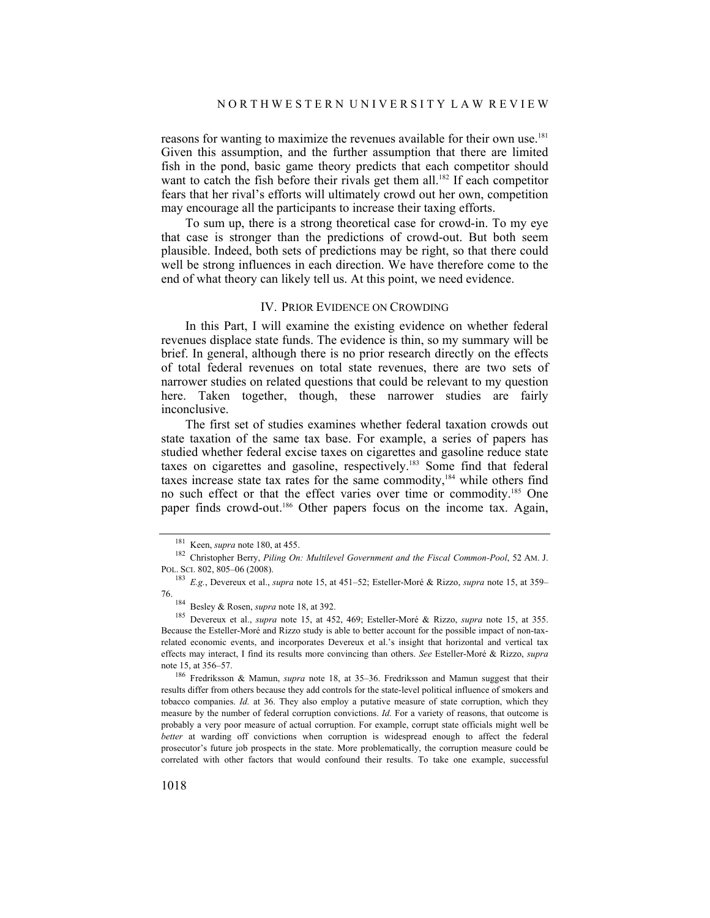reasons for wanting to maximize the revenues available for their own use.[181] Given this assumption, and the further assumption that there are limited fish in the pond, basic game theory predicts that each competitor should want to catch the fish before their rivals get them all.[182] If each competitor fears that her rival's efforts will ultimately crowd out her own, competition may encourage all the participants to increase their taxing efforts.

To sum up, there is a strong theoretical case for crowd-in. To my eye that case is stronger than the predictions of crowd-out. But both seem plausible. Indeed, both sets of predictions may be right, so that there could well be strong influences in each direction. We have therefore come to the end of what theory can likely tell us. At this point, we need evidence.

## IV. PRIOR EVIDENCE ON CROWDING

In this Part, I will examine the existing evidence on whether federal revenues displace state funds. The evidence is thin, so my summary will be brief. In general, although there is no prior research directly on the effects of total federal revenues on total state revenues, there are two sets of narrower studies on related questions that could be relevant to my question here. Taken together, though, these narrower studies are fairly inconclusive.

The first set of studies examines whether federal taxation crowds out state taxation of the same tax base. For example, a series of papers has studied whether federal excise taxes on cigarettes and gasoline reduce state taxes on cigarettes and gasoline, respectively.[183] Some find that federal taxes increase state tax rates for the same commodity,[184] while others find no such effect or that the effect varies over time or commodity.[185] One paper finds crowd-out.[186] Other papers focus on the income tax. Again,

---

[181] Keen, *supra* note 180, at 455.

[182] Christopher Berry, *Piling On: Multilevel Government and the Fiscal Common-Pool*, 52 AM. J. POL. SCI. 802, 805–06 (2008).

[183] *E.g.*, Devereux et al., *supra* note 15, at 451–52; Esteller-Moré & Rizzo, *supra* note 15, at 359–76.

[184] Besley & Rosen, *supra* note 18, at 392.

[185] Devereux et al., *supra* note 15, at 452, 469; Esteller-Moré & Rizzo, *supra* note 15, at 355. Because the Esteller-Moré and Rizzo study is able to better account for the possible impact of non-tax-related economic events, and incorporates Devereux et al.'s insight that horizontal and vertical tax effects may interact, I find its results more convincing than others. *See* Esteller-Moré & Rizzo, *supra* note 15, at 356–57.

[186] Fredriksson & Mamun, *supra* note 18, at 35–36. Fredriksson and Mamun suggest that their results differ from others because they add controls for the state-level political influence of smokers and tobacco companies. *Id.* at 36. They also employ a putative measure of state corruption, which they measure by the number of federal corruption convictions. *Id.* For a variety of reasons, that outcome is probably a very poor measure of actual corruption. For example, corrupt state officials might well be *better* at warding off convictions when corruption is widespread enough to affect the federal prosecutor's future job prospects in the state. More problematically, the corruption measure could be correlated with other factors that would confound their results. To take one example, successful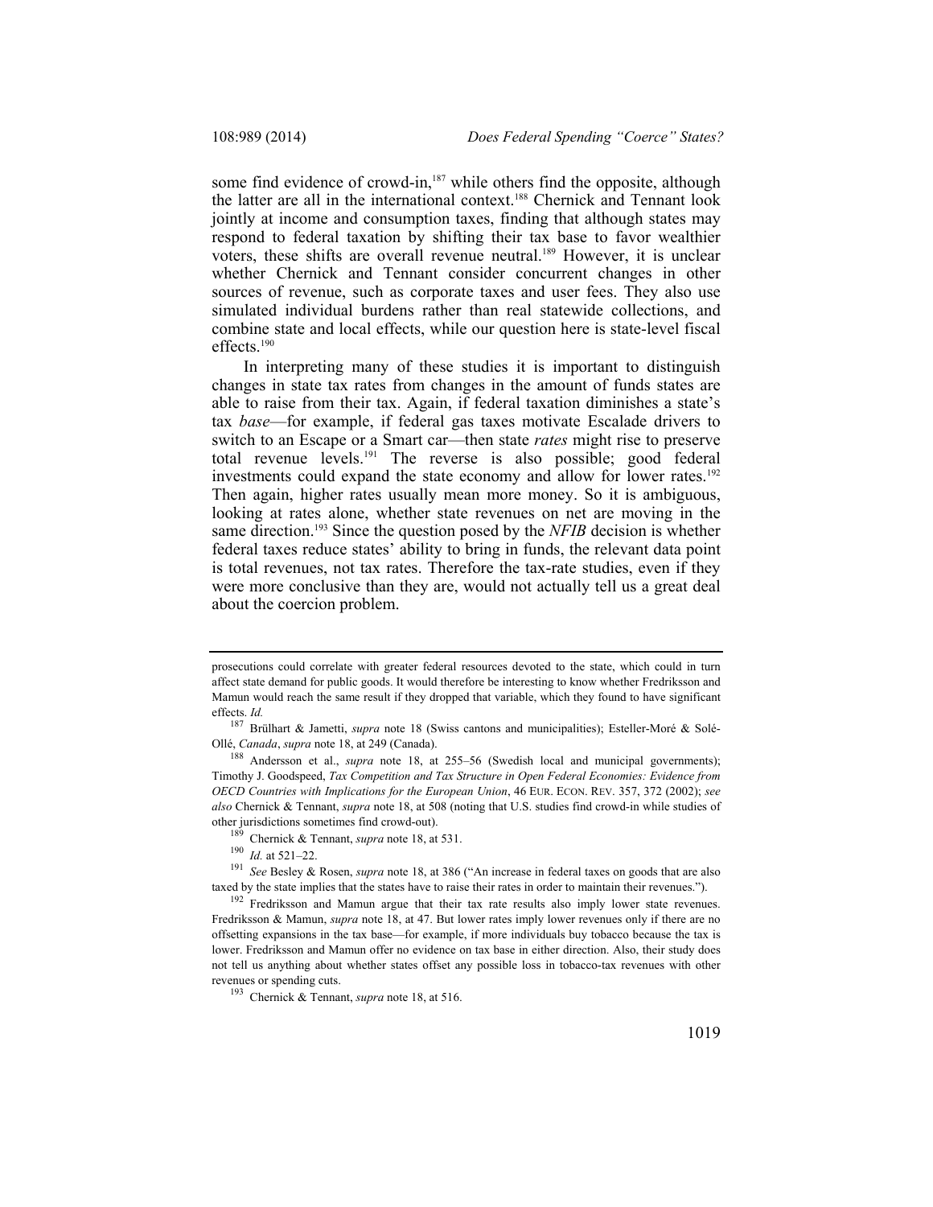some find evidence of crowd-in,[187] while others find the opposite, although the latter are all in the international context.[188] Chernick and Tennant look jointly at income and consumption taxes, finding that although states may respond to federal taxation by shifting their tax base to favor wealthier voters, these shifts are overall revenue neutral.[189] However, it is unclear whether Chernick and Tennant consider concurrent changes in other sources of revenue, such as corporate taxes and user fees. They also use simulated individual burdens rather than real statewide collections, and combine state and local effects, while our question here is state-level fiscal effects.[190]

In interpreting many of these studies it is important to distinguish changes in state tax rates from changes in the amount of funds states are able to raise from their tax. Again, if federal taxation diminishes a state's tax *base*—for example, if federal gas taxes motivate Escalade drivers to switch to an Escape or a Smart car—then state *rates* might rise to preserve total revenue levels.[191] The reverse is also possible; good federal investments could expand the state economy and allow for lower rates.[192] Then again, higher rates usually mean more money. So it is ambiguous, looking at rates alone, whether state revenues on net are moving in the same direction.[193] Since the question posed by the *NFIB* decision is whether federal taxes reduce states' ability to bring in funds, the relevant data point is total revenues, not tax rates. Therefore the tax-rate studies, even if they were more conclusive than they are, would not actually tell us a great deal about the coercion problem.

---

prosecutions could correlate with greater federal resources devoted to the state, which could in turn affect state demand for public goods. It would therefore be interesting to know whether Fredriksson and Mamun would reach the same result if they dropped that variable, which they found to have significant effects. *Id.*

[187] Brülhart & Jametti, *supra* note 18 (Swiss cantons and municipalities); Esteller-Moré & Solé-Ollé, *Canada*, *supra* note 18, at 249 (Canada).

[188] Andersson et al., *supra* note 18, at 255–56 (Swedish local and municipal governments); Timothy J. Goodspeed, *Tax Competition and Tax Structure in Open Federal Economies: Evidence from OECD Countries with Implications for the European Union*, 46 EUR. ECON. REV. 357, 372 (2002); *see also* Chernick & Tennant, *supra* note 18, at 508 (noting that U.S. studies find crowd-in while studies of other jurisdictions sometimes find crowd-out).

[189] Chernick & Tennant, *supra* note 18, at 531.

[190] *Id.* at 521–22.

[191] *See* Besley & Rosen, *supra* note 18, at 386 ("An increase in federal taxes on goods that are also taxed by the state implies that the states have to raise their rates in order to maintain their revenues.").

[192] Fredriksson and Mamun argue that their tax rate results also imply lower state revenues. Fredriksson & Mamun, *supra* note 18, at 47. But lower rates imply lower revenues only if there are no offsetting expansions in the tax base—for example, if more individuals buy tobacco because the tax is lower. Fredriksson and Mamun offer no evidence on tax base in either direction. Also, their study does not tell us anything about whether states offset any possible loss in tobacco-tax revenues with other revenues or spending cuts.

[193] Chernick & Tennant, *supra* note 18, at 516.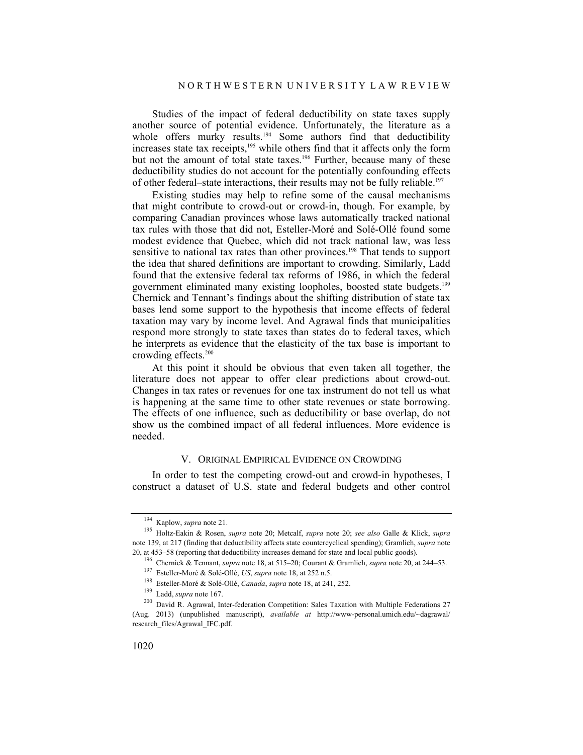Studies of the impact of federal deductibility on state taxes supply another source of potential evidence. Unfortunately, the literature as a whole offers murky results.[194] Some authors find that deductibility increases state tax receipts,[195] while others find that it affects only the form but not the amount of total state taxes.[196] Further, because many of these deductibility studies do not account for the potentially confounding effects of other federal–state interactions, their results may not be fully reliable.[197]

Existing studies may help to refine some of the causal mechanisms that might contribute to crowd-out or crowd-in, though. For example, by comparing Canadian provinces whose laws automatically tracked national tax rules with those that did not, Esteller-Moré and Solé-Ollé found some modest evidence that Quebec, which did not track national law, was less sensitive to national tax rates than other provinces.[198] That tends to support the idea that shared definitions are important to crowding. Similarly, Ladd found that the extensive federal tax reforms of 1986, in which the federal government eliminated many existing loopholes, boosted state budgets.[199] Chernick and Tennant's findings about the shifting distribution of state tax bases lend some support to the hypothesis that income effects of federal taxation may vary by income level. And Agrawal finds that municipalities respond more strongly to state taxes than states do to federal taxes, which he interprets as evidence that the elasticity of the tax base is important to crowding effects.[200]

At this point it should be obvious that even taken all together, the literature does not appear to offer clear predictions about crowd-out. Changes in tax rates or revenues for one tax instrument do not tell us what is happening at the same time to other state revenues or state borrowing. The effects of one influence, such as deductibility or base overlap, do not show us the combined impact of all federal influences. More evidence is needed.

## V. ORIGINAL EMPIRICAL EVIDENCE ON CROWDING

In order to test the competing crowd-out and crowd-in hypotheses, I construct a dataset of U.S. state and federal budgets and other control

---

[194] Kaplow, *supra* note 21.

[195] Holtz-Eakin & Rosen, *supra* note 20; Metcalf, *supra* note 20; *see also* Galle & Klick, *supra* note 139, at 217 (finding that deductibility affects state countercyclical spending); Gramlich, *supra* note 20, at 453–58 (reporting that deductibility increases demand for state and local public goods).

[196] Chernick & Tennant, *supra* note 18, at 515–20; Courant & Gramlich, *supra* note 20, at 244–53.

[197] Esteller-Moré & Solé-Ollé, *US*, *supra* note 18, at 252 n.5.

[198] Esteller-Moré & Solé-Ollé, *Canada*, *supra* note 18, at 241, 252.

[199] Ladd, *supra* note 167.

[200] David R. Agrawal, Inter-federation Competition: Sales Taxation with Multiple Federations 27 (Aug. 2013) (unpublished manuscript), *available at* http://www-personal.umich.edu/~dagrawal/research_files/Agrawal_IFC.pdf.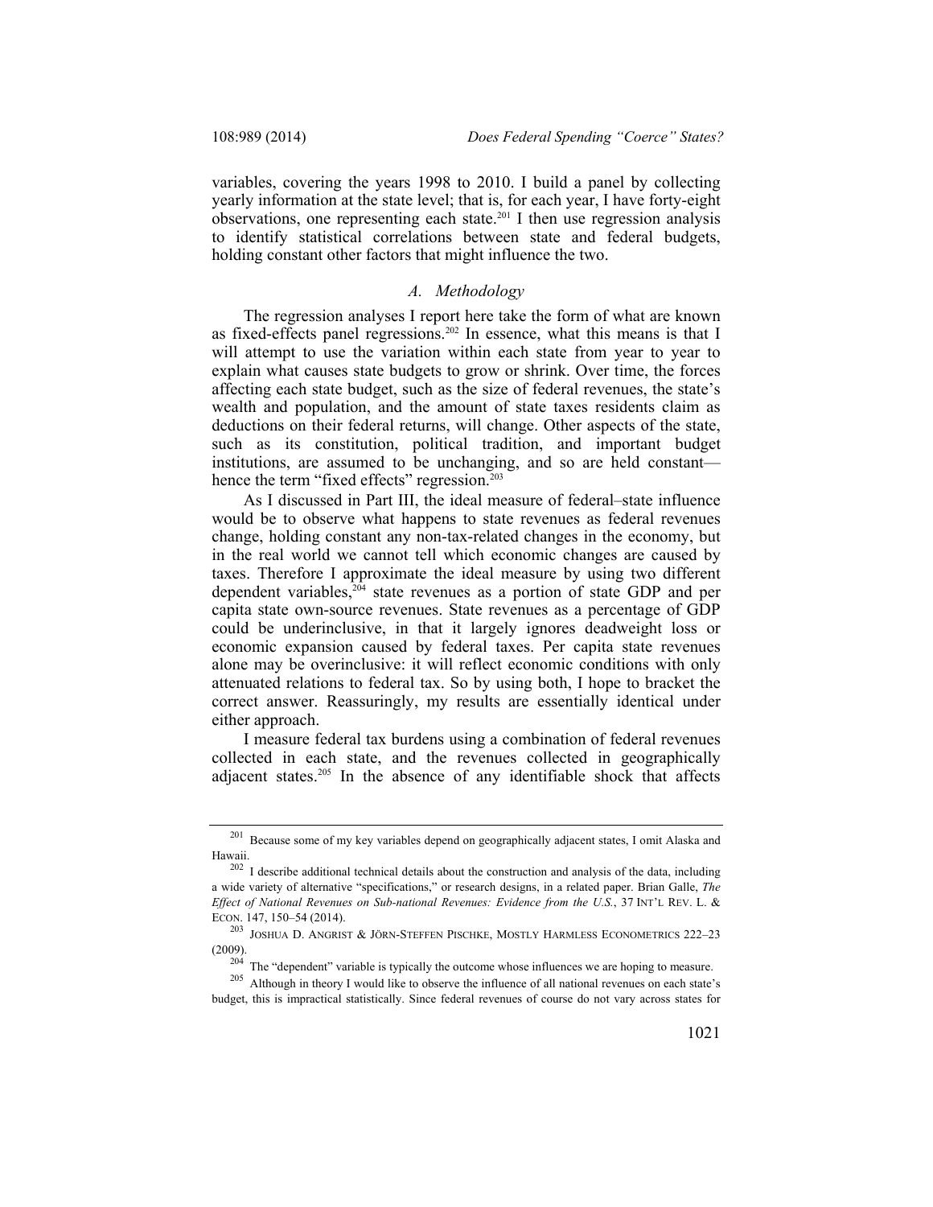variables, covering the years 1998 to 2010. I build a panel by collecting yearly information at the state level; that is, for each year, I have forty-eight observations, one representing each state.[201] I then use regression analysis to identify statistical correlations between state and federal budgets, holding constant other factors that might influence the two.

### *A. Methodology*

The regression analyses I report here take the form of what are known as fixed-effects panel regressions.[202] In essence, what this means is that I will attempt to use the variation within each state from year to year to explain what causes state budgets to grow or shrink. Over time, the forces affecting each state budget, such as the size of federal revenues, the state's wealth and population, and the amount of state taxes residents claim as deductions on their federal returns, will change. Other aspects of the state, such as its constitution, political tradition, and important budget institutions, are assumed to be unchanging, and so are held constant—hence the term "fixed effects" regression.[203]

As I discussed in Part III, the ideal measure of federal–state influence would be to observe what happens to state revenues as federal revenues change, holding constant any non-tax-related changes in the economy, but in the real world we cannot tell which economic changes are caused by taxes. Therefore I approximate the ideal measure by using two different dependent variables,[204] state revenues as a portion of state GDP and per capita state own-source revenues. State revenues as a percentage of GDP could be underinclusive, in that it largely ignores deadweight loss or economic expansion caused by federal taxes. Per capita state revenues alone may be overinclusive: it will reflect economic conditions with only attenuated relations to federal tax. So by using both, I hope to bracket the correct answer. Reassuringly, my results are essentially identical under either approach.

I measure federal tax burdens using a combination of federal revenues collected in each state, and the revenues collected in geographically adjacent states.[205] In the absence of any identifiable shock that affects

---

[201] Because some of my key variables depend on geographically adjacent states, I omit Alaska and Hawaii.

[202] I describe additional technical details about the construction and analysis of the data, including a wide variety of alternative "specifications," or research designs, in a related paper. Brian Galle, *The Effect of National Revenues on Sub-national Revenues: Evidence from the U.S.*, 37 INT'L REV. L. & ECON. 147, 150–54 (2014).

[203] JOSHUA D. ANGRIST & JÖRN-STEFFEN PISCHKE, MOSTLY HARMLESS ECONOMETRICS 222–23 (2009).

[204] The "dependent" variable is typically the outcome whose influences we are hoping to measure.

[205] Although in theory I would like to observe the influence of all national revenues on each state's budget, this is impractical statistically. Since federal revenues of course do not vary across states for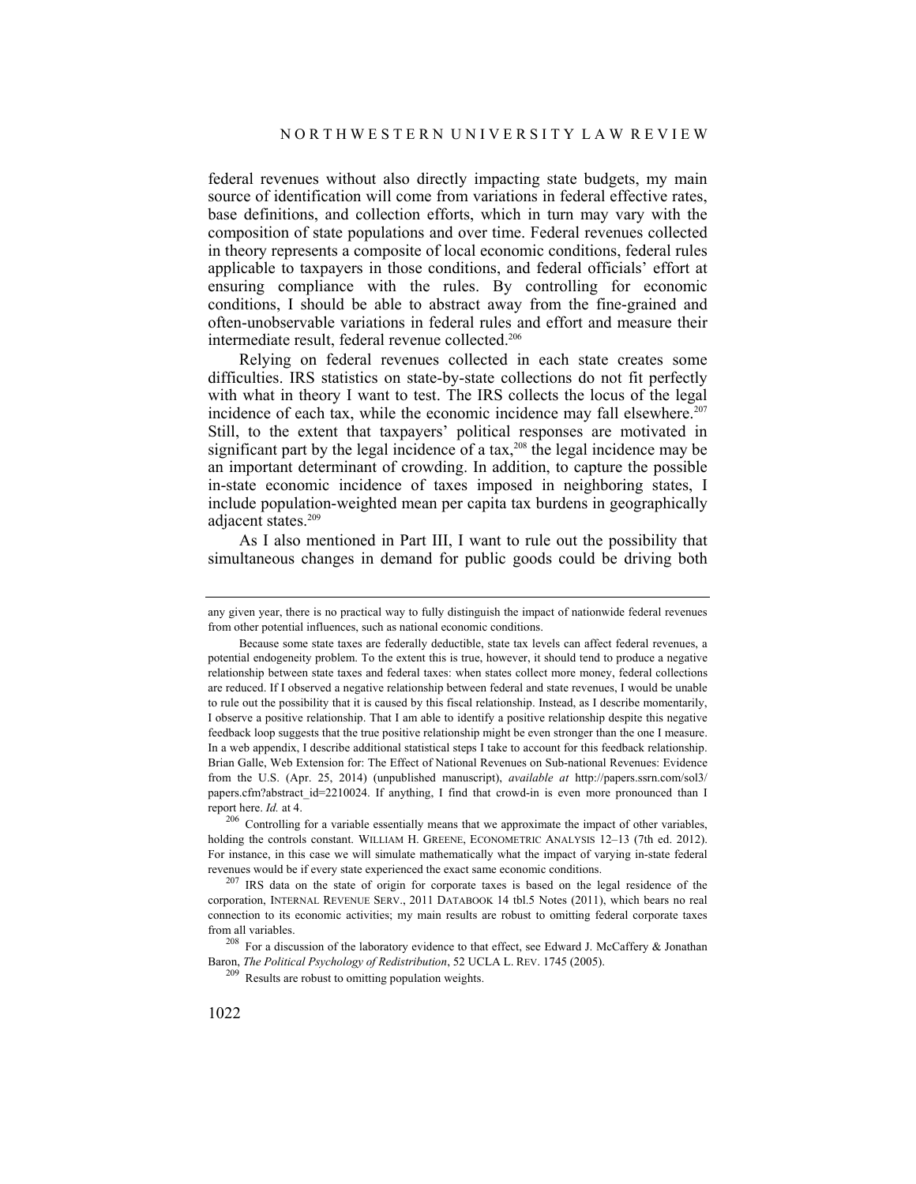federal revenues without also directly impacting state budgets, my main source of identification will come from variations in federal effective rates, base definitions, and collection efforts, which in turn may vary with the composition of state populations and over time. Federal revenues collected in theory represents a composite of local economic conditions, federal rules applicable to taxpayers in those conditions, and federal officials' effort at ensuring compliance with the rules. By controlling for economic conditions, I should be able to abstract away from the fine-grained and often-unobservable variations in federal rules and effort and measure their intermediate result, federal revenue collected.[206]

Relying on federal revenues collected in each state creates some difficulties. IRS statistics on state-by-state collections do not fit perfectly with what in theory I want to test. The IRS collects the locus of the legal incidence of each tax, while the economic incidence may fall elsewhere.[207] Still, to the extent that taxpayers' political responses are motivated in significant part by the legal incidence of a tax,[208] the legal incidence may be an important determinant of crowding. In addition, to capture the possible in-state economic incidence of taxes imposed in neighboring states, I include population-weighted mean per capita tax burdens in geographically adjacent states.[209]

As I also mentioned in Part III, I want to rule out the possibility that simultaneous changes in demand for public goods could be driving both

---

any given year, there is no practical way to fully distinguish the impact of nationwide federal revenues from other potential influences, such as national economic conditions.

Because some state taxes are federally deductible, state tax levels can affect federal revenues, a potential endogeneity problem. To the extent this is true, however, it should tend to produce a negative relationship between state taxes and federal taxes: when states collect more money, federal collections are reduced. If I observed a negative relationship between federal and state revenues, I would be unable to rule out the possibility that it is caused by this fiscal relationship. Instead, as I describe momentarily, I observe a positive relationship. That I am able to identify a positive relationship despite this negative feedback loop suggests that the true positive relationship might be even stronger than the one I measure. In a web appendix, I describe additional statistical steps I take to account for this feedback relationship. Brian Galle, Web Extension for: The Effect of National Revenues on Sub-national Revenues: Evidence from the U.S. (Apr. 25, 2014) (unpublished manuscript), *available at* http://papers.ssrn.com/sol3/papers.cfm?abstract_id=2210024. If anything, I find that crowd-in is even more pronounced than I report here. *Id.* at 4.

[206] Controlling for a variable essentially means that we approximate the impact of other variables, holding the controls constant. WILLIAM H. GREENE, ECONOMETRIC ANALYSIS 12–13 (7th ed. 2012). For instance, in this case we will simulate mathematically what the impact of varying in-state federal revenues would be if every state experienced the exact same economic conditions.

[207] IRS data on the state of origin for corporate taxes is based on the legal residence of the corporation, INTERNAL REVENUE SERV., 2011 DATABOOK 14 tbl.5 Notes (2011), which bears no real connection to its economic activities; my main results are robust to omitting federal corporate taxes from all variables.

[208] For a discussion of the laboratory evidence to that effect, see Edward J. McCaffery & Jonathan Baron, *The Political Psychology of Redistribution*, 52 UCLA L. REV. 1745 (2005).

[209] Results are robust to omitting population weights.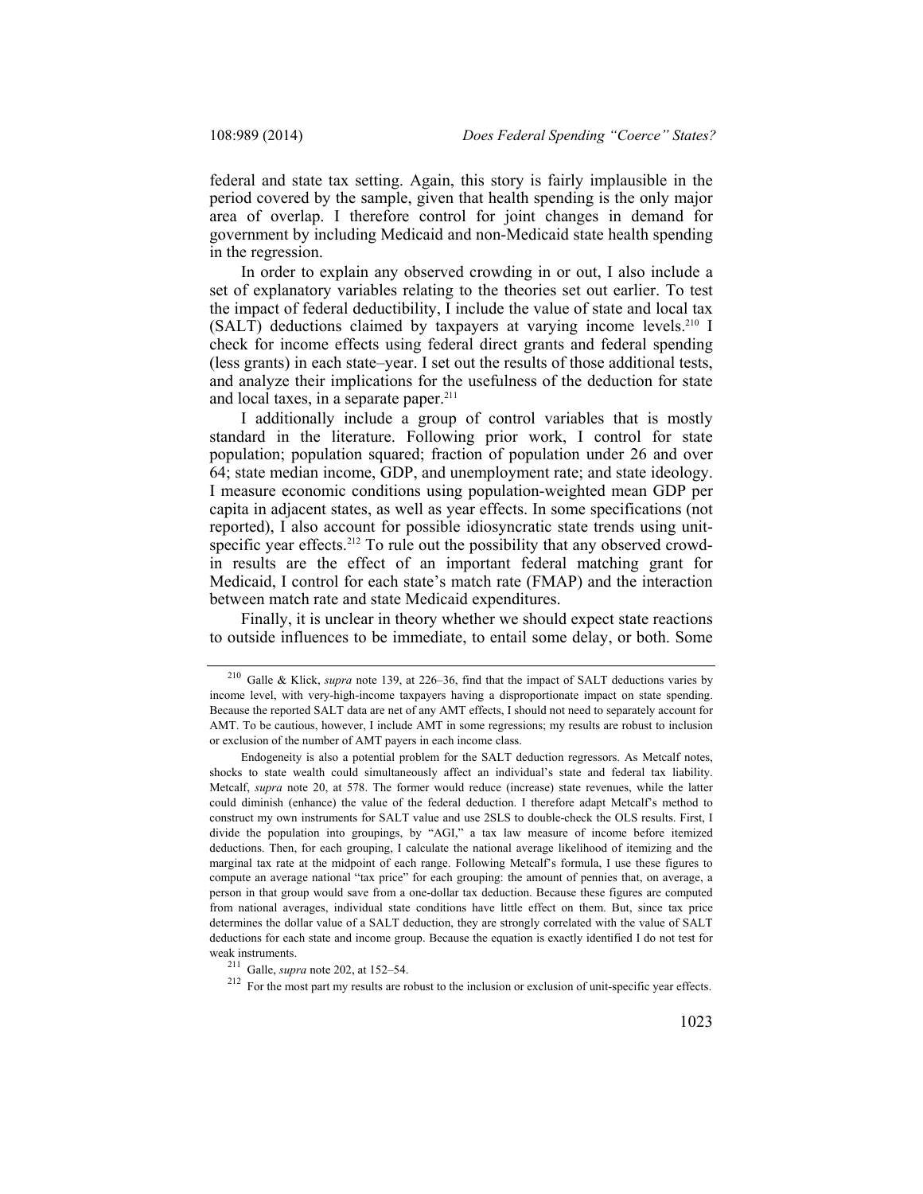federal and state tax setting. Again, this story is fairly implausible in the period covered by the sample, given that health spending is the only major area of overlap. I therefore control for joint changes in demand for government by including Medicaid and non-Medicaid state health spending in the regression.

In order to explain any observed crowding in or out, I also include a set of explanatory variables relating to the theories set out earlier. To test the impact of federal deductibility, I include the value of state and local tax (SALT) deductions claimed by taxpayers at varying income levels.[210] I check for income effects using federal direct grants and federal spending (less grants) in each state–year. I set out the results of those additional tests, and analyze their implications for the usefulness of the deduction for state and local taxes, in a separate paper.[211]

I additionally include a group of control variables that is mostly standard in the literature. Following prior work, I control for state population; population squared; fraction of population under 26 and over 64; state median income, GDP, and unemployment rate; and state ideology. I measure economic conditions using population-weighted mean GDP per capita in adjacent states, as well as year effects. In some specifications (not reported), I also account for possible idiosyncratic state trends using unit-specific year effects.[212] To rule out the possibility that any observed crowd-in results are the effect of an important federal matching grant for Medicaid, I control for each state's match rate (FMAP) and the interaction between match rate and state Medicaid expenditures.

Finally, it is unclear in theory whether we should expect state reactions to outside influences to be immediate, to entail some delay, or both. Some

---

[210] Galle & Klick, *supra* note 139, at 226–36, find that the impact of SALT deductions varies by income level, with very-high-income taxpayers having a disproportionate impact on state spending. Because the reported SALT data are net of any AMT effects, I should not need to separately account for AMT. To be cautious, however, I include AMT in some regressions; my results are robust to inclusion or exclusion of the number of AMT payers in each income class.

Endogeneity is also a potential problem for the SALT deduction regressors. As Metcalf notes, shocks to state wealth could simultaneously affect an individual's state and federal tax liability. Metcalf, *supra* note 20, at 578. The former would reduce (increase) state revenues, while the latter could diminish (enhance) the value of the federal deduction. I therefore adapt Metcalf's method to construct my own instruments for SALT value and use 2SLS to double-check the OLS results. First, I divide the population into groupings, by "AGI," a tax law measure of income before itemized deductions. Then, for each grouping, I calculate the national average likelihood of itemizing and the marginal tax rate at the midpoint of each range. Following Metcalf's formula, I use these figures to compute an average national "tax price" for each grouping: the amount of pennies that, on average, a person in that group would save from a one-dollar tax deduction. Because these figures are computed from national averages, individual state conditions have little effect on them. But, since tax price determines the dollar value of a SALT deduction, they are strongly correlated with the value of SALT deductions for each state and income group. Because the equation is exactly identified I do not test for weak instruments.

[211] Galle, *supra* note 202, at 152–54.

[212] For the most part my results are robust to the inclusion or exclusion of unit-specific year effects.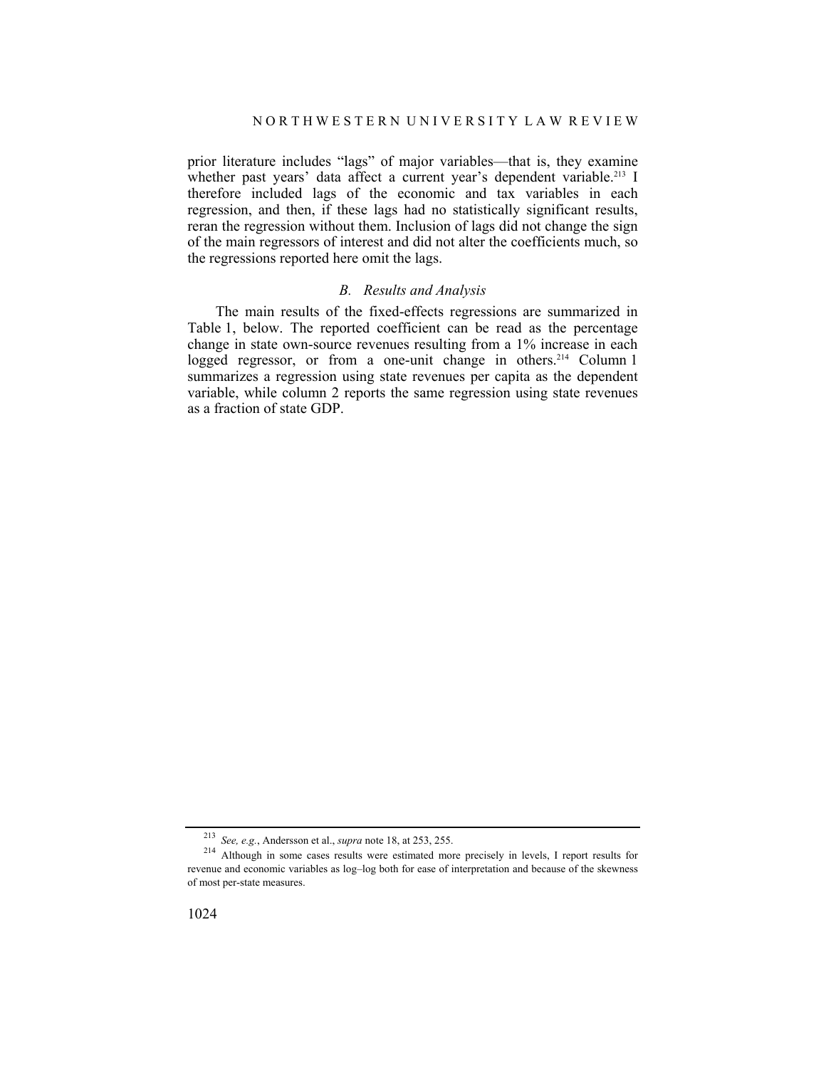prior literature includes "lags" of major variables—that is, they examine whether past years' data affect a current year's dependent variable.[213] I therefore included lags of the economic and tax variables in each regression, and then, if these lags had no statistically significant results, reran the regression without them. Inclusion of lags did not change the sign of the main regressors of interest and did not alter the coefficients much, so the regressions reported here omit the lags.

### *B. Results and Analysis*

The main results of the fixed-effects regressions are summarized in Table 1, below. The reported coefficient can be read as the percentage change in state own-source revenues resulting from a 1% increase in each logged regressor, or from a one-unit change in others.[214] Column 1 summarizes a regression using state revenues per capita as the dependent variable, while column 2 reports the same regression using state revenues as a fraction of state GDP.

---

[213] *See, e.g.*, Andersson et al., *supra* note 18, at 253, 255.

[214] Although in some cases results were estimated more precisely in levels, I report results for revenue and economic variables as log–log both for ease of interpretation and because of the skewness of most per-state measures.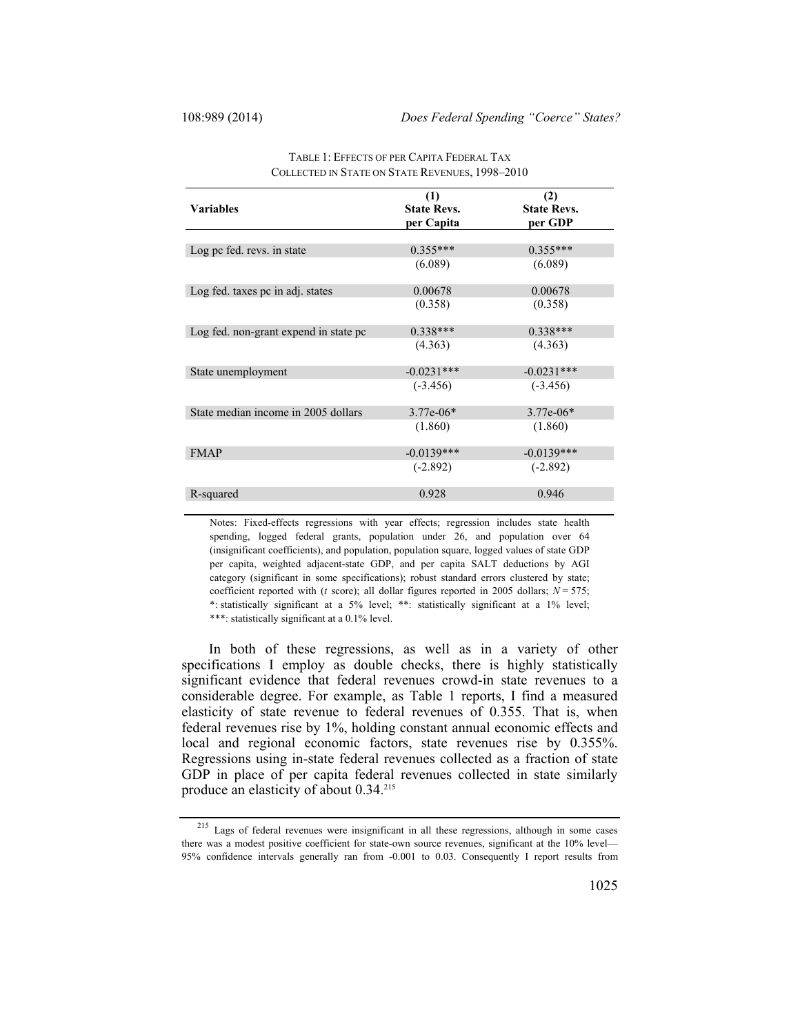TABLE 1: EFFECTS OF PER CAPITA FEDERAL TAX COLLECTED IN STATE ON STATE REVENUES, 1998–2010

| Variables | (1) State Revs. per Capita | (2) State Revs. per GDP |
|---|---|---|
| Log pc fed. revs. in state | 0.355*** | 0.355*** |
| | (6.089) | (6.089) |
| Log fed. taxes pc in adj. states | 0.00678 | 0.00678 |
| | (0.358) | (0.358) |
| Log fed. non-grant expend in state pc | 0.338*** | 0.338*** |
| | (4.363) | (4.363) |
| State unemployment | -0.0231*** | -0.0231*** |
| | (-3.456) | (-3.456) |
| State median income in 2005 dollars | 3.77e-06* | 3.77e-06* |
| | (1.860) | (1.860) |
| FMAP | -0.0139*** | -0.0139*** |
| | (-2.892) | (-2.892) |
| R-squared | 0.928 | 0.946 |

Notes: Fixed-effects regressions with year effects; regression includes state health spending, logged federal grants, population under 26, and population over 64 (insignificant coefficients), and population, population square, logged values of state GDP per capita, weighted adjacent-state GDP, and per capita SALT deductions by AGI category (significant in some specifications); robust standard errors clustered by state; coefficient reported with (*t* score); all dollar figures reported in 2005 dollars; *N* = 575; *: statistically significant at a 5% level; **: statistically significant at a 1% level; ***: statistically significant at a 0.1% level.

In both of these regressions, as well as in a variety of other specifications I employ as double checks, there is highly statistically significant evidence that federal revenues crowd-in state revenues to a considerable degree. For example, as Table 1 reports, I find a measured elasticity of state revenue to federal revenues of 0.355. That is, when federal revenues rise by 1%, holding constant annual economic effects and local and regional economic factors, state revenues rise by 0.355%. Regressions using in-state federal revenues collected as a fraction of state GDP in place of per capita federal revenues collected in state similarly produce an elasticity of about 0.34.[215]

[215] Lags of federal revenues were insignificant in all these regressions, although in some cases there was a modest positive coefficient for state-own source revenues, significant at the 10% level—95% confidence intervals generally ran from -0.001 to 0.03. Consequently I report results from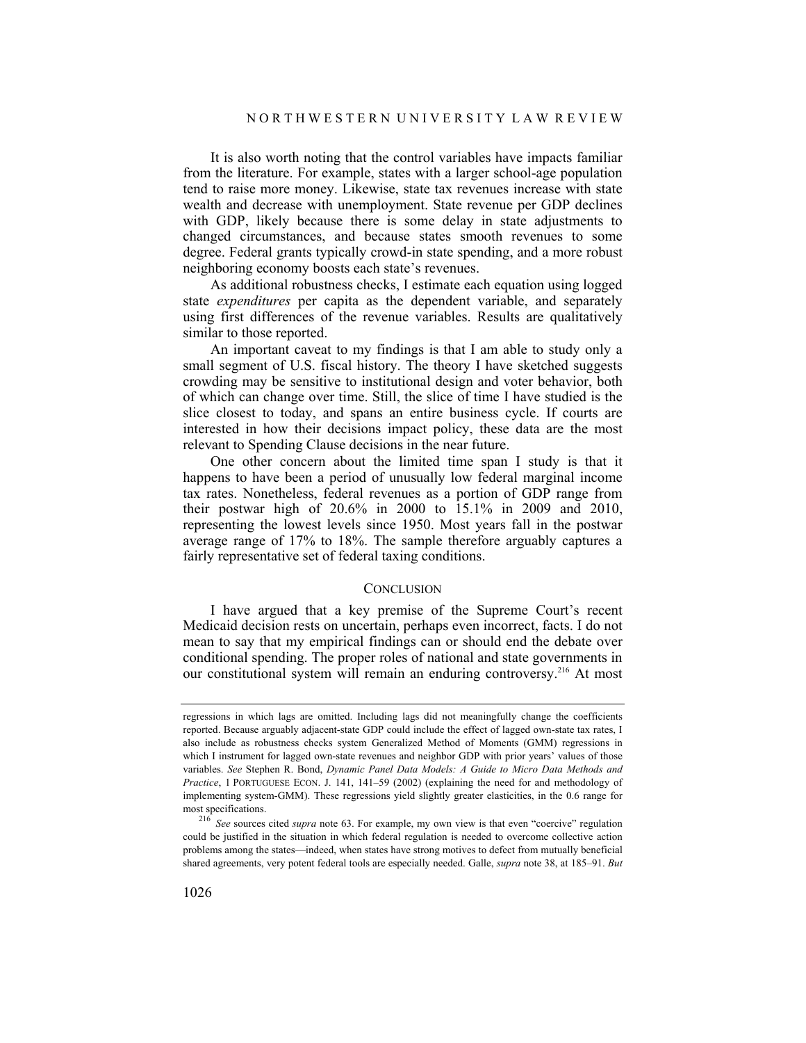It is also worth noting that the control variables have impacts familiar from the literature. For example, states with a larger school-age population tend to raise more money. Likewise, state tax revenues increase with state wealth and decrease with unemployment. State revenue per GDP declines with GDP, likely because there is some delay in state adjustments to changed circumstances, and because states smooth revenues to some degree. Federal grants typically crowd-in state spending, and a more robust neighboring economy boosts each state's revenues.

As additional robustness checks, I estimate each equation using logged state *expenditures* per capita as the dependent variable, and separately using first differences of the revenue variables. Results are qualitatively similar to those reported.

An important caveat to my findings is that I am able to study only a small segment of U.S. fiscal history. The theory I have sketched suggests crowding may be sensitive to institutional design and voter behavior, both of which can change over time. Still, the slice of time I have studied is the slice closest to today, and spans an entire business cycle. If courts are interested in how their decisions impact policy, these data are the most relevant to Spending Clause decisions in the near future.

One other concern about the limited time span I study is that it happens to have been a period of unusually low federal marginal income tax rates. Nonetheless, federal revenues as a portion of GDP range from their postwar high of 20.6% in 2000 to 15.1% in 2009 and 2010, representing the lowest levels since 1950. Most years fall in the postwar average range of 17% to 18%. The sample therefore arguably captures a fairly representative set of federal taxing conditions.

## CONCLUSION

I have argued that a key premise of the Supreme Court's recent Medicaid decision rests on uncertain, perhaps even incorrect, facts. I do not mean to say that my empirical findings can or should end the debate over conditional spending. The proper roles of national and state governments in our constitutional system will remain an enduring controversy.[216] At most

---

regressions in which lags are omitted. Including lags did not meaningfully change the coefficients reported. Because arguably adjacent-state GDP could include the effect of lagged own-state tax rates, I also include as robustness checks system Generalized Method of Moments (GMM) regressions in which I instrument for lagged own-state revenues and neighbor GDP with prior years' values of those variables. *See* Stephen R. Bond, *Dynamic Panel Data Models: A Guide to Micro Data Methods and Practice*, 1 PORTUGUESE ECON. J. 141, 141–59 (2002) (explaining the need for and methodology of implementing system-GMM). These regressions yield slightly greater elasticities, in the 0.6 range for most specifications.

[216] *See* sources cited *supra* note 63. For example, my own view is that even "coercive" regulation could be justified in the situation in which federal regulation is needed to overcome collective action problems among the states—indeed, when states have strong motives to defect from mutually beneficial shared agreements, very potent federal tools are especially needed. Galle, *supra* note 38, at 185–91. *But*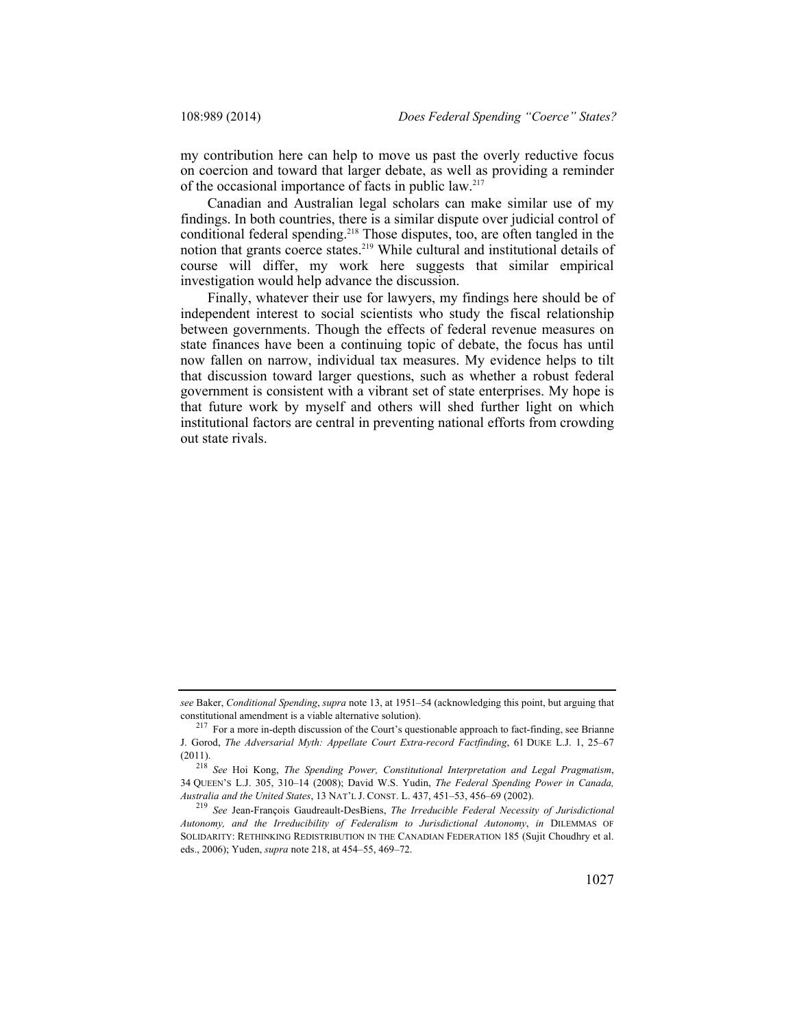my contribution here can help to move us past the overly reductive focus on coercion and toward that larger debate, as well as providing a reminder of the occasional importance of facts in public law.[217]

Canadian and Australian legal scholars can make similar use of my findings. In both countries, there is a similar dispute over judicial control of conditional federal spending.[218] Those disputes, too, are often tangled in the notion that grants coerce states.[219] While cultural and institutional details of course will differ, my work here suggests that similar empirical investigation would help advance the discussion.

Finally, whatever their use for lawyers, my findings here should be of independent interest to social scientists who study the fiscal relationship between governments. Though the effects of federal revenue measures on state finances have been a continuing topic of debate, the focus has until now fallen on narrow, individual tax measures. My evidence helps to tilt that discussion toward larger questions, such as whether a robust federal government is consistent with a vibrant set of state enterprises. My hope is that future work by myself and others will shed further light on which institutional factors are central in preventing national efforts from crowding out state rivals.

---

*see* Baker, *Conditional Spending*, *supra* note 13, at 1951–54 (acknowledging this point, but arguing that constitutional amendment is a viable alternative solution).

[217] For a more in-depth discussion of the Court's questionable approach to fact-finding, see Brianne J. Gorod, *The Adversarial Myth: Appellate Court Extra-record Factfinding*, 61 DUKE L.J. 1, 25–67 (2011).

[218] *See* Hoi Kong, *The Spending Power, Constitutional Interpretation and Legal Pragmatism*, 34 QUEEN'S L.J. 305, 310–14 (2008); David W.S. Yudin, *The Federal Spending Power in Canada, Australia and the United States*, 13 NAT'L J. CONST. L. 437, 451–53, 456–69 (2002).

[219] *See* Jean-François Gaudreault-DesBiens, *The Irreducible Federal Necessity of Jurisdictional Autonomy, and the Irreducibility of Federalism to Jurisdictional Autonomy*, *in* DILEMMAS OF SOLIDARITY: RETHINKING REDISTRIBUTION IN THE CANADIAN FEDERATION 185 (Sujit Choudhry et al. eds., 2006); Yuden, *supra* note 218, at 454–55, 469–72.